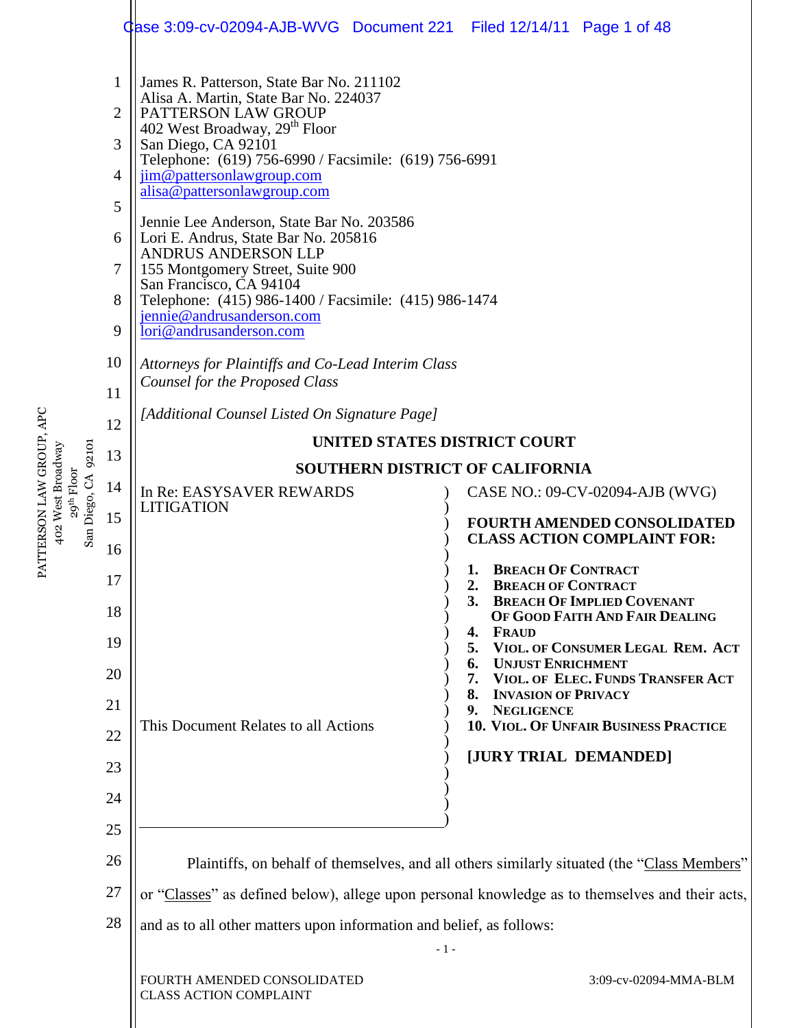James R. Patterson, State Bar No. 211102
Alisa A. Martin, State Bar No. 224037
PATTERSON LAW GROUP
402 West Broadway, 29th Floor
San Diego, CA 92101
Telephone: (619) 756-6990 / Facsimile: (619) 756-6991
jim@pattersonlawgroup.com
alisa@pattersonlawgroup.com

Jennie Lee Anderson, State Bar No. 203586
Lori E. Andrus, State Bar No. 205816
ANDRUS ANDERSON LLP
155 Montgomery Street, Suite 900
San Francisco, CA 94104
Telephone: (415) 986-1400 / Facsimile: (415) 986-1474
jennie@andrusanderson.com
lori@andrusanderson.com

*Attorneys for Plaintiffs and Co-Lead Interim Class Counsel for the Proposed Class*

*[Additional Counsel Listed On Signature Page]*

**UNITED STATES DISTRICT COURT**

**SOUTHERN DISTRICT OF CALIFORNIA**

| | |
|---|---|
| In Re: EASYSAVER REWARDS LITIGATION<br><br>This Document Relates to all Actions | CASE NO.: 09-CV-02094-AJB (WVG)<br><br>**FOURTH AMENDED CONSOLIDATED CLASS ACTION COMPLAINT FOR:**<br><br>**1. BREACH OF CONTRACT**<br>**2. BREACH OF CONTRACT**<br>**3. BREACH OF IMPLIED COVENANT OF GOOD FAITH AND FAIR DEALING**<br>**4. FRAUD**<br>**5. VIOL. OF CONSUMER LEGAL REM. ACT**<br>**6. UNJUST ENRICHMENT**<br>**7. VIOL. OF ELEC. FUNDS TRANSFER ACT**<br>**8. INVASION OF PRIVACY**<br>**9. NEGLIGENCE**<br>**10. VIOL. OF UNFAIR BUSINESS PRACTICE**<br><br>**[JURY TRIAL DEMANDED]** |

Plaintiffs, on behalf of themselves, and all others similarly situated (the "Class Members" or "Classes" as defined below), allege upon personal knowledge as to themselves and their acts, and as to all other matters upon information and belief, as follows: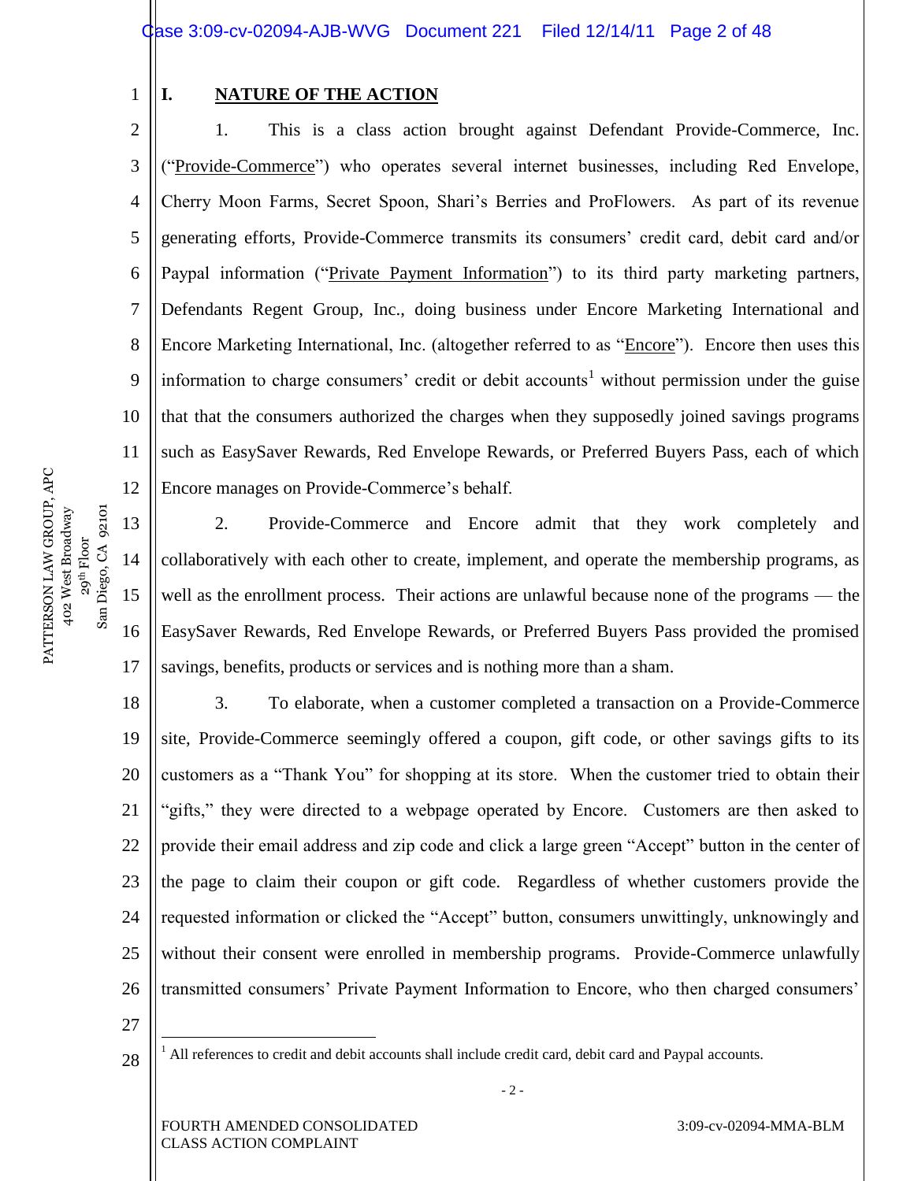## I. NATURE OF THE ACTION

1. This is a class action brought against Defendant Provide-Commerce, Inc. ("Provide-Commerce") who operates several internet businesses, including Red Envelope, Cherry Moon Farms, Secret Spoon, Shari's Berries and ProFlowers. As part of its revenue generating efforts, Provide-Commerce transmits its consumers' credit card, debit card and/or Paypal information ("Private Payment Information") to its third party marketing partners, Defendants Regent Group, Inc., doing business under Encore Marketing International and Encore Marketing International, Inc. (altogether referred to as "Encore"). Encore then uses this information to charge consumers' credit or debit accounts[1] without permission under the guise that that the consumers authorized the charges when they supposedly joined savings programs such as EasySaver Rewards, Red Envelope Rewards, or Preferred Buyers Pass, each of which Encore manages on Provide-Commerce's behalf.

2. Provide-Commerce and Encore admit that they work completely and collaboratively with each other to create, implement, and operate the membership programs, as well as the enrollment process. Their actions are unlawful because none of the programs — the EasySaver Rewards, Red Envelope Rewards, or Preferred Buyers Pass provided the promised savings, benefits, products or services and is nothing more than a sham.

3. To elaborate, when a customer completed a transaction on a Provide-Commerce site, Provide-Commerce seemingly offered a coupon, gift code, or other savings gifts to its customers as a "Thank You" for shopping at its store. When the customer tried to obtain their "gifts," they were directed to a webpage operated by Encore. Customers are then asked to provide their email address and zip code and click a large green "Accept" button in the center of the page to claim their coupon or gift code. Regardless of whether customers provide the requested information or clicked the "Accept" button, consumers unwittingly, unknowingly and without their consent were enrolled in membership programs. Provide-Commerce unlawfully transmitted consumers' Private Payment Information to Encore, who then charged consumers'

[1] All references to credit and debit accounts shall include credit card, debit card and Paypal accounts.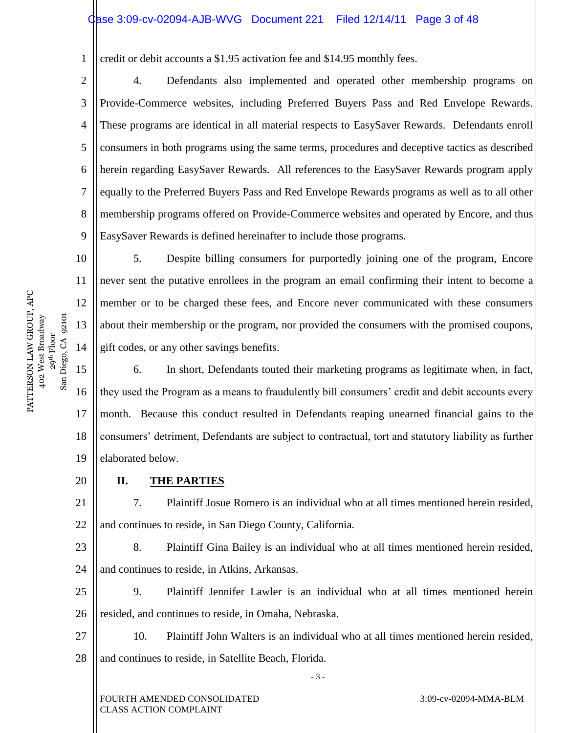credit or debit accounts a $1.95 activation fee and $14.95 monthly fees.

4. Defendants also implemented and operated other membership programs on Provide-Commerce websites, including Preferred Buyers Pass and Red Envelope Rewards. These programs are identical in all material respects to EasySaver Rewards. Defendants enroll consumers in both programs using the same terms, procedures and deceptive tactics as described herein regarding EasySaver Rewards. All references to the EasySaver Rewards program apply equally to the Preferred Buyers Pass and Red Envelope Rewards programs as well as to all other membership programs offered on Provide-Commerce websites and operated by Encore, and thus EasySaver Rewards is defined hereinafter to include those programs.

5. Despite billing consumers for purportedly joining one of the program, Encore never sent the putative enrollees in the program an email confirming their intent to become a member or to be charged these fees, and Encore never communicated with these consumers about their membership or the program, nor provided the consumers with the promised coupons, gift codes, or any other savings benefits.

6. In short, Defendants touted their marketing programs as legitimate when, in fact, they used the Program as a means to fraudulently bill consumers' credit and debit accounts every month. Because this conduct resulted in Defendants reaping unearned financial gains to the consumers' detriment, Defendants are subject to contractual, tort and statutory liability as further elaborated below.

## II. THE PARTIES

7. Plaintiff Josue Romero is an individual who at all times mentioned herein resided, and continues to reside, in San Diego County, California.

8. Plaintiff Gina Bailey is an individual who at all times mentioned herein resided, and continues to reside, in Atkins, Arkansas.

9. Plaintiff Jennifer Lawler is an individual who at all times mentioned herein resided, and continues to reside, in Omaha, Nebraska.

10. Plaintiff John Walters is an individual who at all times mentioned herein resided, and continues to reside, in Satellite Beach, Florida.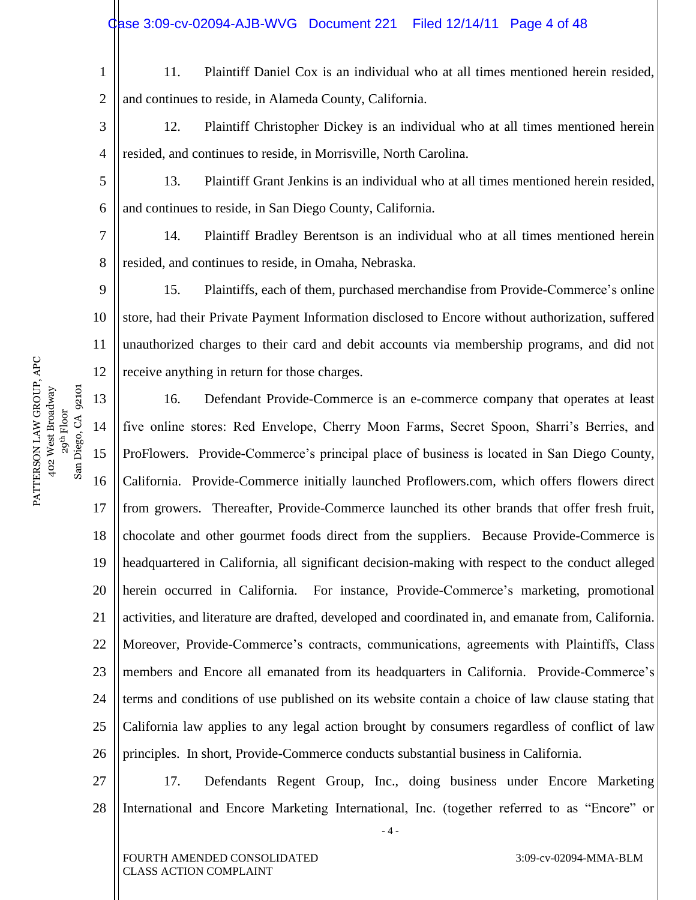11. Plaintiff Daniel Cox is an individual who at all times mentioned herein resided, and continues to reside, in Alameda County, California.

12. Plaintiff Christopher Dickey is an individual who at all times mentioned herein resided, and continues to reside, in Morrisville, North Carolina.

13. Plaintiff Grant Jenkins is an individual who at all times mentioned herein resided, and continues to reside, in San Diego County, California.

14. Plaintiff Bradley Berentson is an individual who at all times mentioned herein resided, and continues to reside, in Omaha, Nebraska.

15. Plaintiffs, each of them, purchased merchandise from Provide-Commerce's online store, had their Private Payment Information disclosed to Encore without authorization, suffered unauthorized charges to their card and debit accounts via membership programs, and did not receive anything in return for those charges.

16. Defendant Provide-Commerce is an e-commerce company that operates at least five online stores: Red Envelope, Cherry Moon Farms, Secret Spoon, Sharri's Berries, and ProFlowers. Provide-Commerce's principal place of business is located in San Diego County, California. Provide-Commerce initially launched Proflowers.com, which offers flowers direct from growers. Thereafter, Provide-Commerce launched its other brands that offer fresh fruit, chocolate and other gourmet foods direct from the suppliers. Because Provide-Commerce is headquartered in California, all significant decision-making with respect to the conduct alleged herein occurred in California. For instance, Provide-Commerce's marketing, promotional activities, and literature are drafted, developed and coordinated in, and emanate from, California. Moreover, Provide-Commerce's contracts, communications, agreements with Plaintiffs, Class members and Encore all emanated from its headquarters in California. Provide-Commerce's terms and conditions of use published on its website contain a choice of law clause stating that California law applies to any legal action brought by consumers regardless of conflict of law principles. In short, Provide-Commerce conducts substantial business in California.

17. Defendants Regent Group, Inc., doing business under Encore Marketing International and Encore Marketing International, Inc. (together referred to as "Encore" or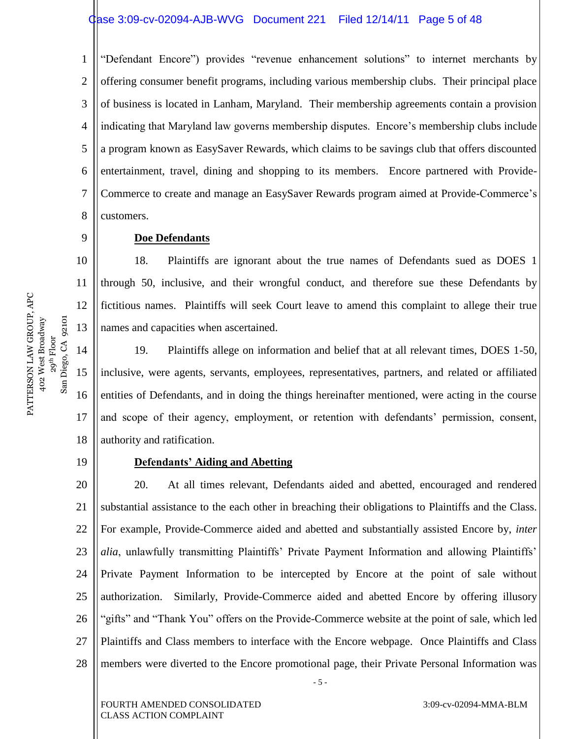"Defendant Encore") provides "revenue enhancement solutions" to internet merchants by offering consumer benefit programs, including various membership clubs. Their principal place of business is located in Lanham, Maryland. Their membership agreements contain a provision indicating that Maryland law governs membership disputes. Encore's membership clubs include a program known as EasySaver Rewards, which claims to be savings club that offers discounted entertainment, travel, dining and shopping to its members. Encore partnered with Provide-Commerce to create and manage an EasySaver Rewards program aimed at Provide-Commerce's customers.

**Doe Defendants**

18. Plaintiffs are ignorant about the true names of Defendants sued as DOES 1 through 50, inclusive, and their wrongful conduct, and therefore sue these Defendants by fictitious names. Plaintiffs will seek Court leave to amend this complaint to allege their true names and capacities when ascertained.

19. Plaintiffs allege on information and belief that at all relevant times, DOES 1-50, inclusive, were agents, servants, employees, representatives, partners, and related or affiliated entities of Defendants, and in doing the things hereinafter mentioned, were acting in the course and scope of their agency, employment, or retention with defendants' permission, consent, authority and ratification.

**Defendants' Aiding and Abetting**

20. At all times relevant, Defendants aided and abetted, encouraged and rendered substantial assistance to the each other in breaching their obligations to Plaintiffs and the Class. For example, Provide-Commerce aided and abetted and substantially assisted Encore by, *inter alia*, unlawfully transmitting Plaintiffs' Private Payment Information and allowing Plaintiffs' Private Payment Information to be intercepted by Encore at the point of sale without authorization. Similarly, Provide-Commerce aided and abetted Encore by offering illusory "gifts" and "Thank You" offers on the Provide-Commerce website at the point of sale, which led Plaintiffs and Class members to interface with the Encore webpage. Once Plaintiffs and Class members were diverted to the Encore promotional page, their Private Personal Information was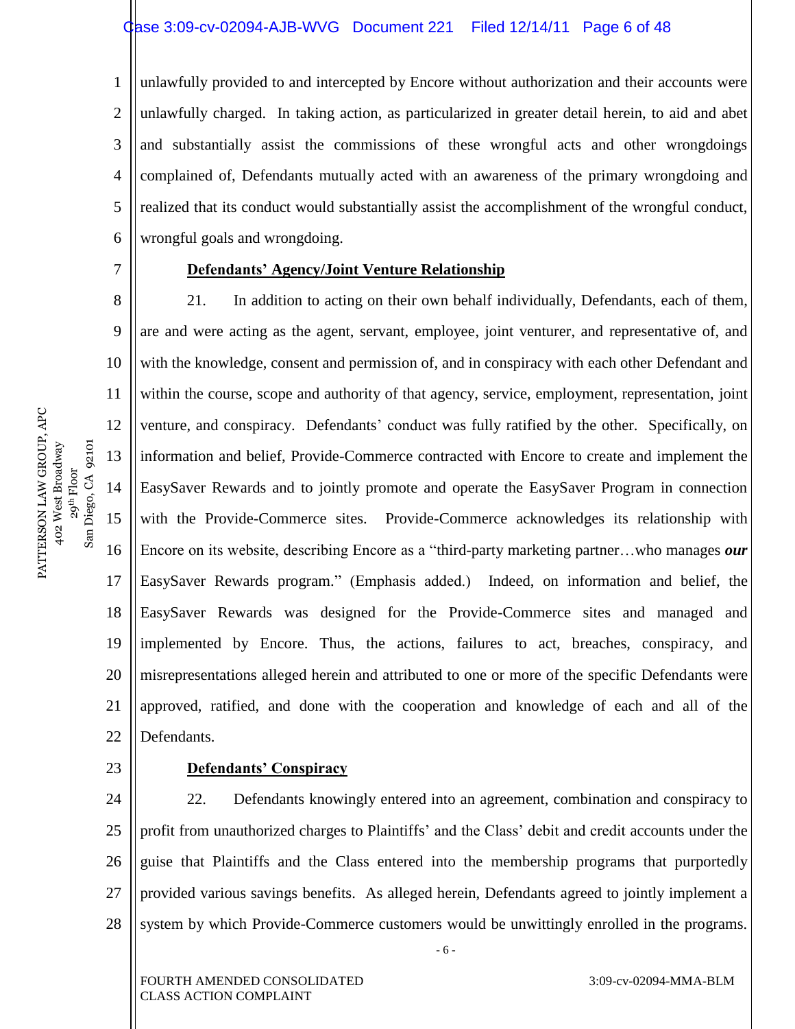unlawfully provided to and intercepted by Encore without authorization and their accounts were unlawfully charged. In taking action, as particularized in greater detail herein, to aid and abet and substantially assist the commissions of these wrongful acts and other wrongdoings complained of, Defendants mutually acted with an awareness of the primary wrongdoing and realized that its conduct would substantially assist the accomplishment of the wrongful conduct, wrongful goals and wrongdoing.

**Defendants' Agency/Joint Venture Relationship**

21. In addition to acting on their own behalf individually, Defendants, each of them, are and were acting as the agent, servant, employee, joint venturer, and representative of, and with the knowledge, consent and permission of, and in conspiracy with each other Defendant and within the course, scope and authority of that agency, service, employment, representation, joint venture, and conspiracy. Defendants' conduct was fully ratified by the other. Specifically, on information and belief, Provide-Commerce contracted with Encore to create and implement the EasySaver Rewards and to jointly promote and operate the EasySaver Program in connection with the Provide-Commerce sites. Provide-Commerce acknowledges its relationship with Encore on its website, describing Encore as a "third-party marketing partner…who manages ***our*** EasySaver Rewards program." (Emphasis added.) Indeed, on information and belief, the EasySaver Rewards was designed for the Provide-Commerce sites and managed and implemented by Encore. Thus, the actions, failures to act, breaches, conspiracy, and misrepresentations alleged herein and attributed to one or more of the specific Defendants were approved, ratified, and done with the cooperation and knowledge of each and all of the Defendants.

**Defendants' Conspiracy**

22. Defendants knowingly entered into an agreement, combination and conspiracy to profit from unauthorized charges to Plaintiffs' and the Class' debit and credit accounts under the guise that Plaintiffs and the Class entered into the membership programs that purportedly provided various savings benefits. As alleged herein, Defendants agreed to jointly implement a system by which Provide-Commerce customers would be unwittingly enrolled in the programs.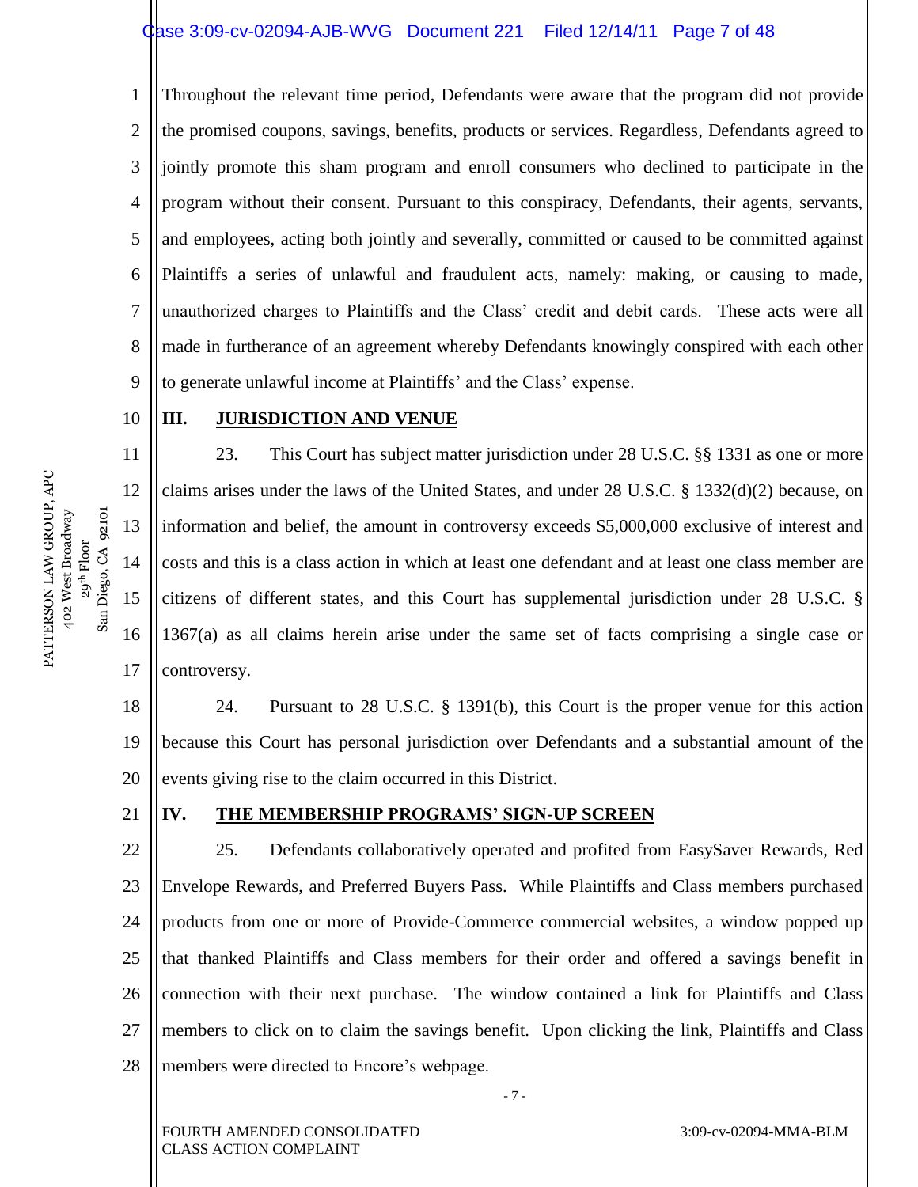Throughout the relevant time period, Defendants were aware that the program did not provide the promised coupons, savings, benefits, products or services. Regardless, Defendants agreed to jointly promote this sham program and enroll consumers who declined to participate in the program without their consent. Pursuant to this conspiracy, Defendants, their agents, servants, and employees, acting both jointly and severally, committed or caused to be committed against Plaintiffs a series of unlawful and fraudulent acts, namely: making, or causing to made, unauthorized charges to Plaintiffs and the Class' credit and debit cards. These acts were all made in furtherance of an agreement whereby Defendants knowingly conspired with each other to generate unlawful income at Plaintiffs' and the Class' expense.

## III. JURISDICTION AND VENUE

23. This Court has subject matter jurisdiction under 28 U.S.C. §§ 1331 as one or more claims arises under the laws of the United States, and under 28 U.S.C. § 1332(d)(2) because, on information and belief, the amount in controversy exceeds $5,000,000 exclusive of interest and costs and this is a class action in which at least one defendant and at least one class member are citizens of different states, and this Court has supplemental jurisdiction under 28 U.S.C. § 1367(a) as all claims herein arise under the same set of facts comprising a single case or controversy.

24. Pursuant to 28 U.S.C. § 1391(b), this Court is the proper venue for this action because this Court has personal jurisdiction over Defendants and a substantial amount of the events giving rise to the claim occurred in this District.

## IV. THE MEMBERSHIP PROGRAMS' SIGN-UP SCREEN

25. Defendants collaboratively operated and profited from EasySaver Rewards, Red Envelope Rewards, and Preferred Buyers Pass. While Plaintiffs and Class members purchased products from one or more of Provide-Commerce commercial websites, a window popped up that thanked Plaintiffs and Class members for their order and offered a savings benefit in connection with their next purchase. The window contained a link for Plaintiffs and Class members to click on to claim the savings benefit. Upon clicking the link, Plaintiffs and Class members were directed to Encore's webpage.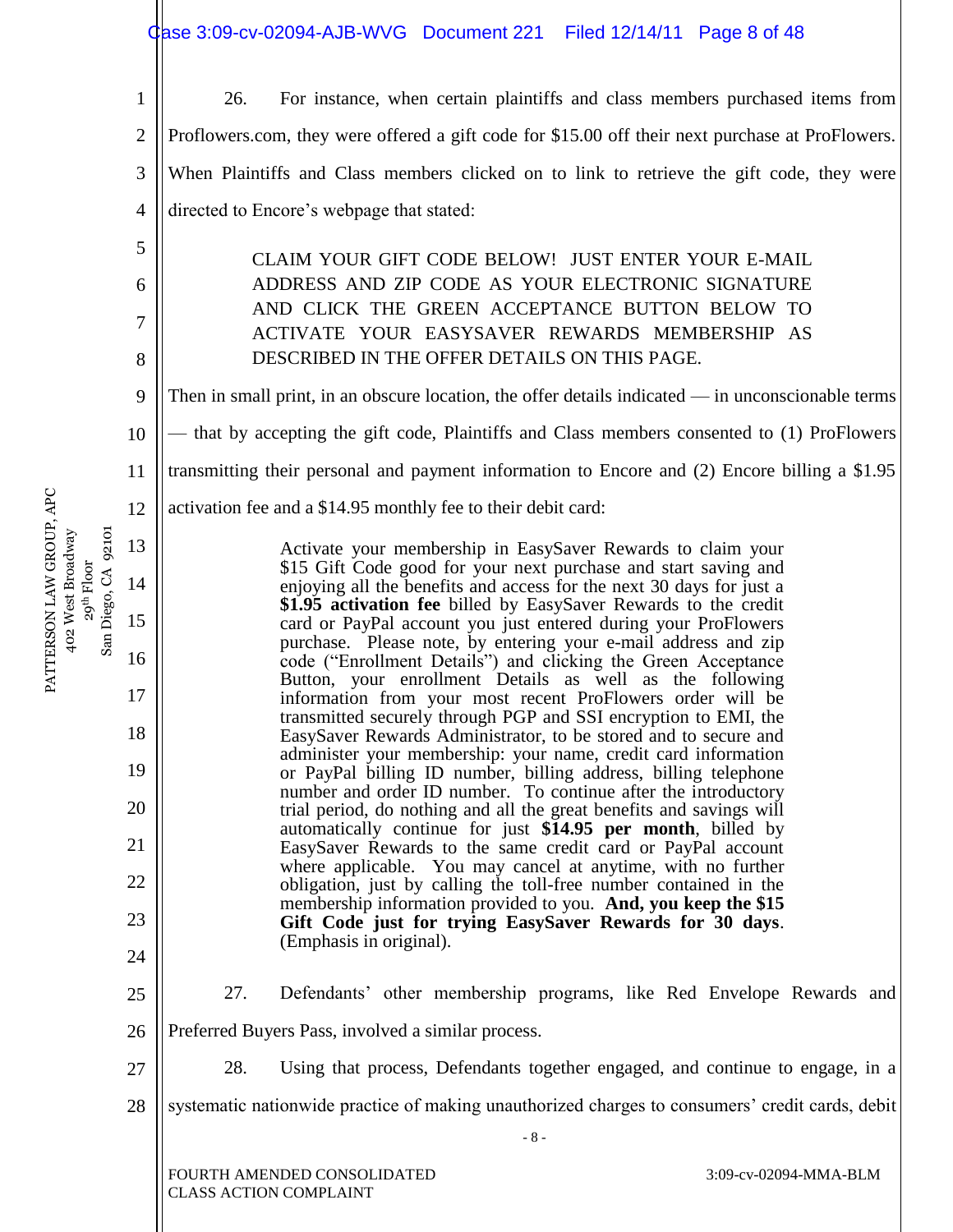26. For instance, when certain plaintiffs and class members purchased items from Proflowers.com, they were offered a gift code for $15.00 off their next purchase at ProFlowers. When Plaintiffs and Class members clicked on to link to retrieve the gift code, they were directed to Encore's webpage that stated:

> CLAIM YOUR GIFT CODE BELOW! JUST ENTER YOUR E-MAIL ADDRESS AND ZIP CODE AS YOUR ELECTRONIC SIGNATURE AND CLICK THE GREEN ACCEPTANCE BUTTON BELOW TO ACTIVATE YOUR EASYSAVER REWARDS MEMBERSHIP AS DESCRIBED IN THE OFFER DETAILS ON THIS PAGE.

Then in small print, in an obscure location, the offer details indicated — in unconscionable terms — that by accepting the gift code, Plaintiffs and Class members consented to (1) ProFlowers transmitting their personal and payment information to Encore and (2) Encore billing a $1.95 activation fee and a $14.95 monthly fee to their debit card:

> Activate your membership in EasySaver Rewards to claim your $15 Gift Code good for your next purchase and start saving and enjoying all the benefits and access for the next 30 days for just a **$1.95 activation fee** billed by EasySaver Rewards to the credit card or PayPal account you just entered during your ProFlowers purchase. Please note, by entering your e-mail address and zip code ("Enrollment Details") and clicking the Green Acceptance Button, your enrollment Details as well as the following information from your most recent ProFlowers order will be transmitted securely through PGP and SSI encryption to EMI, the EasySaver Rewards Administrator, to be stored and to secure and administer your membership: your name, credit card information or PayPal billing ID number, billing address, billing telephone number and order ID number. To continue after the introductory trial period, do nothing and all the great benefits and savings will automatically continue for just **$14.95 per month**, billed by EasySaver Rewards to the same credit card or PayPal account where applicable. You may cancel at anytime, with no further obligation, just by calling the toll-free number contained in the membership information provided to you. **And, you keep the $15 Gift Code just for trying EasySaver Rewards for 30 days**. (Emphasis in original).

27. Defendants' other membership programs, like Red Envelope Rewards and Preferred Buyers Pass, involved a similar process.

28. Using that process, Defendants together engaged, and continue to engage, in a systematic nationwide practice of making unauthorized charges to consumers' credit cards, debit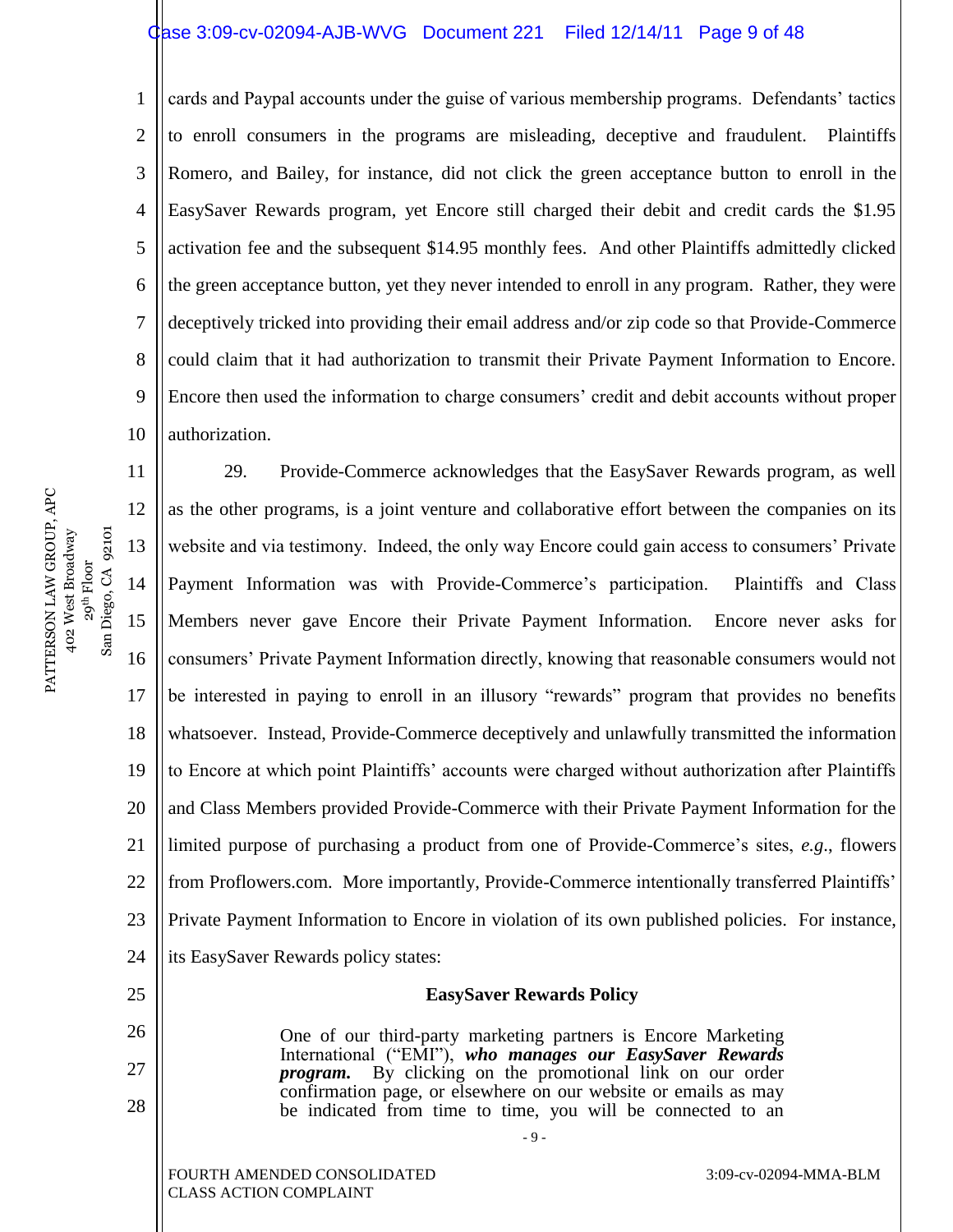cards and Paypal accounts under the guise of various membership programs. Defendants' tactics to enroll consumers in the programs are misleading, deceptive and fraudulent. Plaintiffs Romero, and Bailey, for instance, did not click the green acceptance button to enroll in the EasySaver Rewards program, yet Encore still charged their debit and credit cards the $1.95 activation fee and the subsequent $14.95 monthly fees. And other Plaintiffs admittedly clicked the green acceptance button, yet they never intended to enroll in any program. Rather, they were deceptively tricked into providing their email address and/or zip code so that Provide-Commerce could claim that it had authorization to transmit their Private Payment Information to Encore. Encore then used the information to charge consumers' credit and debit accounts without proper authorization.

29. Provide-Commerce acknowledges that the EasySaver Rewards program, as well as the other programs, is a joint venture and collaborative effort between the companies on its website and via testimony. Indeed, the only way Encore could gain access to consumers' Private Payment Information was with Provide-Commerce's participation. Plaintiffs and Class Members never gave Encore their Private Payment Information. Encore never asks for consumers' Private Payment Information directly, knowing that reasonable consumers would not be interested in paying to enroll in an illusory "rewards" program that provides no benefits whatsoever. Instead, Provide-Commerce deceptively and unlawfully transmitted the information to Encore at which point Plaintiffs' accounts were charged without authorization after Plaintiffs and Class Members provided Provide-Commerce with their Private Payment Information for the limited purpose of purchasing a product from one of Provide-Commerce's sites, *e.g.*, flowers from Proflowers.com. More importantly, Provide-Commerce intentionally transferred Plaintiffs' Private Payment Information to Encore in violation of its own published policies. For instance, its EasySaver Rewards policy states:

**EasySaver Rewards Policy**

> One of our third-party marketing partners is Encore Marketing International ("EMI"), ***who manages our EasySaver Rewards program.*** By clicking on the promotional link on our order confirmation page, or elsewhere on our website or emails as may be indicated from time to time, you will be connected to an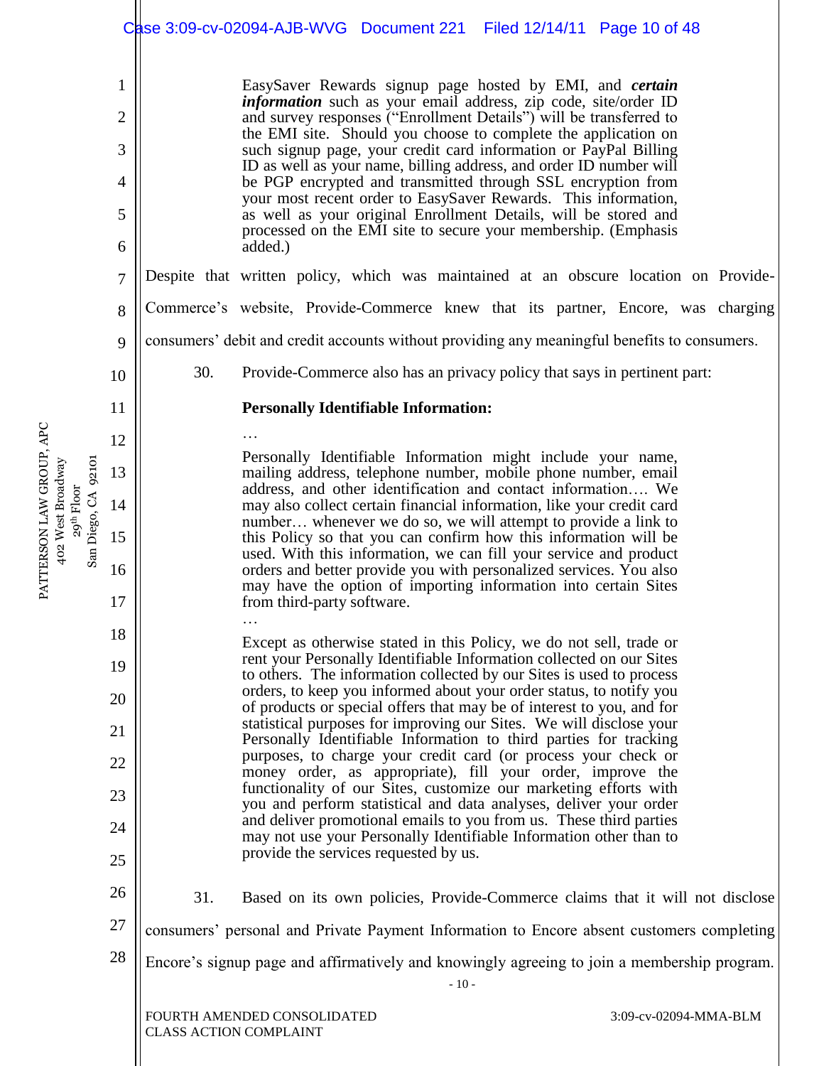> EasySaver Rewards signup page hosted by EMI, and ***certain information*** such as your email address, zip code, site/order ID and survey responses ("Enrollment Details") will be transferred to the EMI site. Should you choose to complete the application on such signup page, your credit card information or PayPal Billing ID as well as your name, billing address, and order ID number will be PGP encrypted and transmitted through SSL encryption from your most recent order to EasySaver Rewards. This information, as well as your original Enrollment Details, will be stored and processed on the EMI site to secure your membership. (Emphasis added.)

Despite that written policy, which was maintained at an obscure location on Provide-Commerce's website, Provide-Commerce knew that its partner, Encore, was charging consumers' debit and credit accounts without providing any meaningful benefits to consumers.

30. Provide-Commerce also has an privacy policy that says in pertinent part:

> **Personally Identifiable Information:**
>
> …
>
> Personally Identifiable Information might include your name, mailing address, telephone number, mobile phone number, email address, and other identification and contact information…. We may also collect certain financial information, like your credit card number… whenever we do so, we will attempt to provide a link to this Policy so that you can confirm how this information will be used. With this information, we can fill your service and product orders and better provide you with personalized services. You also may have the option of importing information into certain Sites from third-party software.
>
> …
>
> Except as otherwise stated in this Policy, we do not sell, trade or rent your Personally Identifiable Information collected on our Sites to others. The information collected by our Sites is used to process orders, to keep you informed about your order status, to notify you of products or special offers that may be of interest to you, and for statistical purposes for improving our Sites. We will disclose your Personally Identifiable Information to third parties for tracking purposes, to charge your credit card (or process your check or money order, as appropriate), fill your order, improve the functionality of our Sites, customize our marketing efforts with you and perform statistical and data analyses, deliver your order and deliver promotional emails to you from us. These third parties may not use your Personally Identifiable Information other than to provide the services requested by us.

31. Based on its own policies, Provide-Commerce claims that it will not disclose consumers' personal and Private Payment Information to Encore absent customers completing Encore's signup page and affirmatively and knowingly agreeing to join a membership program.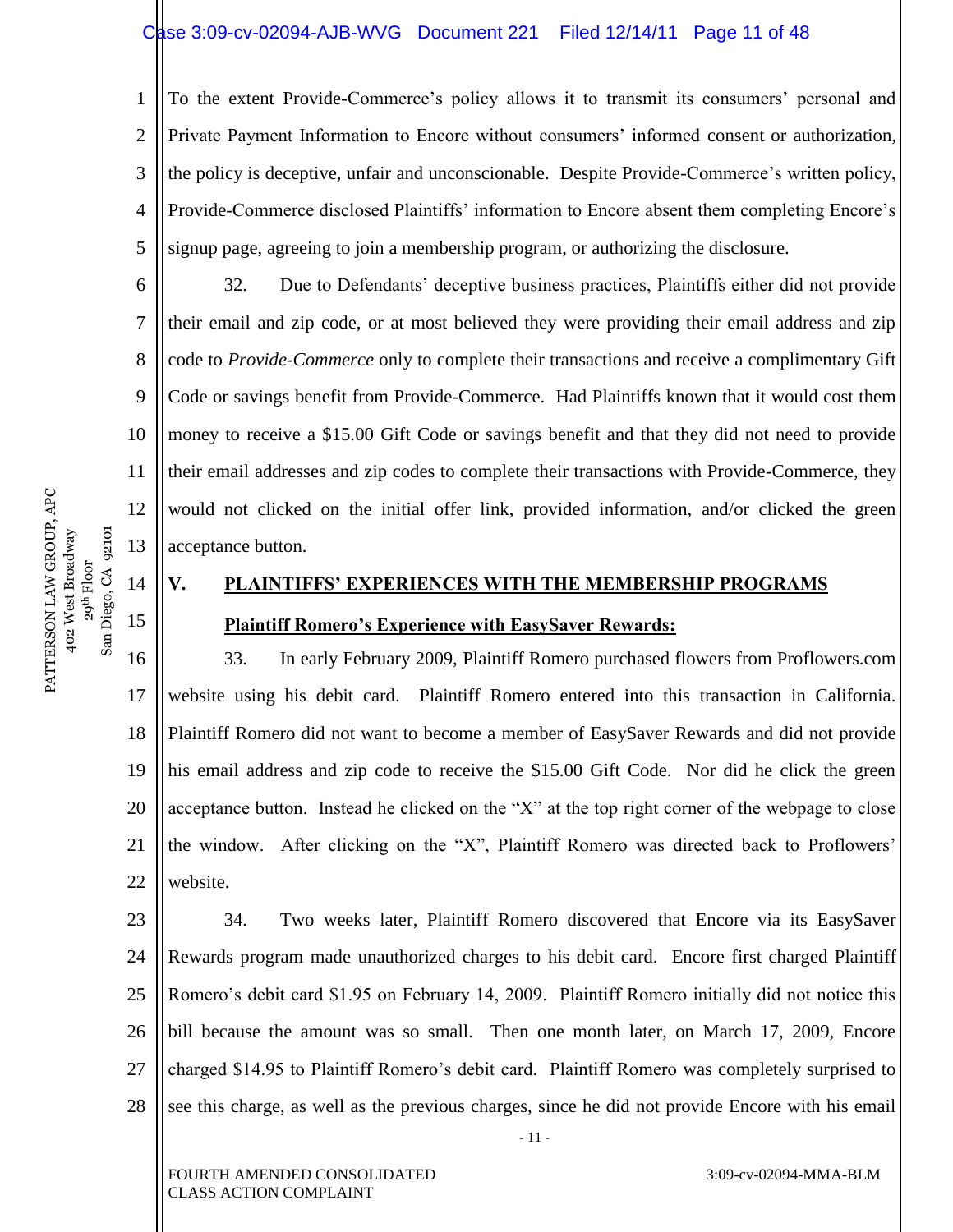To the extent Provide-Commerce's policy allows it to transmit its consumers' personal and Private Payment Information to Encore without consumers' informed consent or authorization, the policy is deceptive, unfair and unconscionable. Despite Provide-Commerce's written policy, Provide-Commerce disclosed Plaintiffs' information to Encore absent them completing Encore's signup page, agreeing to join a membership program, or authorizing the disclosure.

32. Due to Defendants' deceptive business practices, Plaintiffs either did not provide their email and zip code, or at most believed they were providing their email address and zip code to *Provide-Commerce* only to complete their transactions and receive a complimentary Gift Code or savings benefit from Provide-Commerce. Had Plaintiffs known that it would cost them money to receive a $15.00 Gift Code or savings benefit and that they did not need to provide their email addresses and zip codes to complete their transactions with Provide-Commerce, they would not clicked on the initial offer link, provided information, and/or clicked the green acceptance button.

## V. PLAINTIFFS' EXPERIENCES WITH THE MEMBERSHIP PROGRAMS

### Plaintiff Romero's Experience with EasySaver Rewards:

33. In early February 2009, Plaintiff Romero purchased flowers from Proflowers.com website using his debit card. Plaintiff Romero entered into this transaction in California. Plaintiff Romero did not want to become a member of EasySaver Rewards and did not provide his email address and zip code to receive the $15.00 Gift Code. Nor did he click the green acceptance button. Instead he clicked on the "X" at the top right corner of the webpage to close the window. After clicking on the "X", Plaintiff Romero was directed back to Proflowers' website.

34. Two weeks later, Plaintiff Romero discovered that Encore via its EasySaver Rewards program made unauthorized charges to his debit card. Encore first charged Plaintiff Romero's debit card $1.95 on February 14, 2009. Plaintiff Romero initially did not notice this bill because the amount was so small. Then one month later, on March 17, 2009, Encore charged $14.95 to Plaintiff Romero's debit card. Plaintiff Romero was completely surprised to see this charge, as well as the previous charges, since he did not provide Encore with his email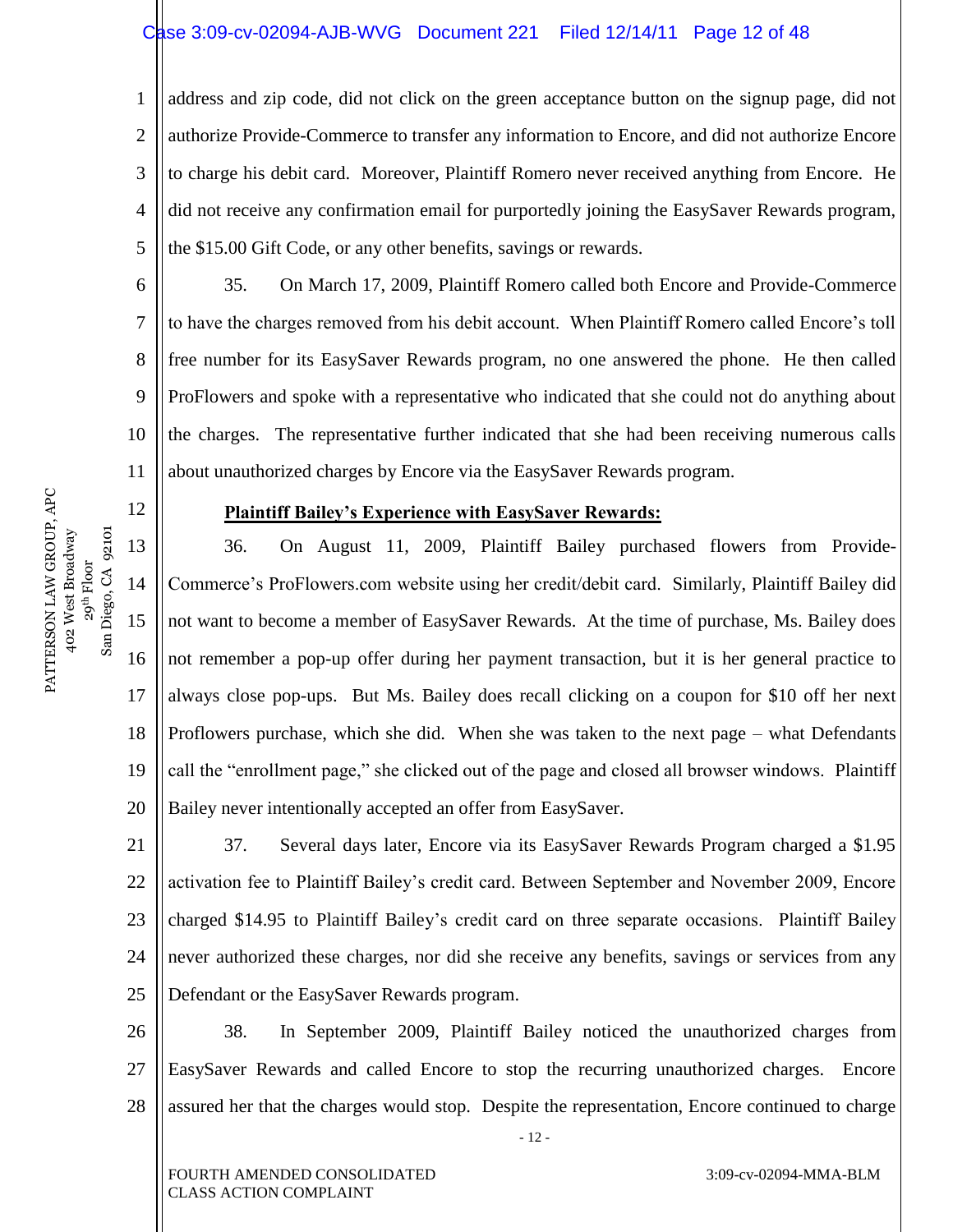address and zip code, did not click on the green acceptance button on the signup page, did not authorize Provide-Commerce to transfer any information to Encore, and did not authorize Encore to charge his debit card. Moreover, Plaintiff Romero never received anything from Encore. He did not receive any confirmation email for purportedly joining the EasySaver Rewards program, the $15.00 Gift Code, or any other benefits, savings or rewards.

35. On March 17, 2009, Plaintiff Romero called both Encore and Provide-Commerce to have the charges removed from his debit account. When Plaintiff Romero called Encore's toll free number for its EasySaver Rewards program, no one answered the phone. He then called ProFlowers and spoke with a representative who indicated that she could not do anything about the charges. The representative further indicated that she had been receiving numerous calls about unauthorized charges by Encore via the EasySaver Rewards program.

**Plaintiff Bailey's Experience with EasySaver Rewards:**

36. On August 11, 2009, Plaintiff Bailey purchased flowers from Provide-Commerce's ProFlowers.com website using her credit/debit card. Similarly, Plaintiff Bailey did not want to become a member of EasySaver Rewards. At the time of purchase, Ms. Bailey does not remember a pop-up offer during her payment transaction, but it is her general practice to always close pop-ups. But Ms. Bailey does recall clicking on a coupon for $10 off her next Proflowers purchase, which she did. When she was taken to the next page – what Defendants call the "enrollment page," she clicked out of the page and closed all browser windows. Plaintiff Bailey never intentionally accepted an offer from EasySaver.

37. Several days later, Encore via its EasySaver Rewards Program charged a $1.95 activation fee to Plaintiff Bailey's credit card. Between September and November 2009, Encore charged $14.95 to Plaintiff Bailey's credit card on three separate occasions. Plaintiff Bailey never authorized these charges, nor did she receive any benefits, savings or services from any Defendant or the EasySaver Rewards program.

38. In September 2009, Plaintiff Bailey noticed the unauthorized charges from EasySaver Rewards and called Encore to stop the recurring unauthorized charges. Encore assured her that the charges would stop. Despite the representation, Encore continued to charge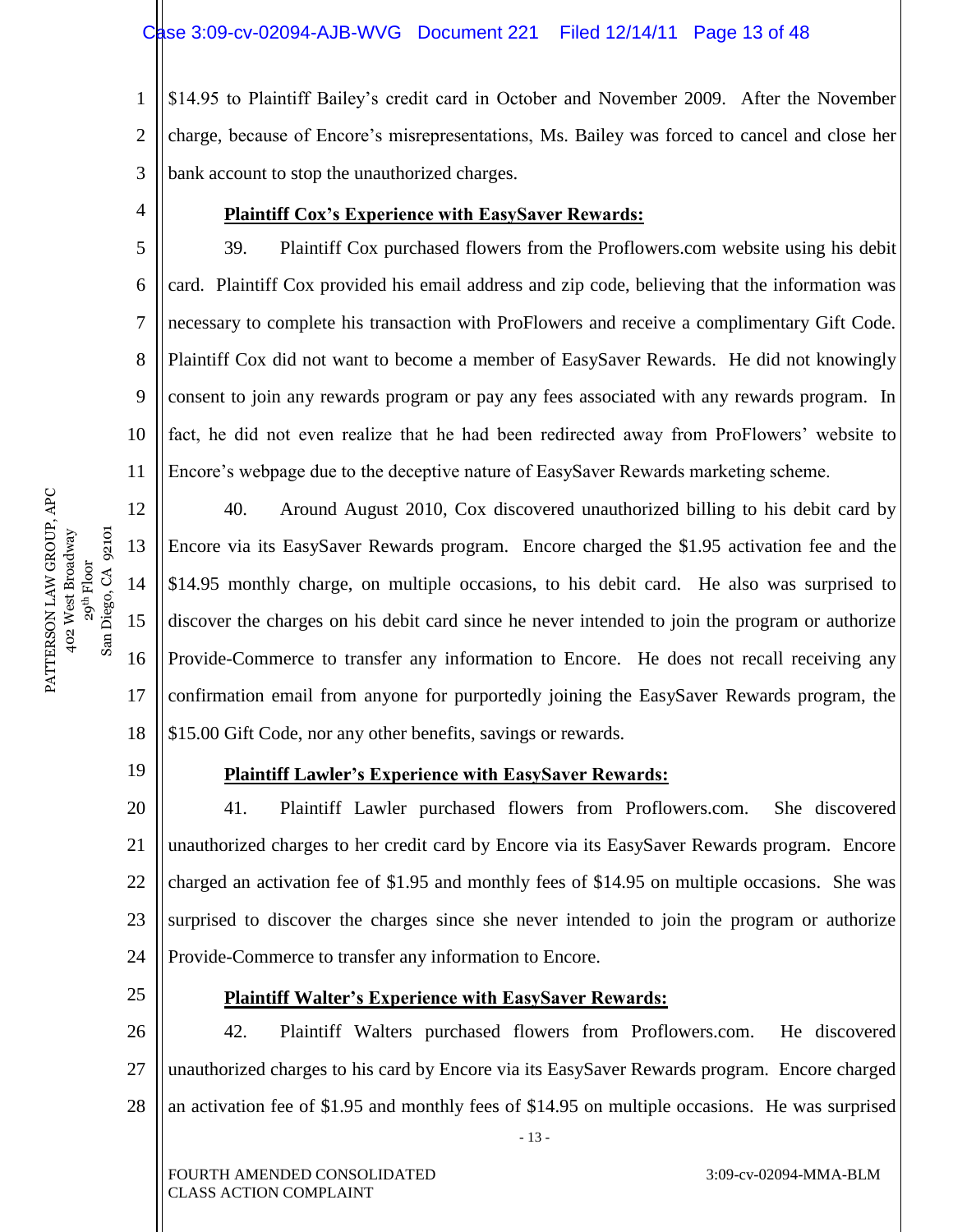$14.95 to Plaintiff Bailey's credit card in October and November 2009. After the November charge, because of Encore's misrepresentations, Ms. Bailey was forced to cancel and close her bank account to stop the unauthorized charges.

**Plaintiff Cox's Experience with EasySaver Rewards:**

39. Plaintiff Cox purchased flowers from the Proflowers.com website using his debit card. Plaintiff Cox provided his email address and zip code, believing that the information was necessary to complete his transaction with ProFlowers and receive a complimentary Gift Code. Plaintiff Cox did not want to become a member of EasySaver Rewards. He did not knowingly consent to join any rewards program or pay any fees associated with any rewards program. In fact, he did not even realize that he had been redirected away from ProFlowers' website to Encore's webpage due to the deceptive nature of EasySaver Rewards marketing scheme.

40. Around August 2010, Cox discovered unauthorized billing to his debit card by Encore via its EasySaver Rewards program. Encore charged the $1.95 activation fee and the $14.95 monthly charge, on multiple occasions, to his debit card. He also was surprised to discover the charges on his debit card since he never intended to join the program or authorize Provide-Commerce to transfer any information to Encore. He does not recall receiving any confirmation email from anyone for purportedly joining the EasySaver Rewards program, the $15.00 Gift Code, nor any other benefits, savings or rewards.

**Plaintiff Lawler's Experience with EasySaver Rewards:**

41. Plaintiff Lawler purchased flowers from Proflowers.com. She discovered unauthorized charges to her credit card by Encore via its EasySaver Rewards program. Encore charged an activation fee of $1.95 and monthly fees of $14.95 on multiple occasions. She was surprised to discover the charges since she never intended to join the program or authorize Provide-Commerce to transfer any information to Encore.

**Plaintiff Walter's Experience with EasySaver Rewards:**

42. Plaintiff Walters purchased flowers from Proflowers.com. He discovered unauthorized charges to his card by Encore via its EasySaver Rewards program. Encore charged an activation fee of $1.95 and monthly fees of $14.95 on multiple occasions. He was surprised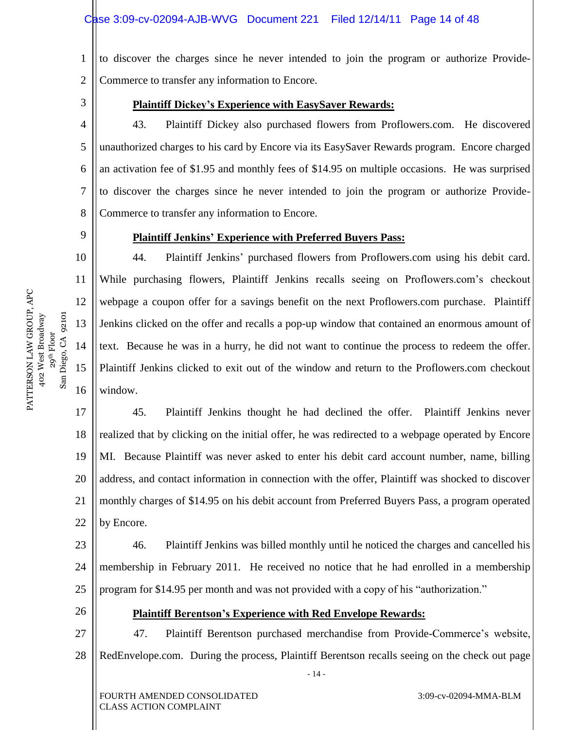to discover the charges since he never intended to join the program or authorize Provide-Commerce to transfer any information to Encore.

**Plaintiff Dickey's Experience with EasySaver Rewards:**

43. Plaintiff Dickey also purchased flowers from Proflowers.com. He discovered unauthorized charges to his card by Encore via its EasySaver Rewards program. Encore charged an activation fee of $1.95 and monthly fees of $14.95 on multiple occasions. He was surprised to discover the charges since he never intended to join the program or authorize Provide-Commerce to transfer any information to Encore.

**Plaintiff Jenkins' Experience with Preferred Buyers Pass:**

44. Plaintiff Jenkins' purchased flowers from Proflowers.com using his debit card. While purchasing flowers, Plaintiff Jenkins recalls seeing on Proflowers.com's checkout webpage a coupon offer for a savings benefit on the next Proflowers.com purchase. Plaintiff Jenkins clicked on the offer and recalls a pop-up window that contained an enormous amount of text. Because he was in a hurry, he did not want to continue the process to redeem the offer. Plaintiff Jenkins clicked to exit out of the window and return to the Proflowers.com checkout window.

45. Plaintiff Jenkins thought he had declined the offer. Plaintiff Jenkins never realized that by clicking on the initial offer, he was redirected to a webpage operated by Encore MI. Because Plaintiff was never asked to enter his debit card account number, name, billing address, and contact information in connection with the offer, Plaintiff was shocked to discover monthly charges of $14.95 on his debit account from Preferred Buyers Pass, a program operated by Encore.

46. Plaintiff Jenkins was billed monthly until he noticed the charges and cancelled his membership in February 2011. He received no notice that he had enrolled in a membership program for $14.95 per month and was not provided with a copy of his "authorization."

**Plaintiff Berentson's Experience with Red Envelope Rewards:**

47. Plaintiff Berentson purchased merchandise from Provide-Commerce's website, RedEnvelope.com. During the process, Plaintiff Berentson recalls seeing on the check out page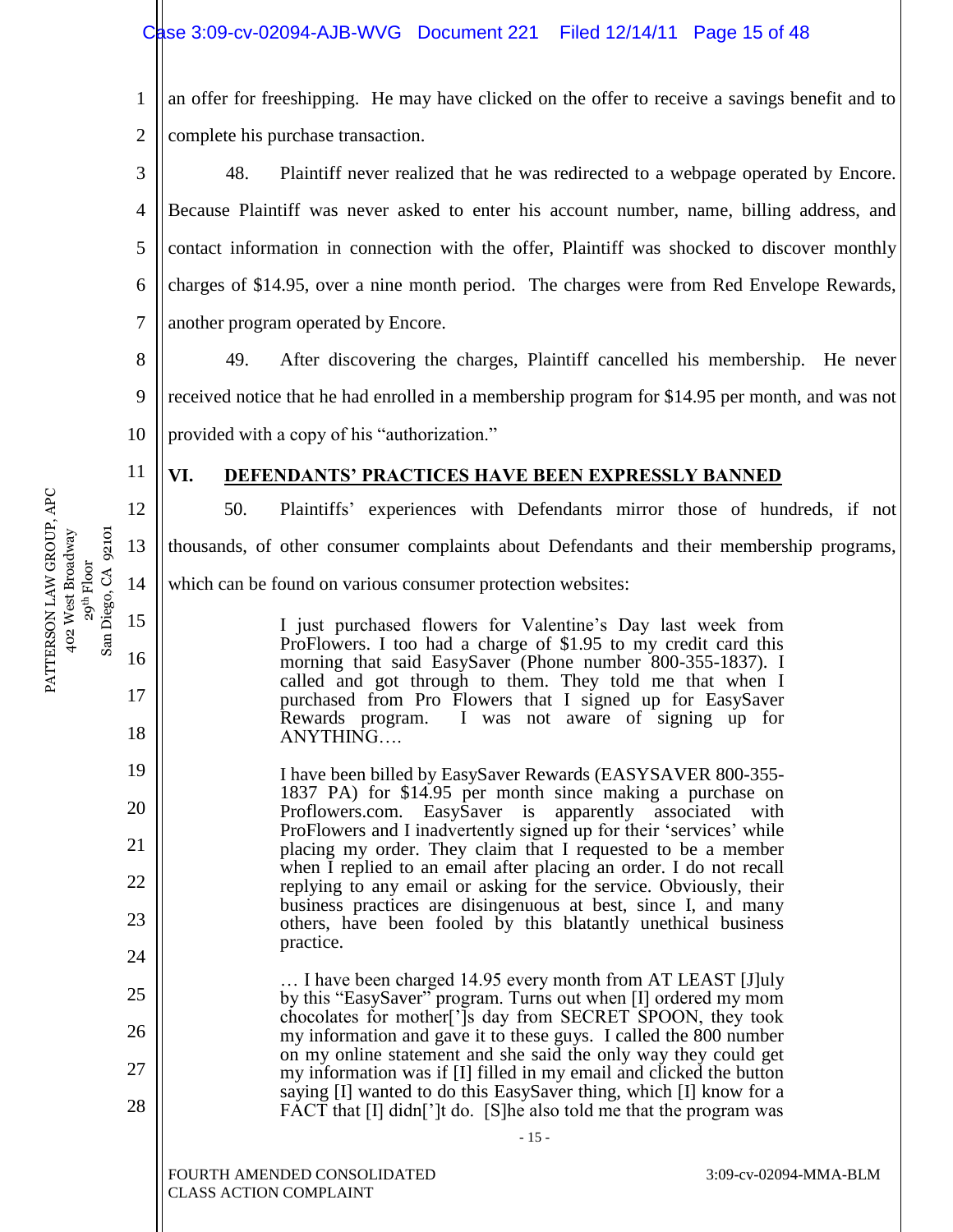an offer for freeshipping. He may have clicked on the offer to receive a savings benefit and to complete his purchase transaction.

48. Plaintiff never realized that he was redirected to a webpage operated by Encore. Because Plaintiff was never asked to enter his account number, name, billing address, and contact information in connection with the offer, Plaintiff was shocked to discover monthly charges of $14.95, over a nine month period. The charges were from Red Envelope Rewards, another program operated by Encore.

49. After discovering the charges, Plaintiff cancelled his membership. He never received notice that he had enrolled in a membership program for $14.95 per month, and was not provided with a copy of his "authorization."

## VI. DEFENDANTS' PRACTICES HAVE BEEN EXPRESSLY BANNED

50. Plaintiffs' experiences with Defendants mirror those of hundreds, if not thousands, of other consumer complaints about Defendants and their membership programs, which can be found on various consumer protection websites:

> I just purchased flowers for Valentine's Day last week from ProFlowers. I too had a charge of $1.95 to my credit card this morning that said EasySaver (Phone number 800-355-1837). I called and got through to them. They told me that when I purchased from Pro Flowers that I signed up for EasySaver Rewards program. I was not aware of signing up for ANYTHING….
>
> I have been billed by EasySaver Rewards (EASYSAVER 800-355-1837 PA) for $14.95 per month since making a purchase on Proflowers.com. EasySaver is apparently associated with ProFlowers and I inadvertently signed up for their 'services' while placing my order. They claim that I requested to be a member when I replied to an email after placing an order. I do not recall replying to any email or asking for the service. Obviously, their business practices are disingenuous at best, since I, and many others, have been fooled by this blatantly unethical business practice.
>
> … I have been charged 14.95 every month from AT LEAST [J]uly by this "EasySaver" program. Turns out when [I] ordered my mom chocolates for mother[']s day from SECRET SPOON, they took my information and gave it to these guys. I called the 800 number on my online statement and she said the only way they could get my information was if [I] filled in my email and clicked the button saying [I] wanted to do this EasySaver thing, which [I] know for a FACT that [I] didn[']t do. [S]he also told me that the program was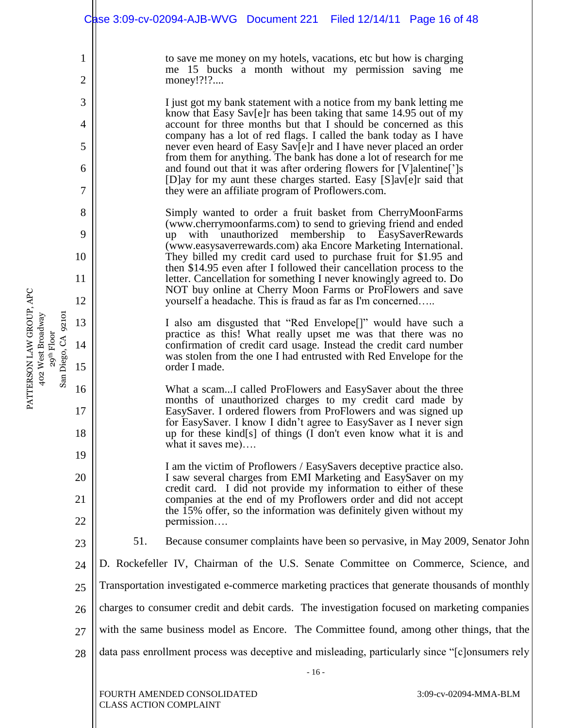> to save me money on my hotels, vacations, etc but how is charging me 15 bucks a month without my permission saving me money!?!?....
>
> I just got my bank statement with a notice from my bank letting me know that Easy Sav[e]r has been taking that same 14.95 out of my account for three months but that I should be concerned as this company has a lot of red flags. I called the bank today as I have never even heard of Easy Sav[e]r and I have never placed an order from them for anything. The bank has done a lot of research for me and found out that it was after ordering flowers for [V]alentine[']s [D]ay for my aunt these charges started. Easy [S]av[e]r said that they were an affiliate program of Proflowers.com.
>
> Simply wanted to order a fruit basket from CherryMoonFarms (www.cherrymoonfarms.com) to send to grieving friend and ended up with unauthorized membership to EasySaverRewards (www.easysaverrewards.com) aka Encore Marketing International. They billed my credit card used to purchase fruit for $1.95 and then $14.95 even after I followed their cancellation process to the letter. Cancellation for something I never knowingly agreed to. Do NOT buy online at Cherry Moon Farms or ProFlowers and save yourself a headache. This is fraud as far as I'm concerned…..
>
> I also am disgusted that "Red Envelope[]" would have such a practice as this! What really upset me was that there was no confirmation of credit card usage. Instead the credit card number was stolen from the one I had entrusted with Red Envelope for the order I made.
>
> What a scam...I called ProFlowers and EasySaver about the three months of unauthorized charges to my credit card made by EasySaver. I ordered flowers from ProFlowers and was signed up for EasySaver. I know I didn't agree to EasySaver as I never sign up for these kind[s] of things (I don't even know what it is and what it saves me)….
>
> I am the victim of Proflowers / EasySavers deceptive practice also. I saw several charges from EMI Marketing and EasySaver on my credit card. I did not provide my information to either of these companies at the end of my Proflowers order and did not accept the 15% offer, so the information was definitely given without my permission….

51. Because consumer complaints have been so pervasive, in May 2009, Senator John D. Rockefeller IV, Chairman of the U.S. Senate Committee on Commerce, Science, and Transportation investigated e-commerce marketing practices that generate thousands of monthly charges to consumer credit and debit cards. The investigation focused on marketing companies with the same business model as Encore. The Committee found, among other things, that the data pass enrollment process was deceptive and misleading, particularly since "[c]onsumers rely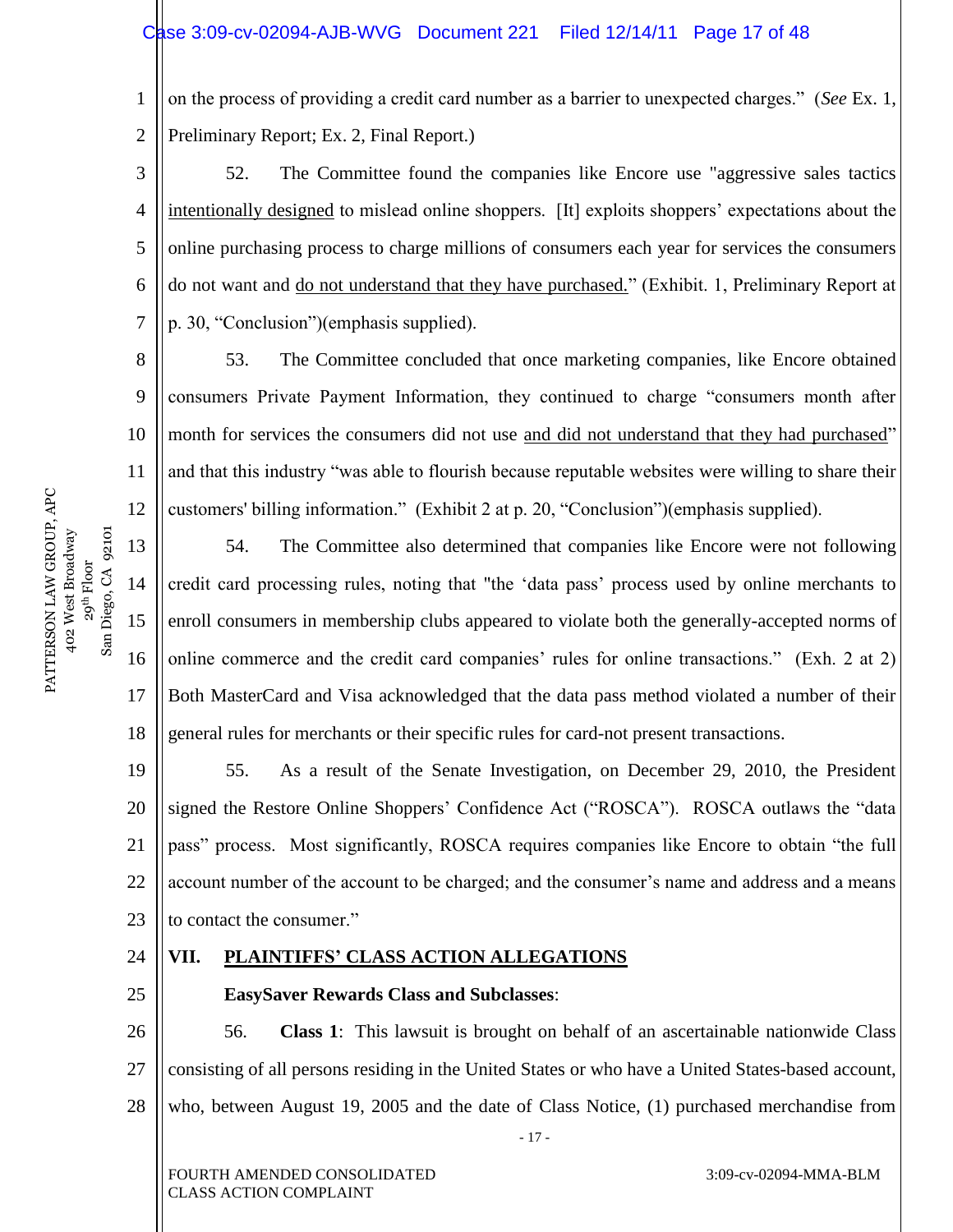on the process of providing a credit card number as a barrier to unexpected charges." (*See* Ex. 1, Preliminary Report; Ex. 2, Final Report.)

52. The Committee found the companies like Encore use "aggressive sales tactics <u>intentionally designed</u> to mislead online shoppers. [It] exploits shoppers' expectations about the online purchasing process to charge millions of consumers each year for services the consumers do not want and <u>do not understand that they have purchased.</u>" (Exhibit. 1, Preliminary Report at p. 30, "Conclusion")(emphasis supplied).

53. The Committee concluded that once marketing companies, like Encore obtained consumers Private Payment Information, they continued to charge "consumers month after month for services the consumers did not use <u>and did not understand that they had purchased</u>" and that this industry "was able to flourish because reputable websites were willing to share their customers' billing information." (Exhibit 2 at p. 20, "Conclusion")(emphasis supplied).

54. The Committee also determined that companies like Encore were not following credit card processing rules, noting that "the 'data pass' process used by online merchants to enroll consumers in membership clubs appeared to violate both the generally-accepted norms of online commerce and the credit card companies' rules for online transactions." (Exh. 2 at 2) Both MasterCard and Visa acknowledged that the data pass method violated a number of their general rules for merchants or their specific rules for card-not present transactions.

55. As a result of the Senate Investigation, on December 29, 2010, the President signed the Restore Online Shoppers' Confidence Act ("ROSCA"). ROSCA outlaws the "data pass" process. Most significantly, ROSCA requires companies like Encore to obtain "the full account number of the account to be charged; and the consumer's name and address and a means to contact the consumer."

## VII. <u>PLAINTIFFS' CLASS ACTION ALLEGATIONS</u>

**EasySaver Rewards Class and Subclasses**:

56. **Class 1**: This lawsuit is brought on behalf of an ascertainable nationwide Class consisting of all persons residing in the United States or who have a United States-based account, who, between August 19, 2005 and the date of Class Notice, (1) purchased merchandise from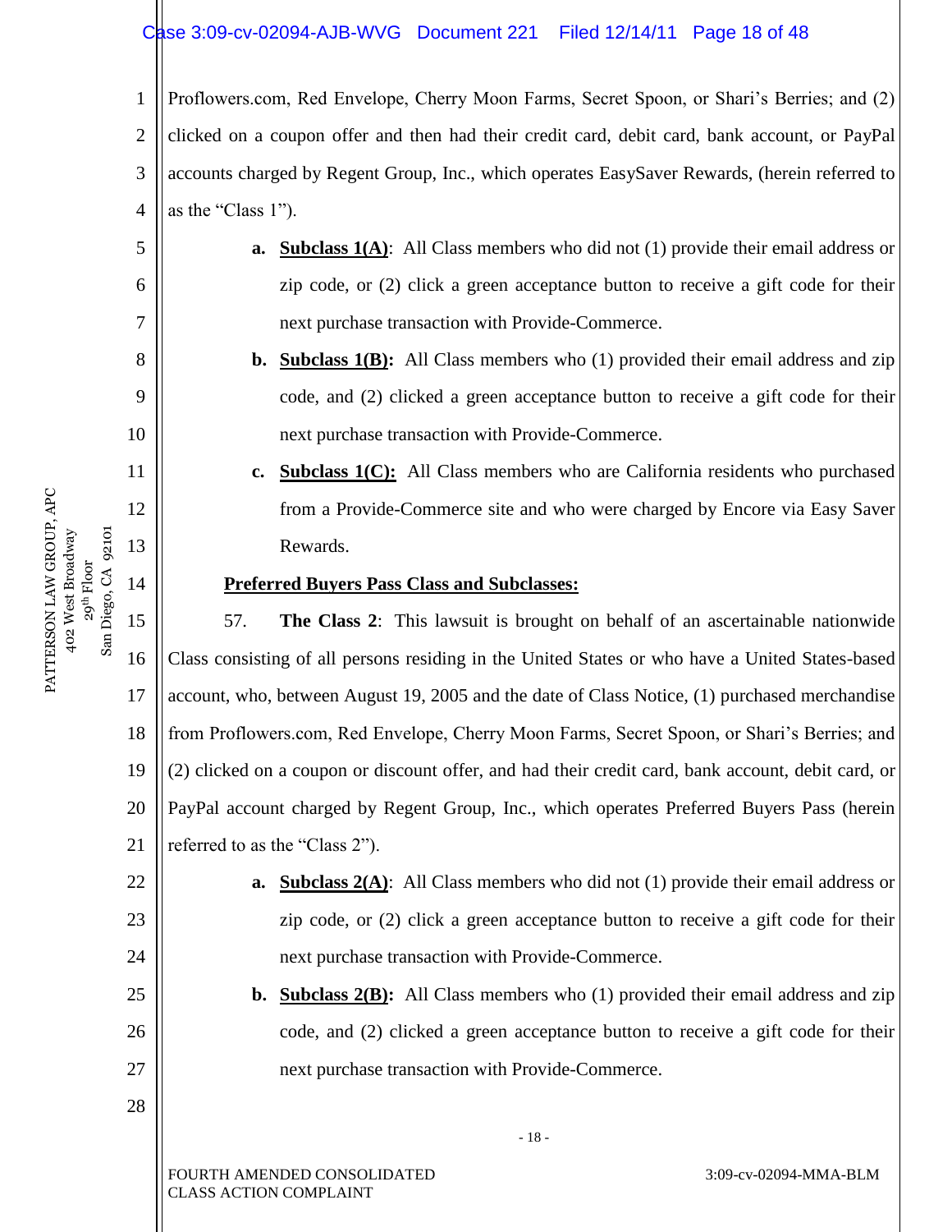Proflowers.com, Red Envelope, Cherry Moon Farms, Secret Spoon, or Shari's Berries; and (2) clicked on a coupon offer and then had their credit card, debit card, bank account, or PayPal accounts charged by Regent Group, Inc., which operates EasySaver Rewards, (herein referred to as the "Class 1").

**a.** **Subclass 1(A)**: All Class members who did not (1) provide their email address or zip code, or (2) click a green acceptance button to receive a gift code for their next purchase transaction with Provide-Commerce.

**b.** **Subclass 1(B):** All Class members who (1) provided their email address and zip code, and (2) clicked a green acceptance button to receive a gift code for their next purchase transaction with Provide-Commerce.

**c.** **Subclass 1(C):** All Class members who are California residents who purchased from a Provide-Commerce site and who were charged by Encore via Easy Saver Rewards.

**Preferred Buyers Pass Class and Subclasses:**

57. **The Class 2**: This lawsuit is brought on behalf of an ascertainable nationwide Class consisting of all persons residing in the United States or who have a United States-based account, who, between August 19, 2005 and the date of Class Notice, (1) purchased merchandise from Proflowers.com, Red Envelope, Cherry Moon Farms, Secret Spoon, or Shari's Berries; and (2) clicked on a coupon or discount offer, and had their credit card, bank account, debit card, or PayPal account charged by Regent Group, Inc., which operates Preferred Buyers Pass (herein referred to as the "Class 2").

**a.** **Subclass 2(A)**: All Class members who did not (1) provide their email address or zip code, or (2) click a green acceptance button to receive a gift code for their next purchase transaction with Provide-Commerce.

**b.** **Subclass 2(B):** All Class members who (1) provided their email address and zip code, and (2) clicked a green acceptance button to receive a gift code for their next purchase transaction with Provide-Commerce.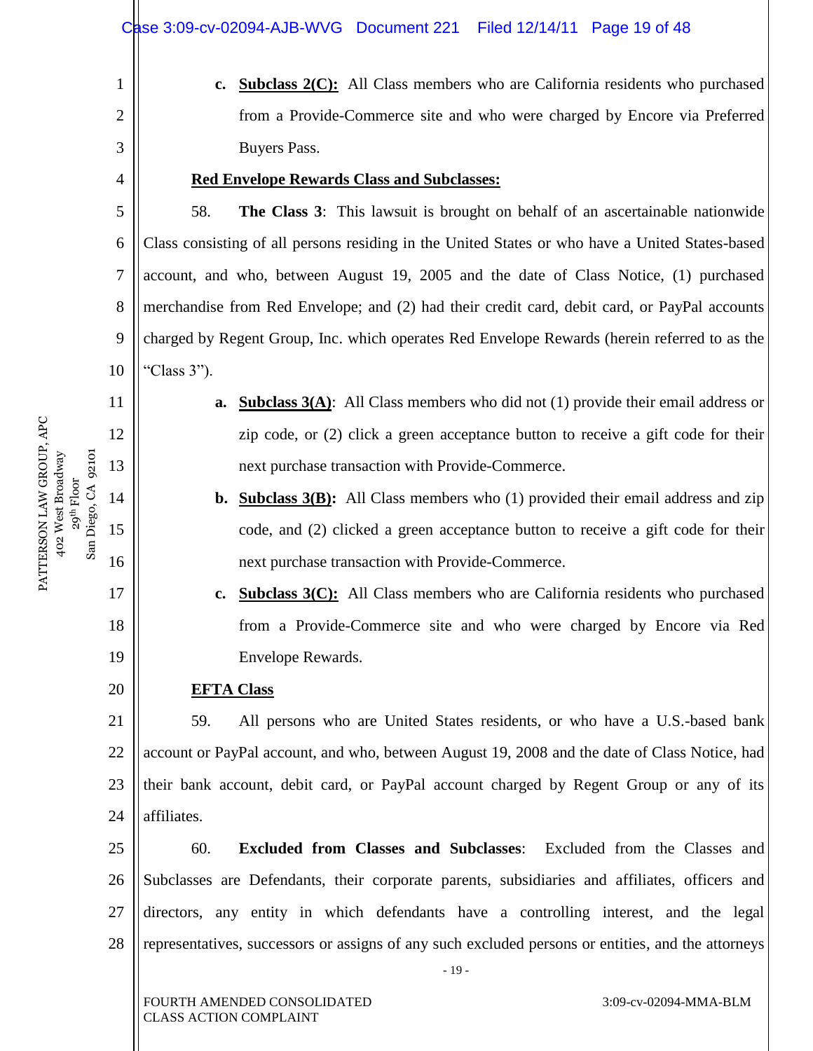c. **Subclass 2(C):** All Class members who are California residents who purchased from a Provide-Commerce site and who were charged by Encore via Preferred Buyers Pass.

**Red Envelope Rewards Class and Subclasses:**

58. **The Class 3**: This lawsuit is brought on behalf of an ascertainable nationwide Class consisting of all persons residing in the United States or who have a United States-based account, and who, between August 19, 2005 and the date of Class Notice, (1) purchased merchandise from Red Envelope; and (2) had their credit card, debit card, or PayPal accounts charged by Regent Group, Inc. which operates Red Envelope Rewards (herein referred to as the "Class 3").

a. **Subclass 3(A)**: All Class members who did not (1) provide their email address or zip code, or (2) click a green acceptance button to receive a gift code for their next purchase transaction with Provide-Commerce.

b. **Subclass 3(B):** All Class members who (1) provided their email address and zip code, and (2) clicked a green acceptance button to receive a gift code for their next purchase transaction with Provide-Commerce.

c. **Subclass 3(C):** All Class members who are California residents who purchased from a Provide-Commerce site and who were charged by Encore via Red Envelope Rewards.

**EFTA Class**

59. All persons who are United States residents, or who have a U.S.-based bank account or PayPal account, and who, between August 19, 2008 and the date of Class Notice, had their bank account, debit card, or PayPal account charged by Regent Group or any of its affiliates.

60. **Excluded from Classes and Subclasses**: Excluded from the Classes and Subclasses are Defendants, their corporate parents, subsidiaries and affiliates, officers and directors, any entity in which defendants have a controlling interest, and the legal representatives, successors or assigns of any such excluded persons or entities, and the attorneys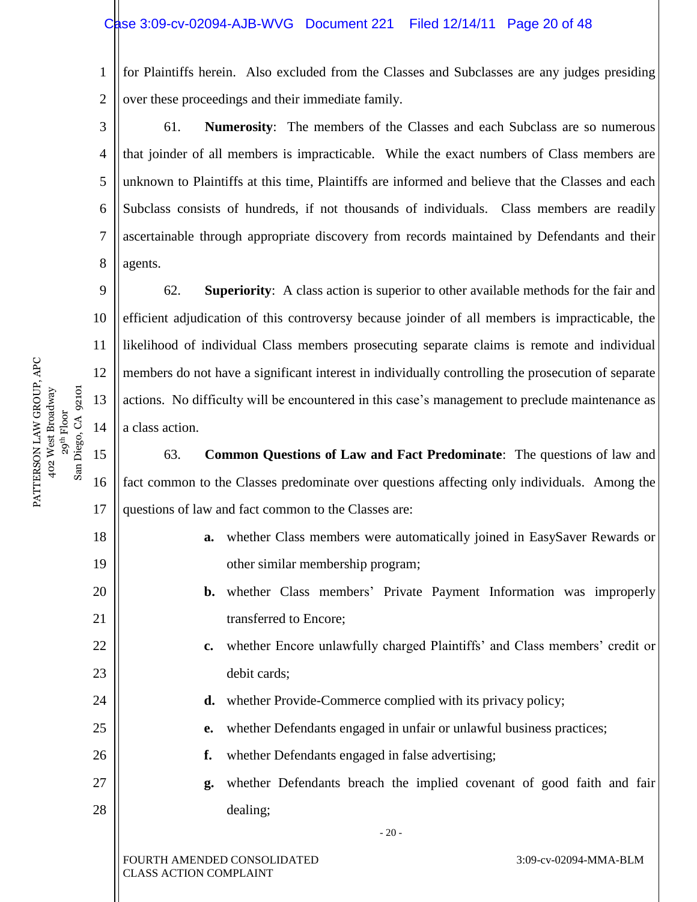for Plaintiffs herein. Also excluded from the Classes and Subclasses are any judges presiding over these proceedings and their immediate family.

61. **Numerosity**: The members of the Classes and each Subclass are so numerous that joinder of all members is impracticable. While the exact numbers of Class members are unknown to Plaintiffs at this time, Plaintiffs are informed and believe that the Classes and each Subclass consists of hundreds, if not thousands of individuals. Class members are readily ascertainable through appropriate discovery from records maintained by Defendants and their agents.

62. **Superiority**: A class action is superior to other available methods for the fair and efficient adjudication of this controversy because joinder of all members is impracticable, the likelihood of individual Class members prosecuting separate claims is remote and individual members do not have a significant interest in individually controlling the prosecution of separate actions. No difficulty will be encountered in this case's management to preclude maintenance as a class action.

63. **Common Questions of Law and Fact Predominate**: The questions of law and fact common to the Classes predominate over questions affecting only individuals. Among the questions of law and fact common to the Classes are:

- **a.** whether Class members were automatically joined in EasySaver Rewards or other similar membership program;
- **b.** whether Class members' Private Payment Information was improperly transferred to Encore;
- **c.** whether Encore unlawfully charged Plaintiffs' and Class members' credit or debit cards;
- **d.** whether Provide-Commerce complied with its privacy policy;
- **e.** whether Defendants engaged in unfair or unlawful business practices;
- **f.** whether Defendants engaged in false advertising;
- **g.** whether Defendants breach the implied covenant of good faith and fair dealing;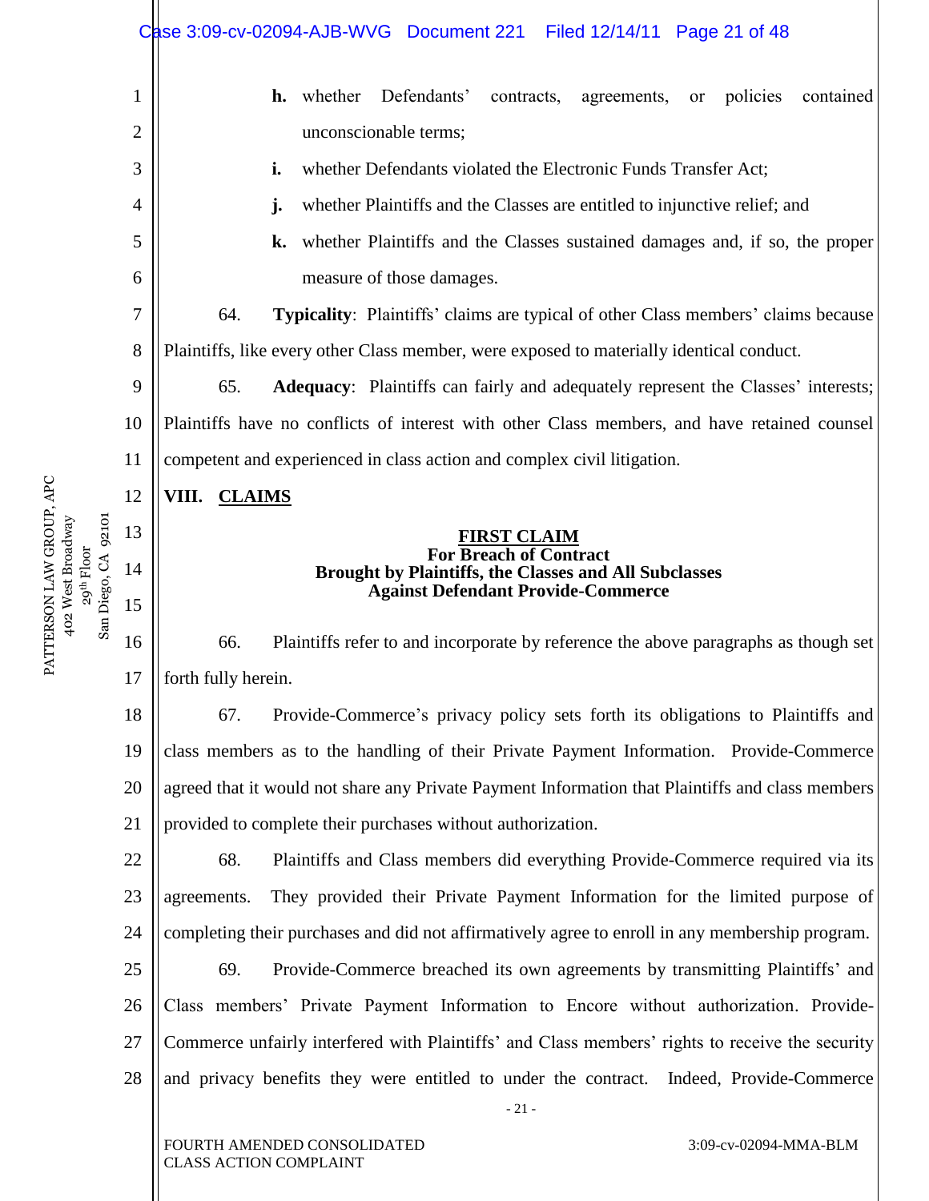**h.** whether Defendants' contracts, agreements, or policies contained unconscionable terms;

**i.** whether Defendants violated the Electronic Funds Transfer Act;

**j.** whether Plaintiffs and the Classes are entitled to injunctive relief; and

**k.** whether Plaintiffs and the Classes sustained damages and, if so, the proper measure of those damages.

64. **Typicality**: Plaintiffs' claims are typical of other Class members' claims because Plaintiffs, like every other Class member, were exposed to materially identical conduct.

65. **Adequacy**: Plaintiffs can fairly and adequately represent the Classes' interests; Plaintiffs have no conflicts of interest with other Class members, and have retained counsel competent and experienced in class action and complex civil litigation.

## VIII. CLAIMS

### FIRST CLAIM
**For Breach of Contract**
**Brought by Plaintiffs, the Classes and All Subclasses**
**Against Defendant Provide-Commerce**

66. Plaintiffs refer to and incorporate by reference the above paragraphs as though set forth fully herein.

67. Provide-Commerce's privacy policy sets forth its obligations to Plaintiffs and class members as to the handling of their Private Payment Information. Provide-Commerce agreed that it would not share any Private Payment Information that Plaintiffs and class members provided to complete their purchases without authorization.

68. Plaintiffs and Class members did everything Provide-Commerce required via its agreements. They provided their Private Payment Information for the limited purpose of completing their purchases and did not affirmatively agree to enroll in any membership program.

69. Provide-Commerce breached its own agreements by transmitting Plaintiffs' and Class members' Private Payment Information to Encore without authorization. Provide-Commerce unfairly interfered with Plaintiffs' and Class members' rights to receive the security and privacy benefits they were entitled to under the contract. Indeed, Provide-Commerce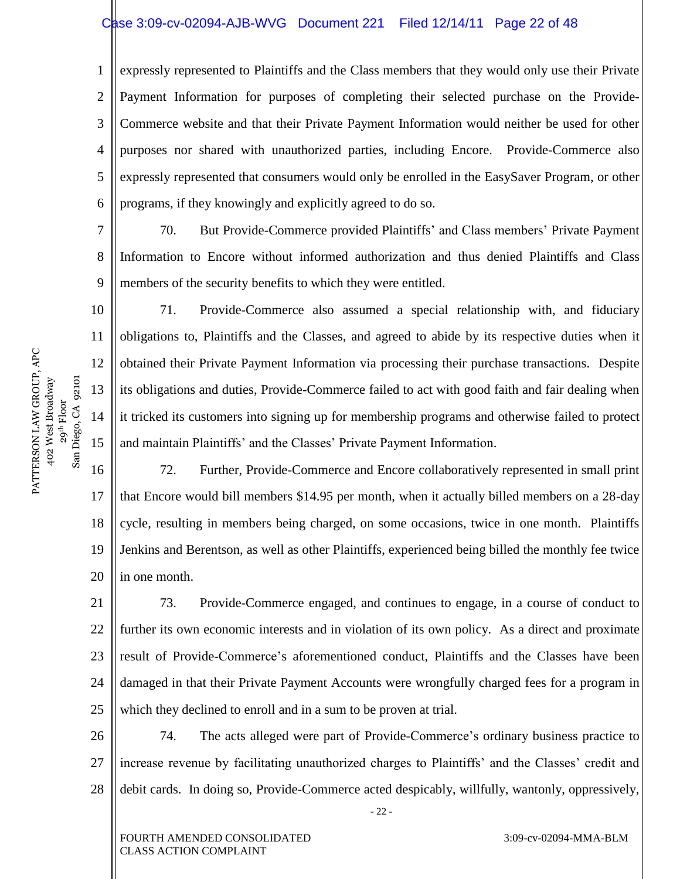expressly represented to Plaintiffs and the Class members that they would only use their Private Payment Information for purposes of completing their selected purchase on the Provide-Commerce website and that their Private Payment Information would neither be used for other purposes nor shared with unauthorized parties, including Encore. Provide-Commerce also expressly represented that consumers would only be enrolled in the EasySaver Program, or other programs, if they knowingly and explicitly agreed to do so.

70. But Provide-Commerce provided Plaintiffs' and Class members' Private Payment Information to Encore without informed authorization and thus denied Plaintiffs and Class members of the security benefits to which they were entitled.

71. Provide-Commerce also assumed a special relationship with, and fiduciary obligations to, Plaintiffs and the Classes, and agreed to abide by its respective duties when it obtained their Private Payment Information via processing their purchase transactions. Despite its obligations and duties, Provide-Commerce failed to act with good faith and fair dealing when it tricked its customers into signing up for membership programs and otherwise failed to protect and maintain Plaintiffs' and the Classes' Private Payment Information.

72. Further, Provide-Commerce and Encore collaboratively represented in small print that Encore would bill members \$14.95 per month, when it actually billed members on a 28-day cycle, resulting in members being charged, on some occasions, twice in one month. Plaintiffs Jenkins and Berentson, as well as other Plaintiffs, experienced being billed the monthly fee twice in one month.

73. Provide-Commerce engaged, and continues to engage, in a course of conduct to further its own economic interests and in violation of its own policy. As a direct and proximate result of Provide-Commerce's aforementioned conduct, Plaintiffs and the Classes have been damaged in that their Private Payment Accounts were wrongfully charged fees for a program in which they declined to enroll and in a sum to be proven at trial.

74. The acts alleged were part of Provide-Commerce's ordinary business practice to increase revenue by facilitating unauthorized charges to Plaintiffs' and the Classes' credit and debit cards. In doing so, Provide-Commerce acted despicably, willfully, wantonly, oppressively,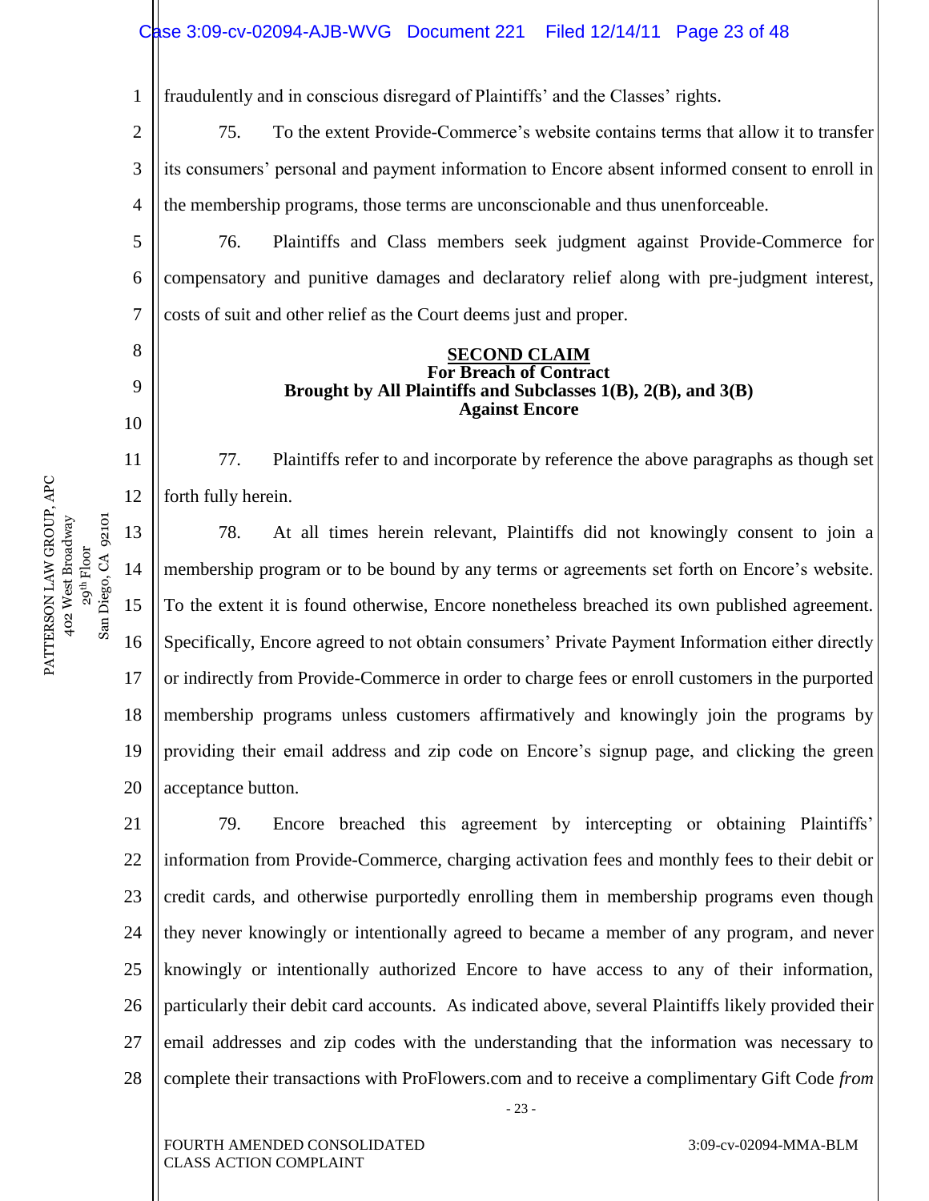fraudulently and in conscious disregard of Plaintiffs' and the Classes' rights.

75. To the extent Provide-Commerce's website contains terms that allow it to transfer its consumers' personal and payment information to Encore absent informed consent to enroll in the membership programs, those terms are unconscionable and thus unenforceable.

76. Plaintiffs and Class members seek judgment against Provide-Commerce for compensatory and punitive damages and declaratory relief along with pre-judgment interest, costs of suit and other relief as the Court deems just and proper.

**SECOND CLAIM**
**For Breach of Contract**
**Brought by All Plaintiffs and Subclasses 1(B), 2(B), and 3(B)**
**Against Encore**

77. Plaintiffs refer to and incorporate by reference the above paragraphs as though set forth fully herein.

78. At all times herein relevant, Plaintiffs did not knowingly consent to join a membership program or to be bound by any terms or agreements set forth on Encore's website. To the extent it is found otherwise, Encore nonetheless breached its own published agreement. Specifically, Encore agreed to not obtain consumers' Private Payment Information either directly or indirectly from Provide-Commerce in order to charge fees or enroll customers in the purported membership programs unless customers affirmatively and knowingly join the programs by providing their email address and zip code on Encore's signup page, and clicking the green acceptance button.

79. Encore breached this agreement by intercepting or obtaining Plaintiffs' information from Provide-Commerce, charging activation fees and monthly fees to their debit or credit cards, and otherwise purportedly enrolling them in membership programs even though they never knowingly or intentionally agreed to became a member of any program, and never knowingly or intentionally authorized Encore to have access to any of their information, particularly their debit card accounts. As indicated above, several Plaintiffs likely provided their email addresses and zip codes with the understanding that the information was necessary to complete their transactions with ProFlowers.com and to receive a complimentary Gift Code *from*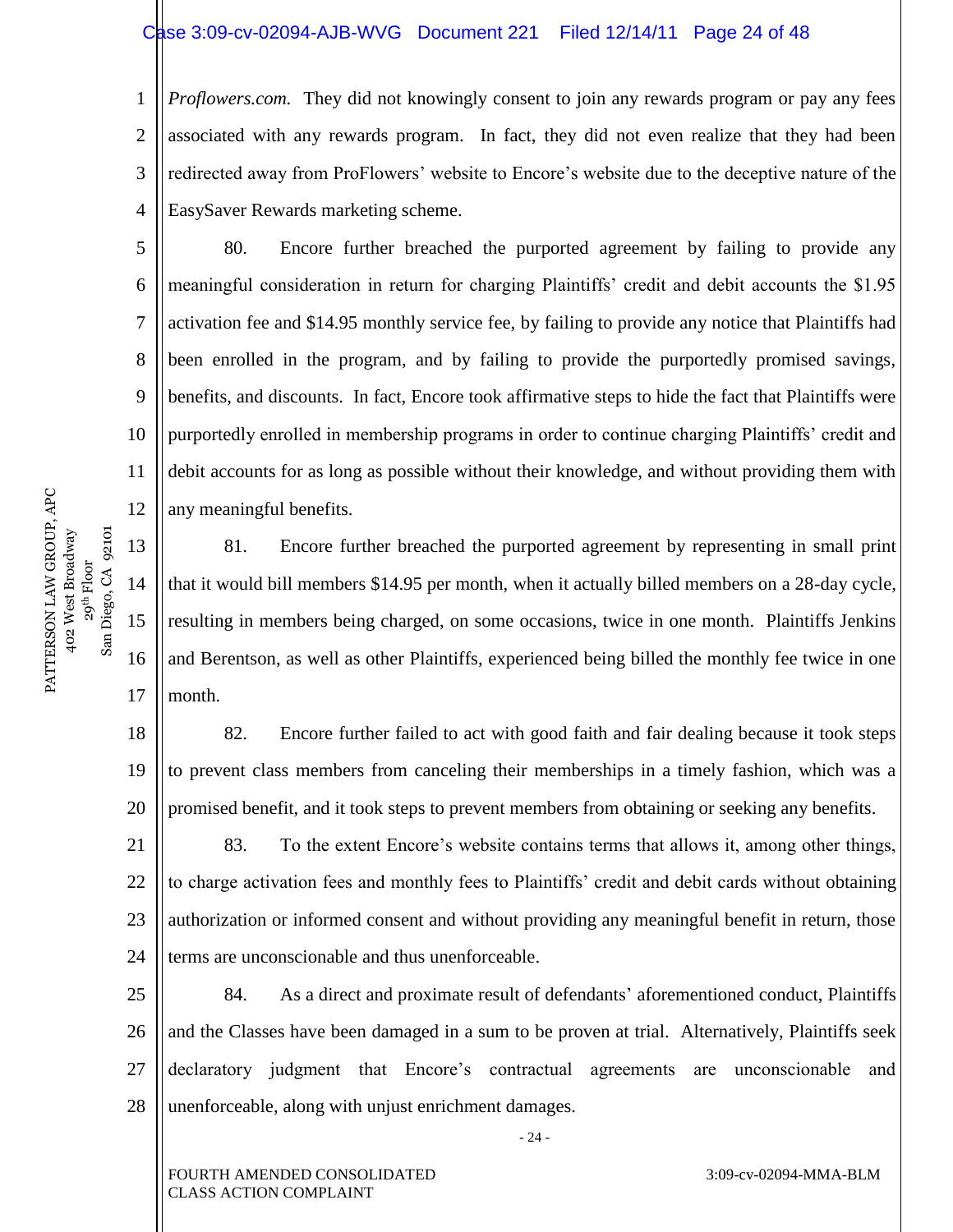*Proflowers.com.* They did not knowingly consent to join any rewards program or pay any fees associated with any rewards program. In fact, they did not even realize that they had been redirected away from ProFlowers' website to Encore's website due to the deceptive nature of the EasySaver Rewards marketing scheme.

80. Encore further breached the purported agreement by failing to provide any meaningful consideration in return for charging Plaintiffs' credit and debit accounts the $1.95 activation fee and $14.95 monthly service fee, by failing to provide any notice that Plaintiffs had been enrolled in the program, and by failing to provide the purportedly promised savings, benefits, and discounts. In fact, Encore took affirmative steps to hide the fact that Plaintiffs were purportedly enrolled in membership programs in order to continue charging Plaintiffs' credit and debit accounts for as long as possible without their knowledge, and without providing them with any meaningful benefits.

81. Encore further breached the purported agreement by representing in small print that it would bill members $14.95 per month, when it actually billed members on a 28-day cycle, resulting in members being charged, on some occasions, twice in one month. Plaintiffs Jenkins and Berentson, as well as other Plaintiffs, experienced being billed the monthly fee twice in one month.

82. Encore further failed to act with good faith and fair dealing because it took steps to prevent class members from canceling their memberships in a timely fashion, which was a promised benefit, and it took steps to prevent members from obtaining or seeking any benefits.

83. To the extent Encore's website contains terms that allows it, among other things, to charge activation fees and monthly fees to Plaintiffs' credit and debit cards without obtaining authorization or informed consent and without providing any meaningful benefit in return, those terms are unconscionable and thus unenforceable.

84. As a direct and proximate result of defendants' aforementioned conduct, Plaintiffs and the Classes have been damaged in a sum to be proven at trial. Alternatively, Plaintiffs seek declaratory judgment that Encore's contractual agreements are unconscionable and unenforceable, along with unjust enrichment damages.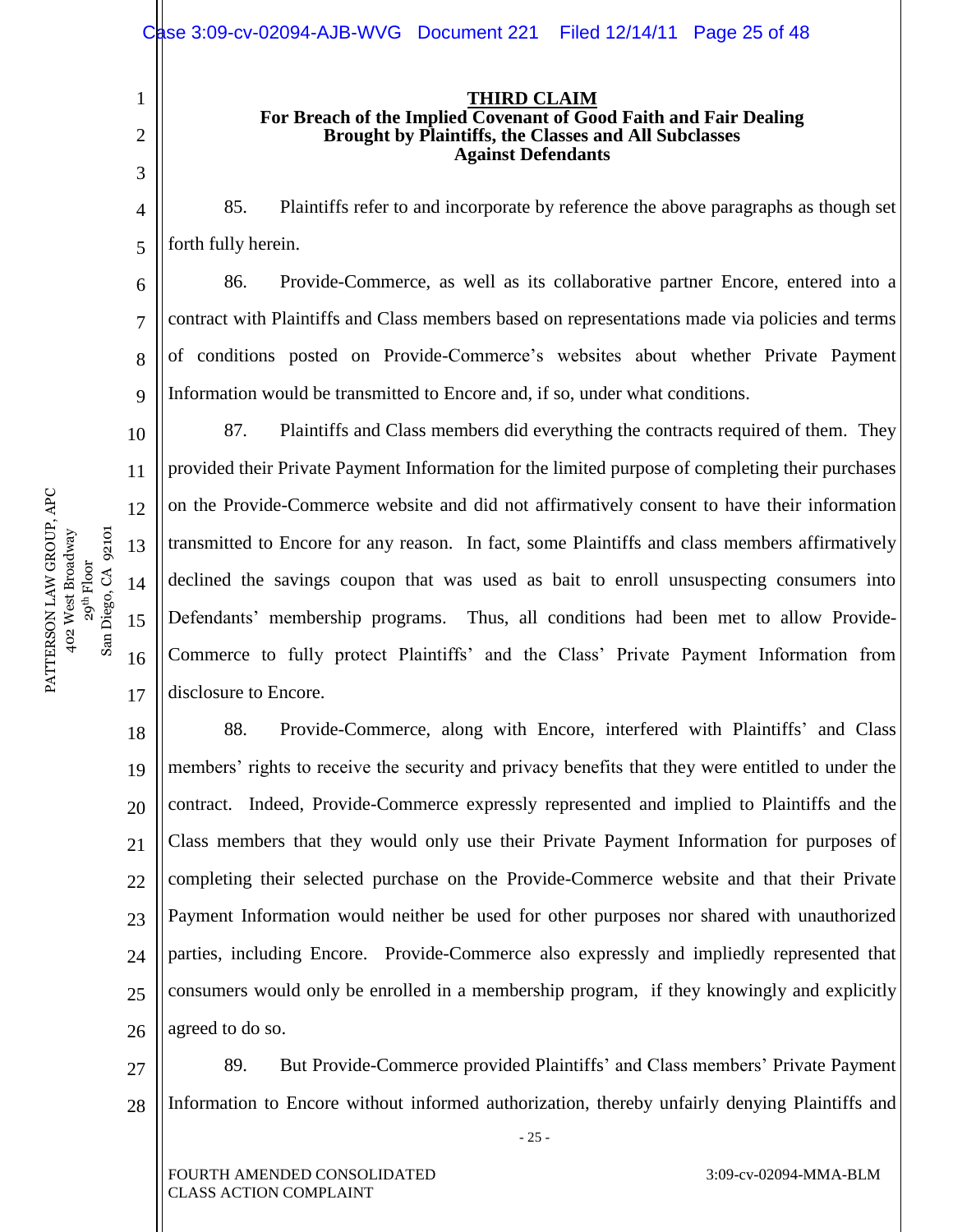**THIRD CLAIM**

**For Breach of the Implied Covenant of Good Faith and Fair Dealing Brought by Plaintiffs, the Classes and All Subclasses Against Defendants**

85. Plaintiffs refer to and incorporate by reference the above paragraphs as though set forth fully herein.

86. Provide-Commerce, as well as its collaborative partner Encore, entered into a contract with Plaintiffs and Class members based on representations made via policies and terms of conditions posted on Provide-Commerce's websites about whether Private Payment Information would be transmitted to Encore and, if so, under what conditions.

87. Plaintiffs and Class members did everything the contracts required of them. They provided their Private Payment Information for the limited purpose of completing their purchases on the Provide-Commerce website and did not affirmatively consent to have their information transmitted to Encore for any reason. In fact, some Plaintiffs and class members affirmatively declined the savings coupon that was used as bait to enroll unsuspecting consumers into Defendants' membership programs. Thus, all conditions had been met to allow Provide-Commerce to fully protect Plaintiffs' and the Class' Private Payment Information from disclosure to Encore.

88. Provide-Commerce, along with Encore, interfered with Plaintiffs' and Class members' rights to receive the security and privacy benefits that they were entitled to under the contract. Indeed, Provide-Commerce expressly represented and implied to Plaintiffs and the Class members that they would only use their Private Payment Information for purposes of completing their selected purchase on the Provide-Commerce website and that their Private Payment Information would neither be used for other purposes nor shared with unauthorized parties, including Encore. Provide-Commerce also expressly and impliedly represented that consumers would only be enrolled in a membership program, if they knowingly and explicitly agreed to do so.

89. But Provide-Commerce provided Plaintiffs' and Class members' Private Payment Information to Encore without informed authorization, thereby unfairly denying Plaintiffs and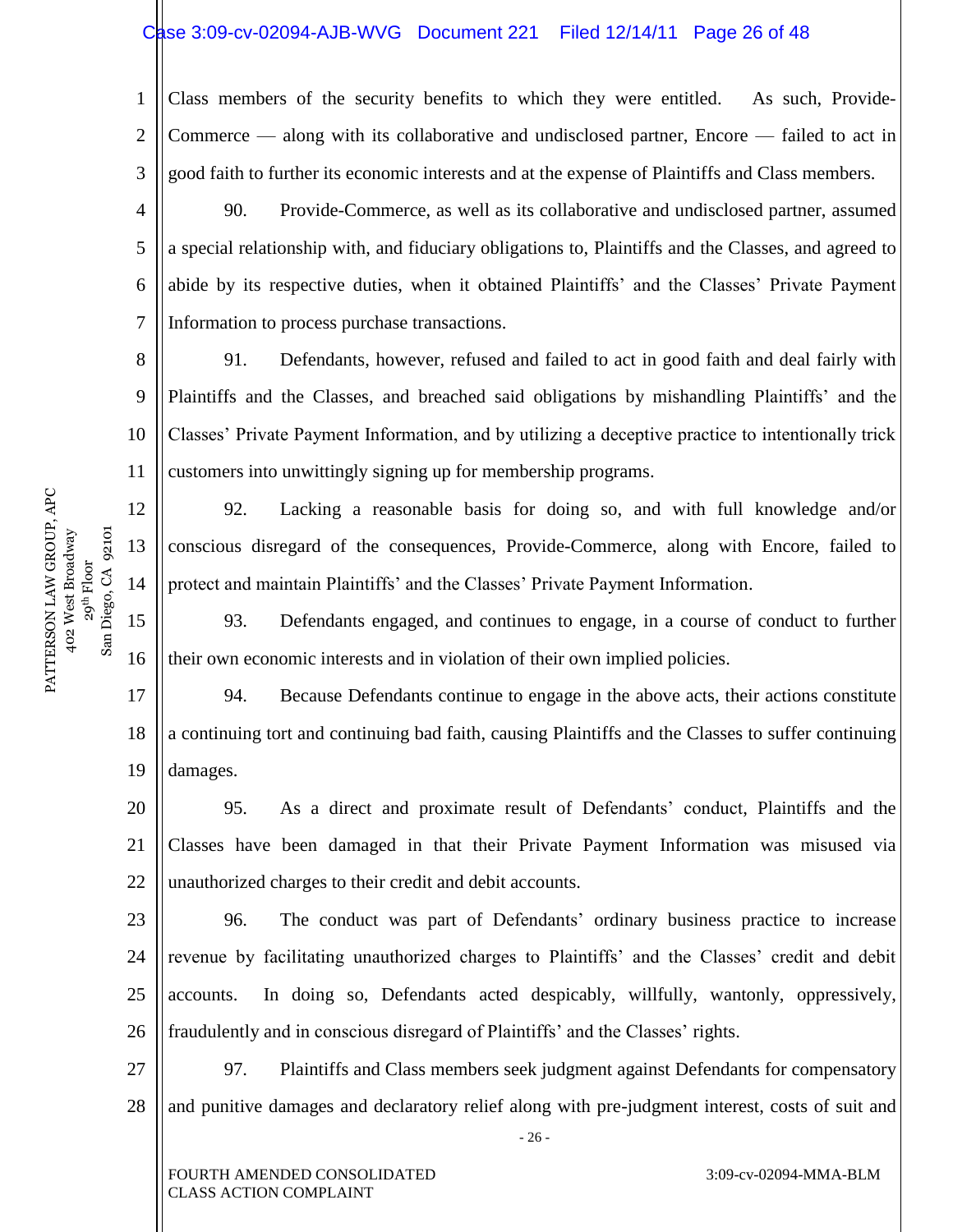Class members of the security benefits to which they were entitled. As such, Provide-Commerce — along with its collaborative and undisclosed partner, Encore — failed to act in good faith to further its economic interests and at the expense of Plaintiffs and Class members.

90. Provide-Commerce, as well as its collaborative and undisclosed partner, assumed a special relationship with, and fiduciary obligations to, Plaintiffs and the Classes, and agreed to abide by its respective duties, when it obtained Plaintiffs' and the Classes' Private Payment Information to process purchase transactions.

91. Defendants, however, refused and failed to act in good faith and deal fairly with Plaintiffs and the Classes, and breached said obligations by mishandling Plaintiffs' and the Classes' Private Payment Information, and by utilizing a deceptive practice to intentionally trick customers into unwittingly signing up for membership programs.

92. Lacking a reasonable basis for doing so, and with full knowledge and/or conscious disregard of the consequences, Provide-Commerce, along with Encore, failed to protect and maintain Plaintiffs' and the Classes' Private Payment Information.

93. Defendants engaged, and continues to engage, in a course of conduct to further their own economic interests and in violation of their own implied policies.

94. Because Defendants continue to engage in the above acts, their actions constitute a continuing tort and continuing bad faith, causing Plaintiffs and the Classes to suffer continuing damages.

95. As a direct and proximate result of Defendants' conduct, Plaintiffs and the Classes have been damaged in that their Private Payment Information was misused via unauthorized charges to their credit and debit accounts.

96. The conduct was part of Defendants' ordinary business practice to increase revenue by facilitating unauthorized charges to Plaintiffs' and the Classes' credit and debit accounts. In doing so, Defendants acted despicably, willfully, wantonly, oppressively, fraudulently and in conscious disregard of Plaintiffs' and the Classes' rights.

97. Plaintiffs and Class members seek judgment against Defendants for compensatory and punitive damages and declaratory relief along with pre-judgment interest, costs of suit and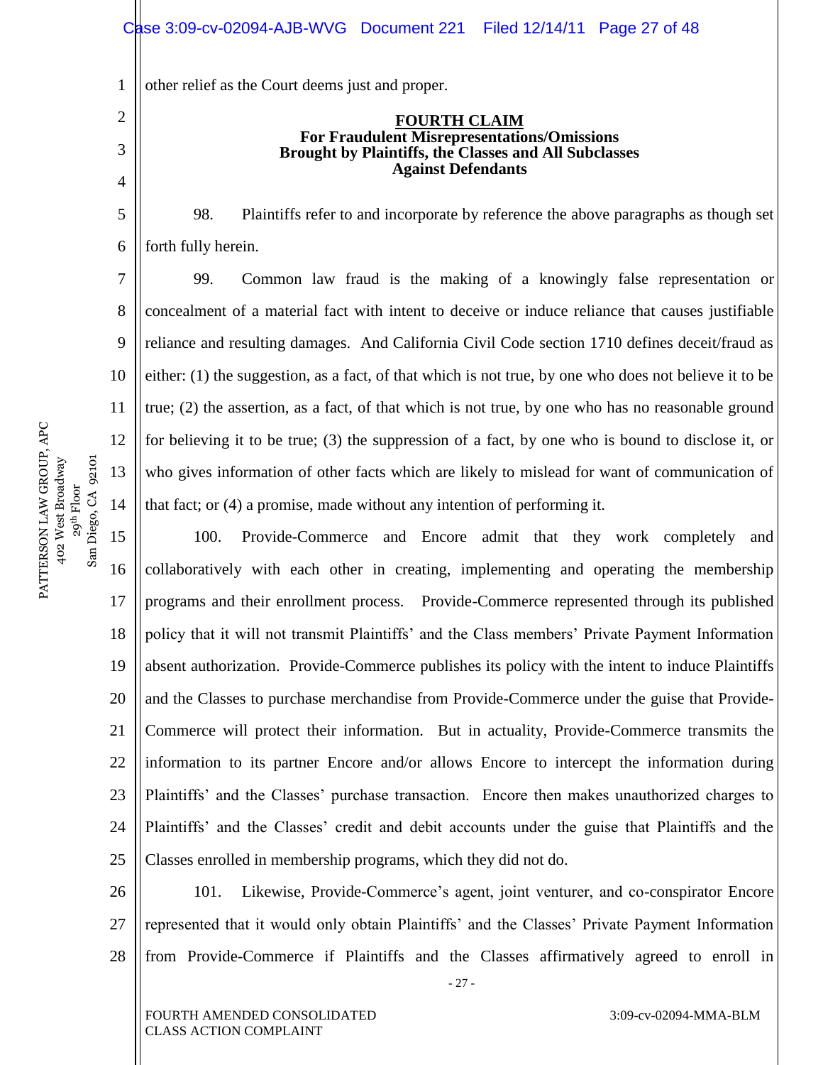other relief as the Court deems just and proper.

## FOURTH CLAIM
**For Fraudulent Misrepresentations/Omissions**
**Brought by Plaintiffs, the Classes and All Subclasses**
**Against Defendants**

98. Plaintiffs refer to and incorporate by reference the above paragraphs as though set forth fully herein.

99. Common law fraud is the making of a knowingly false representation or concealment of a material fact with intent to deceive or induce reliance that causes justifiable reliance and resulting damages. And California Civil Code section 1710 defines deceit/fraud as either: (1) the suggestion, as a fact, of that which is not true, by one who does not believe it to be true; (2) the assertion, as a fact, of that which is not true, by one who has no reasonable ground for believing it to be true; (3) the suppression of a fact, by one who is bound to disclose it, or who gives information of other facts which are likely to mislead for want of communication of that fact; or (4) a promise, made without any intention of performing it.

100. Provide-Commerce and Encore admit that they work completely and collaboratively with each other in creating, implementing and operating the membership programs and their enrollment process. Provide-Commerce represented through its published policy that it will not transmit Plaintiffs' and the Class members' Private Payment Information absent authorization. Provide-Commerce publishes its policy with the intent to induce Plaintiffs and the Classes to purchase merchandise from Provide-Commerce under the guise that Provide-Commerce will protect their information. But in actuality, Provide-Commerce transmits the information to its partner Encore and/or allows Encore to intercept the information during Plaintiffs' and the Classes' purchase transaction. Encore then makes unauthorized charges to Plaintiffs' and the Classes' credit and debit accounts under the guise that Plaintiffs and the Classes enrolled in membership programs, which they did not do.

101. Likewise, Provide-Commerce's agent, joint venturer, and co-conspirator Encore represented that it would only obtain Plaintiffs' and the Classes' Private Payment Information from Provide-Commerce if Plaintiffs and the Classes affirmatively agreed to enroll in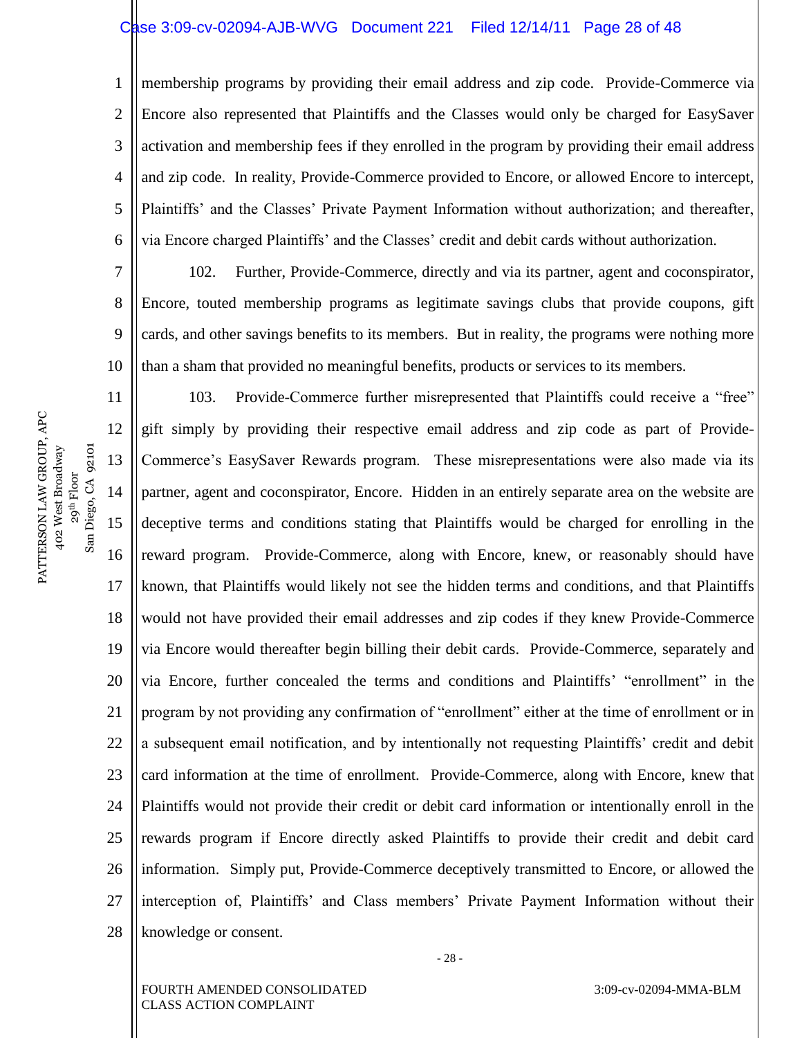membership programs by providing their email address and zip code. Provide-Commerce via Encore also represented that Plaintiffs and the Classes would only be charged for EasySaver activation and membership fees if they enrolled in the program by providing their email address and zip code. In reality, Provide-Commerce provided to Encore, or allowed Encore to intercept, Plaintiffs' and the Classes' Private Payment Information without authorization; and thereafter, via Encore charged Plaintiffs' and the Classes' credit and debit cards without authorization.

102. Further, Provide-Commerce, directly and via its partner, agent and coconspirator, Encore, touted membership programs as legitimate savings clubs that provide coupons, gift cards, and other savings benefits to its members. But in reality, the programs were nothing more than a sham that provided no meaningful benefits, products or services to its members.

103. Provide-Commerce further misrepresented that Plaintiffs could receive a "free" gift simply by providing their respective email address and zip code as part of Provide-Commerce's EasySaver Rewards program. These misrepresentations were also made via its partner, agent and coconspirator, Encore. Hidden in an entirely separate area on the website are deceptive terms and conditions stating that Plaintiffs would be charged for enrolling in the reward program. Provide-Commerce, along with Encore, knew, or reasonably should have known, that Plaintiffs would likely not see the hidden terms and conditions, and that Plaintiffs would not have provided their email addresses and zip codes if they knew Provide-Commerce via Encore would thereafter begin billing their debit cards. Provide-Commerce, separately and via Encore, further concealed the terms and conditions and Plaintiffs' "enrollment" in the program by not providing any confirmation of "enrollment" either at the time of enrollment or in a subsequent email notification, and by intentionally not requesting Plaintiffs' credit and debit card information at the time of enrollment. Provide-Commerce, along with Encore, knew that Plaintiffs would not provide their credit or debit card information or intentionally enroll in the rewards program if Encore directly asked Plaintiffs to provide their credit and debit card information. Simply put, Provide-Commerce deceptively transmitted to Encore, or allowed the interception of, Plaintiffs' and Class members' Private Payment Information without their knowledge or consent.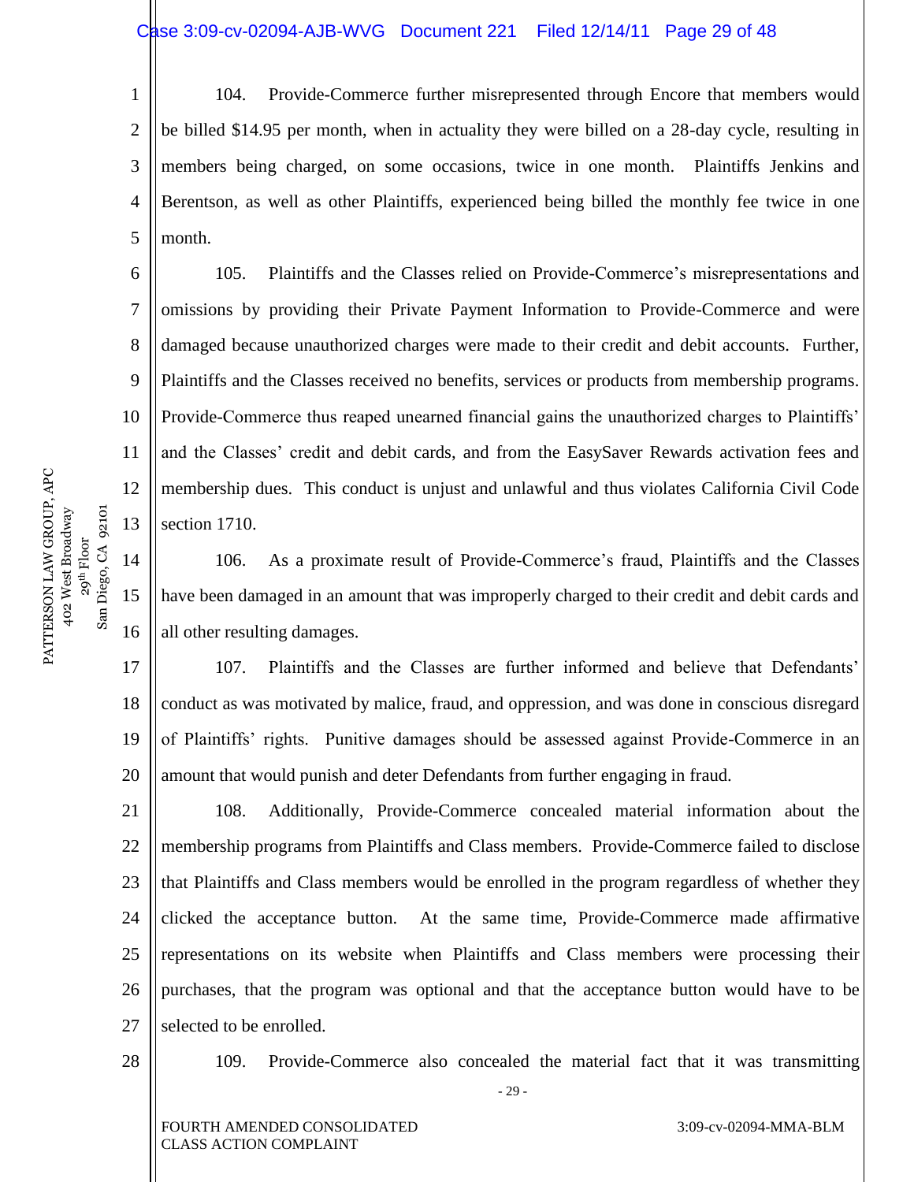104. Provide-Commerce further misrepresented through Encore that members would be billed $14.95 per month, when in actuality they were billed on a 28-day cycle, resulting in members being charged, on some occasions, twice in one month. Plaintiffs Jenkins and Berentson, as well as other Plaintiffs, experienced being billed the monthly fee twice in one month.

105. Plaintiffs and the Classes relied on Provide-Commerce's misrepresentations and omissions by providing their Private Payment Information to Provide-Commerce and were damaged because unauthorized charges were made to their credit and debit accounts. Further, Plaintiffs and the Classes received no benefits, services or products from membership programs. Provide-Commerce thus reaped unearned financial gains the unauthorized charges to Plaintiffs' and the Classes' credit and debit cards, and from the EasySaver Rewards activation fees and membership dues. This conduct is unjust and unlawful and thus violates California Civil Code section 1710.

106. As a proximate result of Provide-Commerce's fraud, Plaintiffs and the Classes have been damaged in an amount that was improperly charged to their credit and debit cards and all other resulting damages.

107. Plaintiffs and the Classes are further informed and believe that Defendants' conduct as was motivated by malice, fraud, and oppression, and was done in conscious disregard of Plaintiffs' rights. Punitive damages should be assessed against Provide-Commerce in an amount that would punish and deter Defendants from further engaging in fraud.

108. Additionally, Provide-Commerce concealed material information about the membership programs from Plaintiffs and Class members. Provide-Commerce failed to disclose that Plaintiffs and Class members would be enrolled in the program regardless of whether they clicked the acceptance button. At the same time, Provide-Commerce made affirmative representations on its website when Plaintiffs and Class members were processing their purchases, that the program was optional and that the acceptance button would have to be selected to be enrolled.

109. Provide-Commerce also concealed the material fact that it was transmitting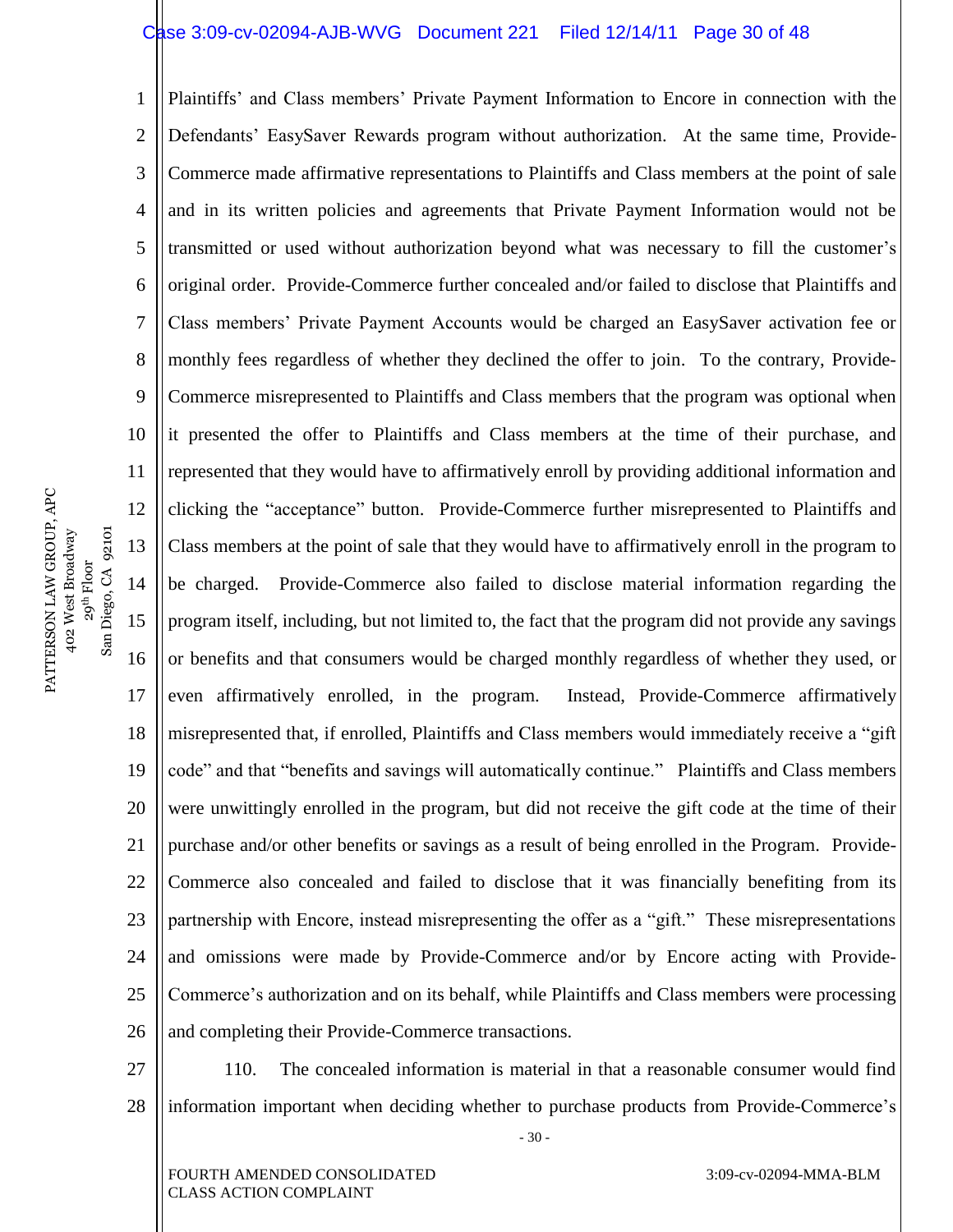Plaintiffs' and Class members' Private Payment Information to Encore in connection with the Defendants' EasySaver Rewards program without authorization. At the same time, Provide-Commerce made affirmative representations to Plaintiffs and Class members at the point of sale and in its written policies and agreements that Private Payment Information would not be transmitted or used without authorization beyond what was necessary to fill the customer's original order. Provide-Commerce further concealed and/or failed to disclose that Plaintiffs and Class members' Private Payment Accounts would be charged an EasySaver activation fee or monthly fees regardless of whether they declined the offer to join. To the contrary, Provide-Commerce misrepresented to Plaintiffs and Class members that the program was optional when it presented the offer to Plaintiffs and Class members at the time of their purchase, and represented that they would have to affirmatively enroll by providing additional information and clicking the "acceptance" button. Provide-Commerce further misrepresented to Plaintiffs and Class members at the point of sale that they would have to affirmatively enroll in the program to be charged. Provide-Commerce also failed to disclose material information regarding the program itself, including, but not limited to, the fact that the program did not provide any savings or benefits and that consumers would be charged monthly regardless of whether they used, or even affirmatively enrolled, in the program. Instead, Provide-Commerce affirmatively misrepresented that, if enrolled, Plaintiffs and Class members would immediately receive a "gift code" and that "benefits and savings will automatically continue." Plaintiffs and Class members were unwittingly enrolled in the program, but did not receive the gift code at the time of their purchase and/or other benefits or savings as a result of being enrolled in the Program. Provide-Commerce also concealed and failed to disclose that it was financially benefiting from its partnership with Encore, instead misrepresenting the offer as a "gift." These misrepresentations and omissions were made by Provide-Commerce and/or by Encore acting with Provide-Commerce's authorization and on its behalf, while Plaintiffs and Class members were processing and completing their Provide-Commerce transactions.

110. The concealed information is material in that a reasonable consumer would find information important when deciding whether to purchase products from Provide-Commerce's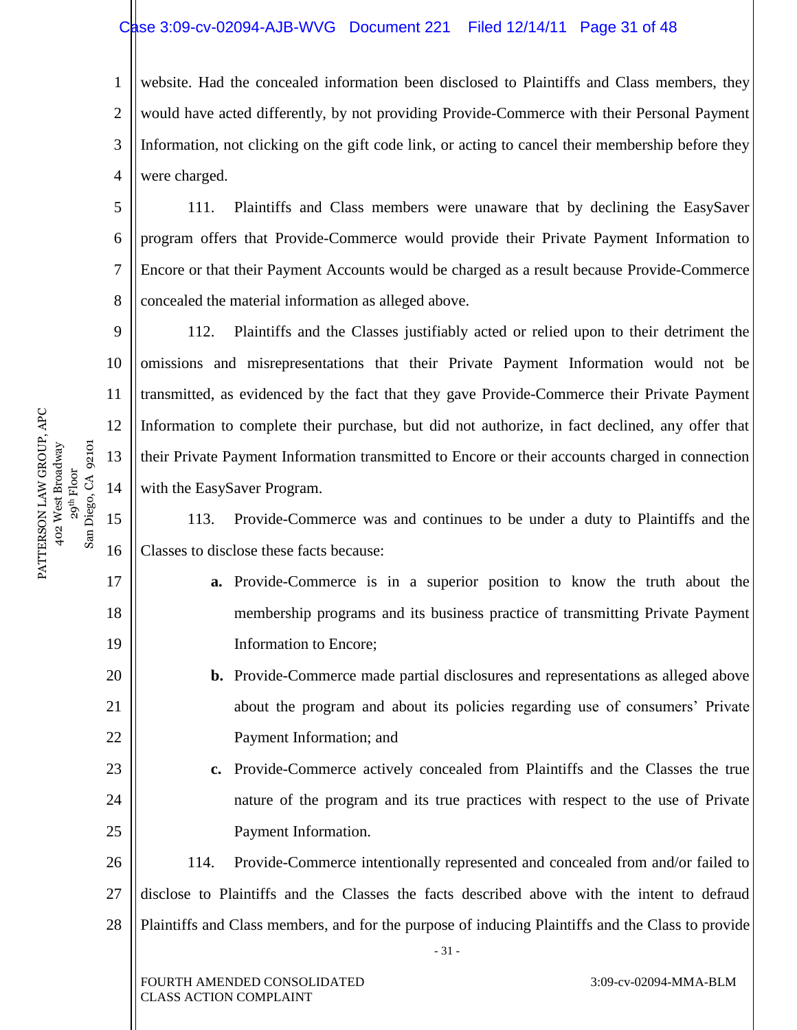website. Had the concealed information been disclosed to Plaintiffs and Class members, they would have acted differently, by not providing Provide-Commerce with their Personal Payment Information, not clicking on the gift code link, or acting to cancel their membership before they were charged.

111. Plaintiffs and Class members were unaware that by declining the EasySaver program offers that Provide-Commerce would provide their Private Payment Information to Encore or that their Payment Accounts would be charged as a result because Provide-Commerce concealed the material information as alleged above.

112. Plaintiffs and the Classes justifiably acted or relied upon to their detriment the omissions and misrepresentations that their Private Payment Information would not be transmitted, as evidenced by the fact that they gave Provide-Commerce their Private Payment Information to complete their purchase, but did not authorize, in fact declined, any offer that their Private Payment Information transmitted to Encore or their accounts charged in connection with the EasySaver Program.

113. Provide-Commerce was and continues to be under a duty to Plaintiffs and the Classes to disclose these facts because:

- **a.** Provide-Commerce is in a superior position to know the truth about the membership programs and its business practice of transmitting Private Payment Information to Encore;
- **b.** Provide-Commerce made partial disclosures and representations as alleged above about the program and about its policies regarding use of consumers' Private Payment Information; and
- **c.** Provide-Commerce actively concealed from Plaintiffs and the Classes the true nature of the program and its true practices with respect to the use of Private Payment Information.

114. Provide-Commerce intentionally represented and concealed from and/or failed to disclose to Plaintiffs and the Classes the facts described above with the intent to defraud Plaintiffs and Class members, and for the purpose of inducing Plaintiffs and the Class to provide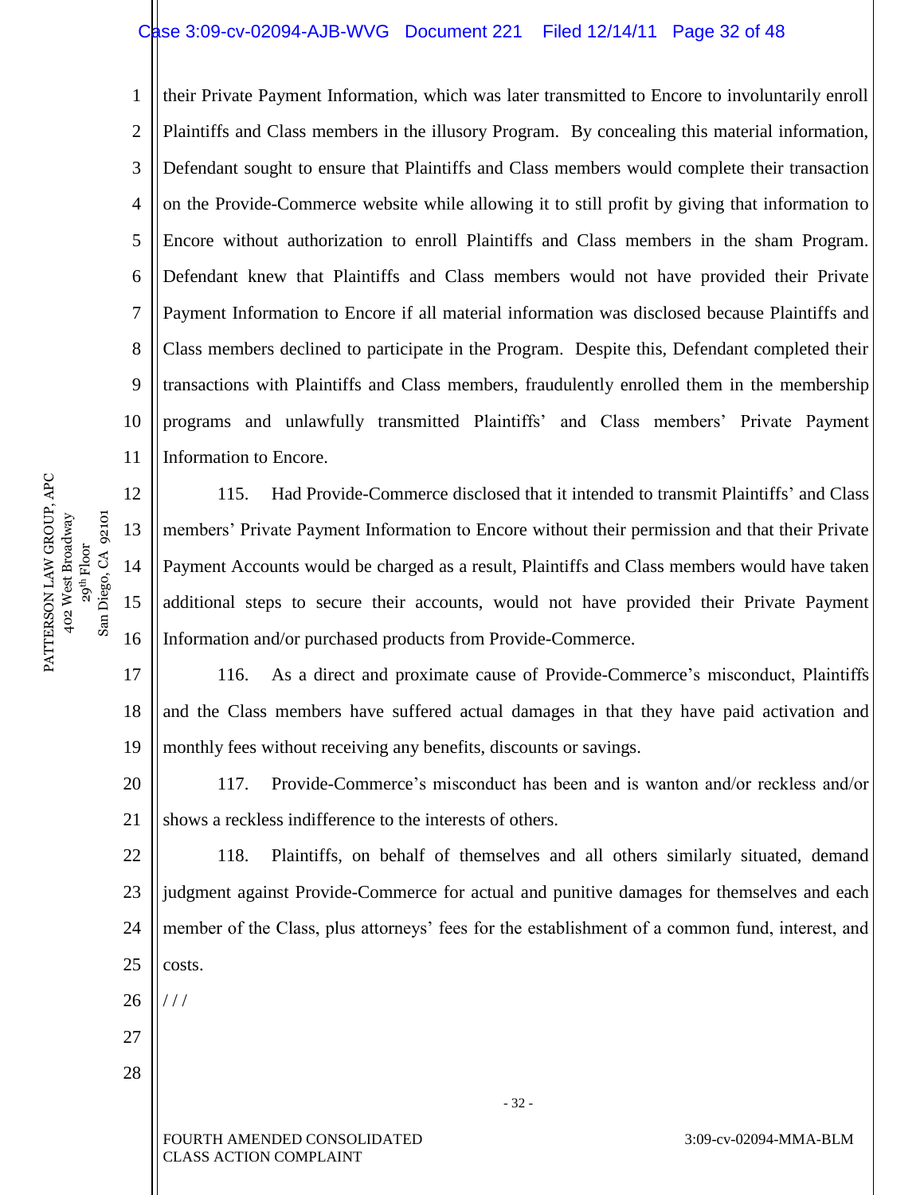their Private Payment Information, which was later transmitted to Encore to involuntarily enroll Plaintiffs and Class members in the illusory Program. By concealing this material information, Defendant sought to ensure that Plaintiffs and Class members would complete their transaction on the Provide-Commerce website while allowing it to still profit by giving that information to Encore without authorization to enroll Plaintiffs and Class members in the sham Program. Defendant knew that Plaintiffs and Class members would not have provided their Private Payment Information to Encore if all material information was disclosed because Plaintiffs and Class members declined to participate in the Program. Despite this, Defendant completed their transactions with Plaintiffs and Class members, fraudulently enrolled them in the membership programs and unlawfully transmitted Plaintiffs' and Class members' Private Payment Information to Encore.

115. Had Provide-Commerce disclosed that it intended to transmit Plaintiffs' and Class members' Private Payment Information to Encore without their permission and that their Private Payment Accounts would be charged as a result, Plaintiffs and Class members would have taken additional steps to secure their accounts, would not have provided their Private Payment Information and/or purchased products from Provide-Commerce.

116. As a direct and proximate cause of Provide-Commerce's misconduct, Plaintiffs and the Class members have suffered actual damages in that they have paid activation and monthly fees without receiving any benefits, discounts or savings.

117. Provide-Commerce's misconduct has been and is wanton and/or reckless and/or shows a reckless indifference to the interests of others.

118. Plaintiffs, on behalf of themselves and all others similarly situated, demand judgment against Provide-Commerce for actual and punitive damages for themselves and each member of the Class, plus attorneys' fees for the establishment of a common fund, interest, and costs.

/ / /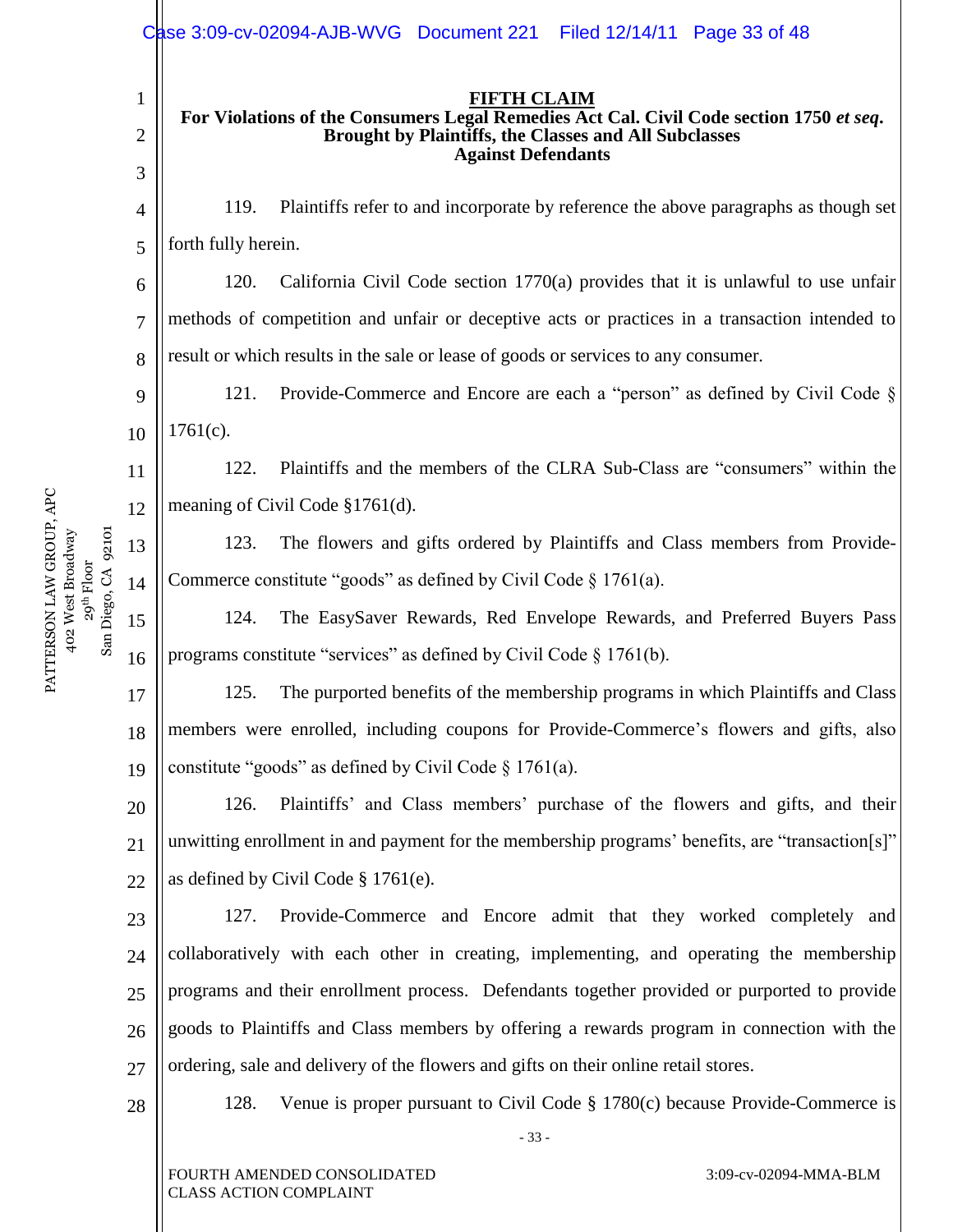**FIFTH CLAIM**

**For Violations of the Consumers Legal Remedies Act Cal. Civil Code section 1750 *et seq*.**
**Brought by Plaintiffs, the Classes and All Subclasses**
**Against Defendants**

119. Plaintiffs refer to and incorporate by reference the above paragraphs as though set forth fully herein.

120. California Civil Code section 1770(a) provides that it is unlawful to use unfair methods of competition and unfair or deceptive acts or practices in a transaction intended to result or which results in the sale or lease of goods or services to any consumer.

121. Provide-Commerce and Encore are each a "person" as defined by Civil Code § 1761(c).

122. Plaintiffs and the members of the CLRA Sub-Class are "consumers" within the meaning of Civil Code §1761(d).

123. The flowers and gifts ordered by Plaintiffs and Class members from Provide-Commerce constitute "goods" as defined by Civil Code § 1761(a).

124. The EasySaver Rewards, Red Envelope Rewards, and Preferred Buyers Pass programs constitute "services" as defined by Civil Code § 1761(b).

125. The purported benefits of the membership programs in which Plaintiffs and Class members were enrolled, including coupons for Provide-Commerce's flowers and gifts, also constitute "goods" as defined by Civil Code § 1761(a).

126. Plaintiffs' and Class members' purchase of the flowers and gifts, and their unwitting enrollment in and payment for the membership programs' benefits, are "transaction[s]" as defined by Civil Code § 1761(e).

127. Provide-Commerce and Encore admit that they worked completely and collaboratively with each other in creating, implementing, and operating the membership programs and their enrollment process. Defendants together provided or purported to provide goods to Plaintiffs and Class members by offering a rewards program in connection with the ordering, sale and delivery of the flowers and gifts on their online retail stores.

128. Venue is proper pursuant to Civil Code § 1780(c) because Provide-Commerce is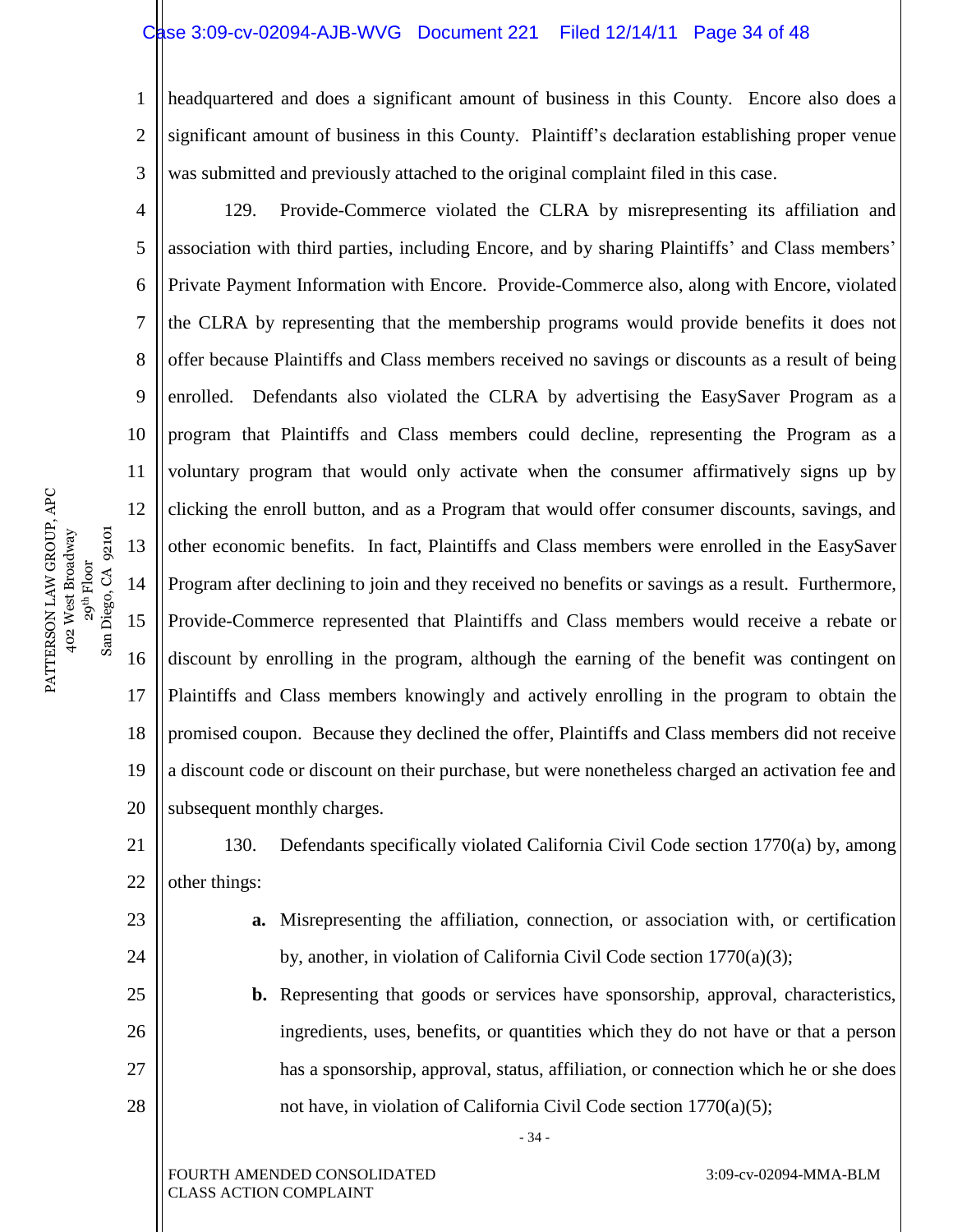headquartered and does a significant amount of business in this County. Encore also does a significant amount of business in this County. Plaintiff's declaration establishing proper venue was submitted and previously attached to the original complaint filed in this case.

129. Provide-Commerce violated the CLRA by misrepresenting its affiliation and association with third parties, including Encore, and by sharing Plaintiffs' and Class members' Private Payment Information with Encore. Provide-Commerce also, along with Encore, violated the CLRA by representing that the membership programs would provide benefits it does not offer because Plaintiffs and Class members received no savings or discounts as a result of being enrolled. Defendants also violated the CLRA by advertising the EasySaver Program as a program that Plaintiffs and Class members could decline, representing the Program as a voluntary program that would only activate when the consumer affirmatively signs up by clicking the enroll button, and as a Program that would offer consumer discounts, savings, and other economic benefits. In fact, Plaintiffs and Class members were enrolled in the EasySaver Program after declining to join and they received no benefits or savings as a result. Furthermore, Provide-Commerce represented that Plaintiffs and Class members would receive a rebate or discount by enrolling in the program, although the earning of the benefit was contingent on Plaintiffs and Class members knowingly and actively enrolling in the program to obtain the promised coupon. Because they declined the offer, Plaintiffs and Class members did not receive a discount code or discount on their purchase, but were nonetheless charged an activation fee and subsequent monthly charges.

130. Defendants specifically violated California Civil Code section 1770(a) by, among other things:

- **a.** Misrepresenting the affiliation, connection, or association with, or certification by, another, in violation of California Civil Code section 1770(a)(3);
- **b.** Representing that goods or services have sponsorship, approval, characteristics, ingredients, uses, benefits, or quantities which they do not have or that a person has a sponsorship, approval, status, affiliation, or connection which he or she does not have, in violation of California Civil Code section 1770(a)(5);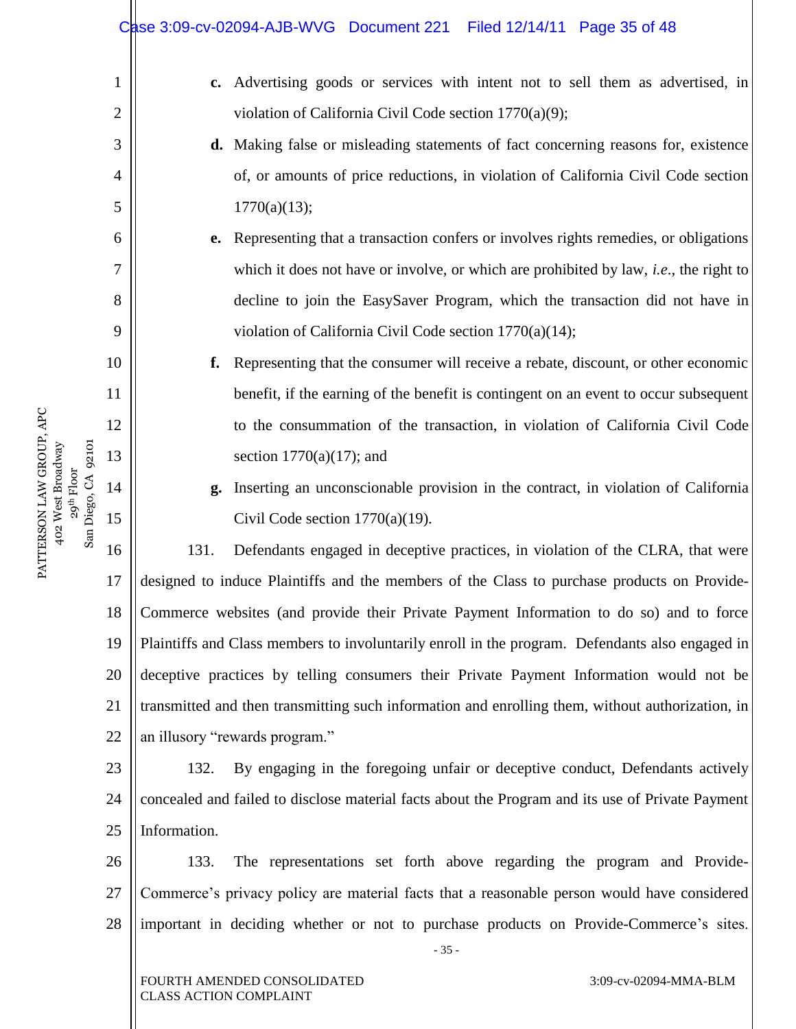- **c.** Advertising goods or services with intent not to sell them as advertised, in violation of California Civil Code section 1770(a)(9);
- **d.** Making false or misleading statements of fact concerning reasons for, existence of, or amounts of price reductions, in violation of California Civil Code section 1770(a)(13);
- **e.** Representing that a transaction confers or involves rights remedies, or obligations which it does not have or involve, or which are prohibited by law, *i.e.*, the right to decline to join the EasySaver Program, which the transaction did not have in violation of California Civil Code section 1770(a)(14);
- **f.** Representing that the consumer will receive a rebate, discount, or other economic benefit, if the earning of the benefit is contingent on an event to occur subsequent to the consummation of the transaction, in violation of California Civil Code section 1770(a)(17); and
- **g.** Inserting an unconscionable provision in the contract, in violation of California Civil Code section 1770(a)(19).

131. Defendants engaged in deceptive practices, in violation of the CLRA, that were designed to induce Plaintiffs and the members of the Class to purchase products on Provide-Commerce websites (and provide their Private Payment Information to do so) and to force Plaintiffs and Class members to involuntarily enroll in the program. Defendants also engaged in deceptive practices by telling consumers their Private Payment Information would not be transmitted and then transmitting such information and enrolling them, without authorization, in an illusory "rewards program."

132. By engaging in the foregoing unfair or deceptive conduct, Defendants actively concealed and failed to disclose material facts about the Program and its use of Private Payment Information.

133. The representations set forth above regarding the program and Provide-Commerce's privacy policy are material facts that a reasonable person would have considered important in deciding whether or not to purchase products on Provide-Commerce's sites.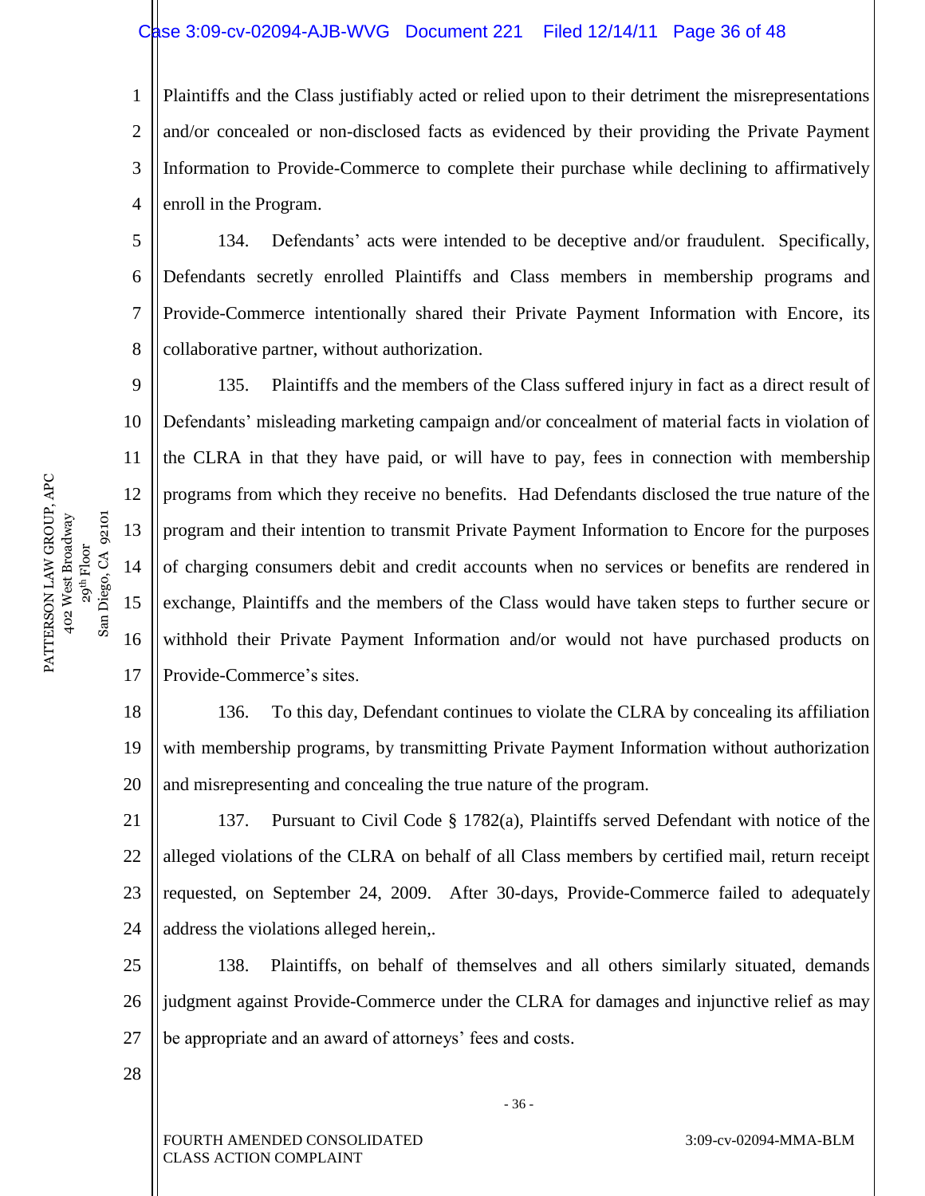Plaintiffs and the Class justifiably acted or relied upon to their detriment the misrepresentations and/or concealed or non-disclosed facts as evidenced by their providing the Private Payment Information to Provide-Commerce to complete their purchase while declining to affirmatively enroll in the Program.

134. Defendants' acts were intended to be deceptive and/or fraudulent. Specifically, Defendants secretly enrolled Plaintiffs and Class members in membership programs and Provide-Commerce intentionally shared their Private Payment Information with Encore, its collaborative partner, without authorization.

135. Plaintiffs and the members of the Class suffered injury in fact as a direct result of Defendants' misleading marketing campaign and/or concealment of material facts in violation of the CLRA in that they have paid, or will have to pay, fees in connection with membership programs from which they receive no benefits. Had Defendants disclosed the true nature of the program and their intention to transmit Private Payment Information to Encore for the purposes of charging consumers debit and credit accounts when no services or benefits are rendered in exchange, Plaintiffs and the members of the Class would have taken steps to further secure or withhold their Private Payment Information and/or would not have purchased products on Provide-Commerce's sites.

136. To this day, Defendant continues to violate the CLRA by concealing its affiliation with membership programs, by transmitting Private Payment Information without authorization and misrepresenting and concealing the true nature of the program.

137. Pursuant to Civil Code § 1782(a), Plaintiffs served Defendant with notice of the alleged violations of the CLRA on behalf of all Class members by certified mail, return receipt requested, on September 24, 2009. After 30-days, Provide-Commerce failed to adequately address the violations alleged herein,.

138. Plaintiffs, on behalf of themselves and all others similarly situated, demands judgment against Provide-Commerce under the CLRA for damages and injunctive relief as may be appropriate and an award of attorneys' fees and costs.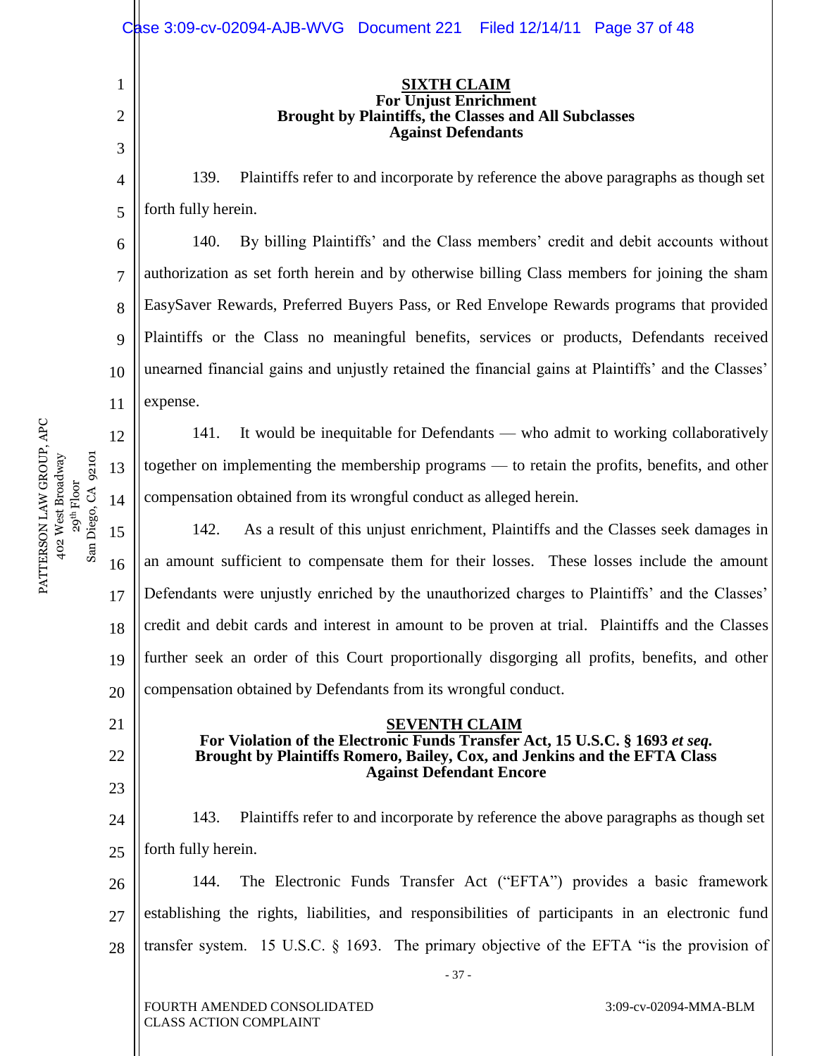**SIXTH CLAIM**
**For Unjust Enrichment**
**Brought by Plaintiffs, the Classes and All Subclasses**
**Against Defendants**

139. Plaintiffs refer to and incorporate by reference the above paragraphs as though set forth fully herein.

140. By billing Plaintiffs' and the Class members' credit and debit accounts without authorization as set forth herein and by otherwise billing Class members for joining the sham EasySaver Rewards, Preferred Buyers Pass, or Red Envelope Rewards programs that provided Plaintiffs or the Class no meaningful benefits, services or products, Defendants received unearned financial gains and unjustly retained the financial gains at Plaintiffs' and the Classes' expense.

141. It would be inequitable for Defendants — who admit to working collaboratively together on implementing the membership programs — to retain the profits, benefits, and other compensation obtained from its wrongful conduct as alleged herein.

142. As a result of this unjust enrichment, Plaintiffs and the Classes seek damages in an amount sufficient to compensate them for their losses. These losses include the amount Defendants were unjustly enriched by the unauthorized charges to Plaintiffs' and the Classes' credit and debit cards and interest in amount to be proven at trial. Plaintiffs and the Classes further seek an order of this Court proportionally disgorging all profits, benefits, and other compensation obtained by Defendants from its wrongful conduct.

**SEVENTH CLAIM**
**For Violation of the Electronic Funds Transfer Act, 15 U.S.C. § 1693 *et seq.***
**Brought by Plaintiffs Romero, Bailey, Cox, and Jenkins and the EFTA Class**
**Against Defendant Encore**

143. Plaintiffs refer to and incorporate by reference the above paragraphs as though set forth fully herein.

144. The Electronic Funds Transfer Act ("EFTA") provides a basic framework establishing the rights, liabilities, and responsibilities of participants in an electronic fund transfer system. 15 U.S.C. § 1693. The primary objective of the EFTA "is the provision of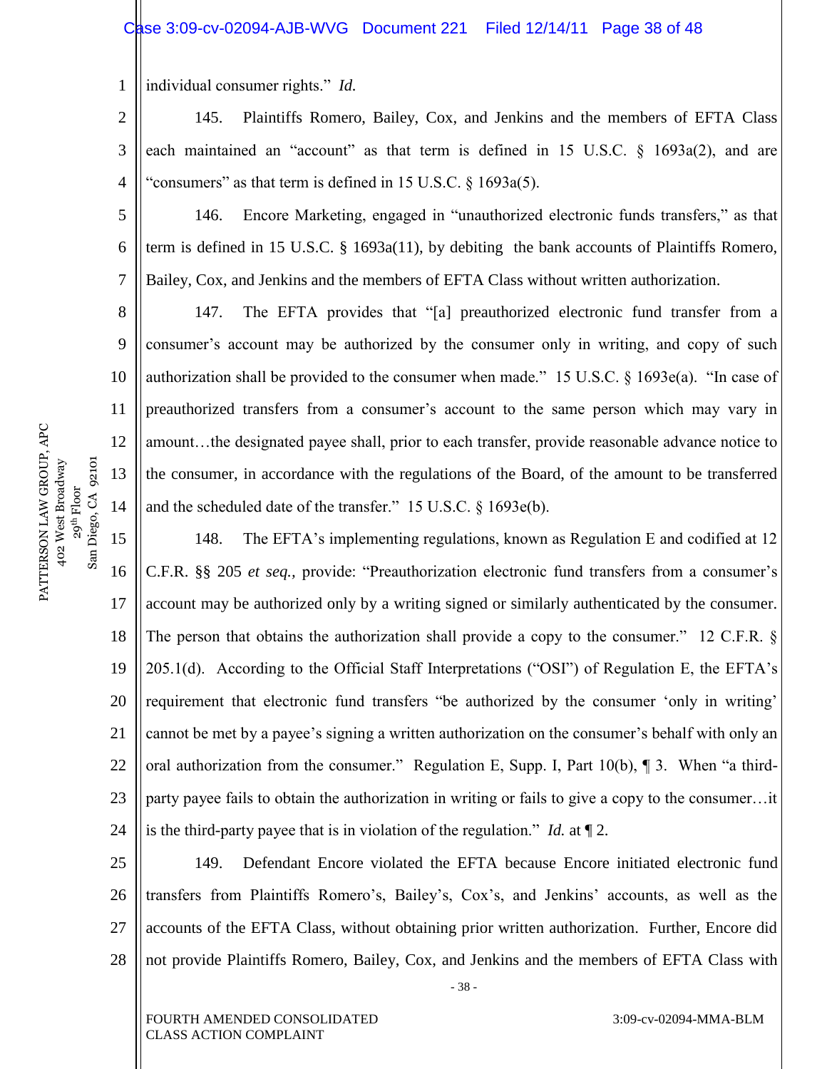individual consumer rights." *Id.*

145. Plaintiffs Romero, Bailey, Cox, and Jenkins and the members of EFTA Class each maintained an "account" as that term is defined in 15 U.S.C. § 1693a(2), and are "consumers" as that term is defined in 15 U.S.C. § 1693a(5).

146. Encore Marketing, engaged in "unauthorized electronic funds transfers," as that term is defined in 15 U.S.C. § 1693a(11), by debiting the bank accounts of Plaintiffs Romero, Bailey, Cox, and Jenkins and the members of EFTA Class without written authorization.

147. The EFTA provides that "[a] preauthorized electronic fund transfer from a consumer's account may be authorized by the consumer only in writing, and copy of such authorization shall be provided to the consumer when made." 15 U.S.C. § 1693e(a). "In case of preauthorized transfers from a consumer's account to the same person which may vary in amount…the designated payee shall, prior to each transfer, provide reasonable advance notice to the consumer, in accordance with the regulations of the Board, of the amount to be transferred and the scheduled date of the transfer." 15 U.S.C. § 1693e(b).

148. The EFTA's implementing regulations, known as Regulation E and codified at 12 C.F.R. §§ 205 *et seq.,* provide: "Preauthorization electronic fund transfers from a consumer's account may be authorized only by a writing signed or similarly authenticated by the consumer. The person that obtains the authorization shall provide a copy to the consumer." 12 C.F.R. § 205.1(d). According to the Official Staff Interpretations ("OSI") of Regulation E, the EFTA's requirement that electronic fund transfers "be authorized by the consumer 'only in writing' cannot be met by a payee's signing a written authorization on the consumer's behalf with only an oral authorization from the consumer." Regulation E, Supp. I, Part 10(b), ¶ 3. When "a third-party payee fails to obtain the authorization in writing or fails to give a copy to the consumer…it is the third-party payee that is in violation of the regulation." *Id.* at ¶ 2.

149. Defendant Encore violated the EFTA because Encore initiated electronic fund transfers from Plaintiffs Romero's, Bailey's, Cox's, and Jenkins' accounts, as well as the accounts of the EFTA Class, without obtaining prior written authorization. Further, Encore did not provide Plaintiffs Romero, Bailey, Cox, and Jenkins and the members of EFTA Class with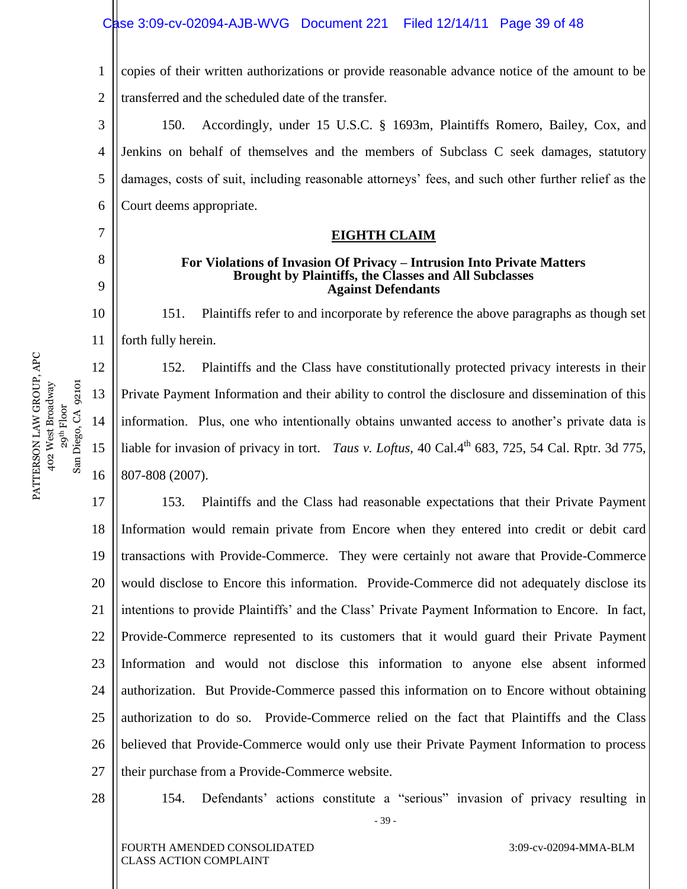copies of their written authorizations or provide reasonable advance notice of the amount to be transferred and the scheduled date of the transfer.

150. Accordingly, under 15 U.S.C. § 1693m, Plaintiffs Romero, Bailey, Cox, and Jenkins on behalf of themselves and the members of Subclass C seek damages, statutory damages, costs of suit, including reasonable attorneys' fees, and such other further relief as the Court deems appropriate.

## EIGHTH CLAIM

### For Violations of Invasion Of Privacy – Intrusion Into Private Matters Brought by Plaintiffs, the Classes and All Subclasses Against Defendants

151. Plaintiffs refer to and incorporate by reference the above paragraphs as though set forth fully herein.

152. Plaintiffs and the Class have constitutionally protected privacy interests in their Private Payment Information and their ability to control the disclosure and dissemination of this information. Plus, one who intentionally obtains unwanted access to another's private data is liable for invasion of privacy in tort. *Taus v. Loftus,* 40 Cal.4th 683, 725, 54 Cal. Rptr. 3d 775, 807-808 (2007).

153. Plaintiffs and the Class had reasonable expectations that their Private Payment Information would remain private from Encore when they entered into credit or debit card transactions with Provide-Commerce. They were certainly not aware that Provide-Commerce would disclose to Encore this information. Provide-Commerce did not adequately disclose its intentions to provide Plaintiffs' and the Class' Private Payment Information to Encore. In fact, Provide-Commerce represented to its customers that it would guard their Private Payment Information and would not disclose this information to anyone else absent informed authorization. But Provide-Commerce passed this information on to Encore without obtaining authorization to do so. Provide-Commerce relied on the fact that Plaintiffs and the Class believed that Provide-Commerce would only use their Private Payment Information to process their purchase from a Provide-Commerce website.

154. Defendants' actions constitute a "serious" invasion of privacy resulting in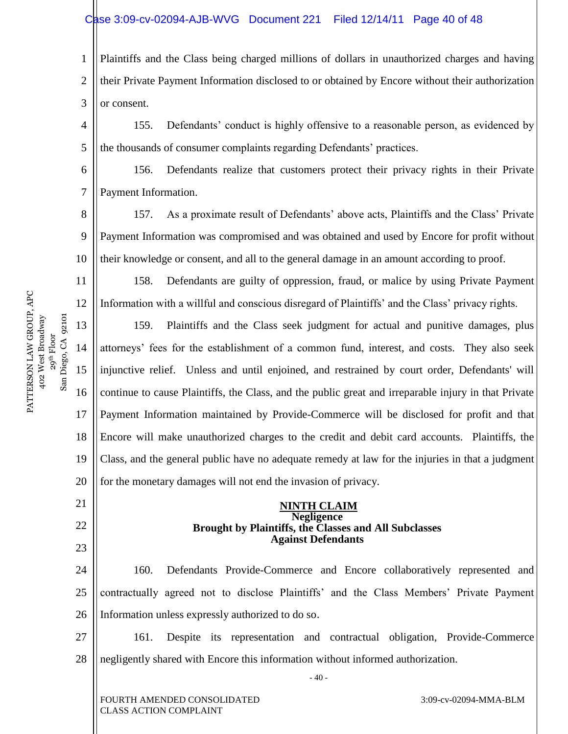Plaintiffs and the Class being charged millions of dollars in unauthorized charges and having their Private Payment Information disclosed to or obtained by Encore without their authorization or consent.

155. Defendants' conduct is highly offensive to a reasonable person, as evidenced by the thousands of consumer complaints regarding Defendants' practices.

156. Defendants realize that customers protect their privacy rights in their Private Payment Information.

157. As a proximate result of Defendants' above acts, Plaintiffs and the Class' Private Payment Information was compromised and was obtained and used by Encore for profit without their knowledge or consent, and all to the general damage in an amount according to proof.

158. Defendants are guilty of oppression, fraud, or malice by using Private Payment Information with a willful and conscious disregard of Plaintiffs' and the Class' privacy rights.

159. Plaintiffs and the Class seek judgment for actual and punitive damages, plus attorneys' fees for the establishment of a common fund, interest, and costs. They also seek injunctive relief. Unless and until enjoined, and restrained by court order, Defendants' will continue to cause Plaintiffs, the Class, and the public great and irreparable injury in that Private Payment Information maintained by Provide-Commerce will be disclosed for profit and that Encore will make unauthorized charges to the credit and debit card accounts. Plaintiffs, the Class, and the general public have no adequate remedy at law for the injuries in that a judgment for the monetary damages will not end the invasion of privacy.

## NINTH CLAIM
**Negligence**
**Brought by Plaintiffs, the Classes and All Subclasses**
**Against Defendants**

160. Defendants Provide-Commerce and Encore collaboratively represented and contractually agreed not to disclose Plaintiffs' and the Class Members' Private Payment Information unless expressly authorized to do so.

161. Despite its representation and contractual obligation, Provide-Commerce negligently shared with Encore this information without informed authorization.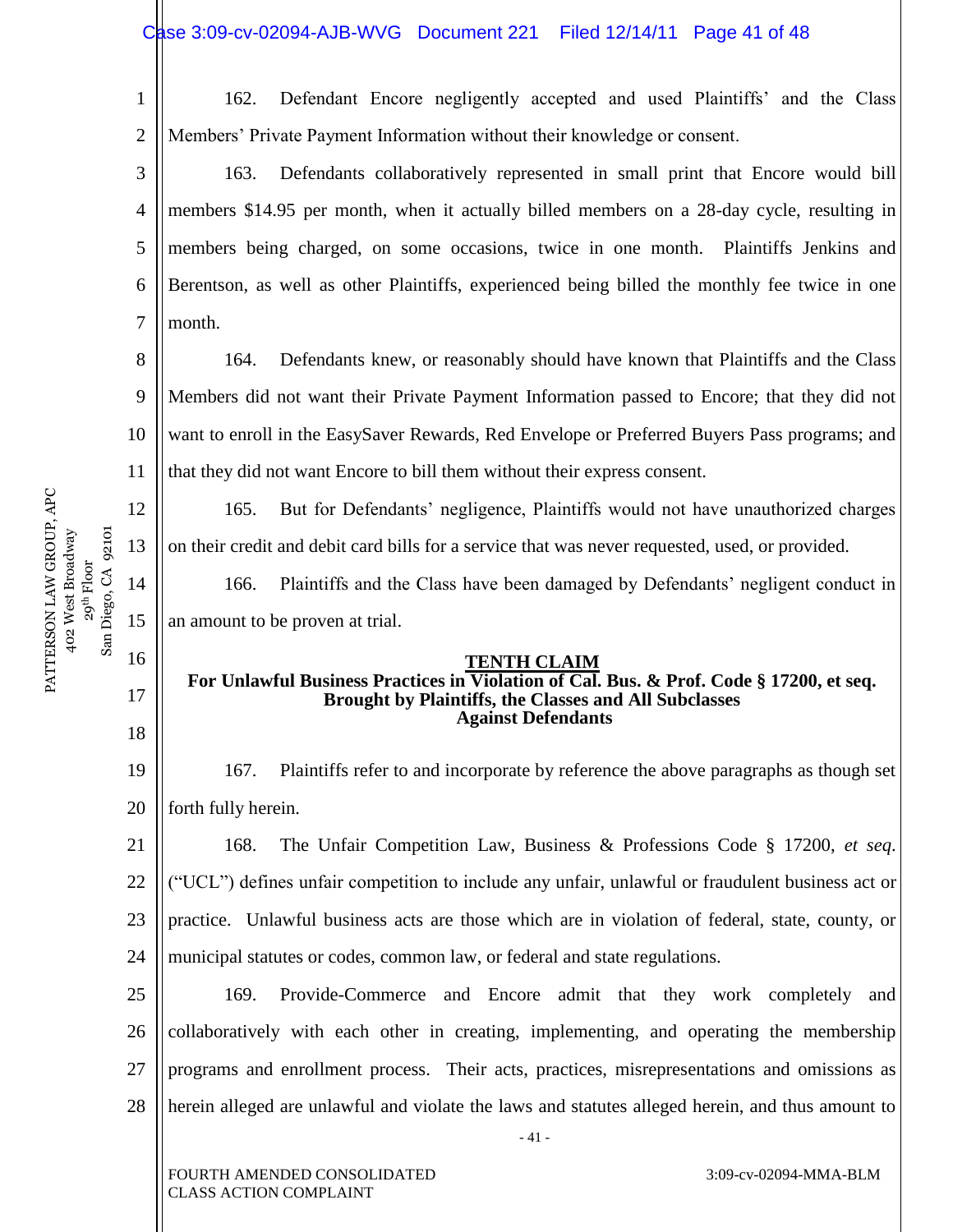162. Defendant Encore negligently accepted and used Plaintiffs' and the Class Members' Private Payment Information without their knowledge or consent.

163. Defendants collaboratively represented in small print that Encore would bill members $14.95 per month, when it actually billed members on a 28-day cycle, resulting in members being charged, on some occasions, twice in one month. Plaintiffs Jenkins and Berentson, as well as other Plaintiffs, experienced being billed the monthly fee twice in one month.

164. Defendants knew, or reasonably should have known that Plaintiffs and the Class Members did not want their Private Payment Information passed to Encore; that they did not want to enroll in the EasySaver Rewards, Red Envelope or Preferred Buyers Pass programs; and that they did not want Encore to bill them without their express consent.

165. But for Defendants' negligence, Plaintiffs would not have unauthorized charges on their credit and debit card bills for a service that was never requested, used, or provided.

166. Plaintiffs and the Class have been damaged by Defendants' negligent conduct in an amount to be proven at trial.

**TENTH CLAIM**
**For Unlawful Business Practices in Violation of Cal. Bus. & Prof. Code § 17200, et seq.**
**Brought by Plaintiffs, the Classes and All Subclasses**
**Against Defendants**

167. Plaintiffs refer to and incorporate by reference the above paragraphs as though set forth fully herein.

168. The Unfair Competition Law, Business & Professions Code § 17200, *et seq*. ("UCL") defines unfair competition to include any unfair, unlawful or fraudulent business act or practice. Unlawful business acts are those which are in violation of federal, state, county, or municipal statutes or codes, common law, or federal and state regulations.

169. Provide-Commerce and Encore admit that they work completely and collaboratively with each other in creating, implementing, and operating the membership programs and enrollment process. Their acts, practices, misrepresentations and omissions as herein alleged are unlawful and violate the laws and statutes alleged herein, and thus amount to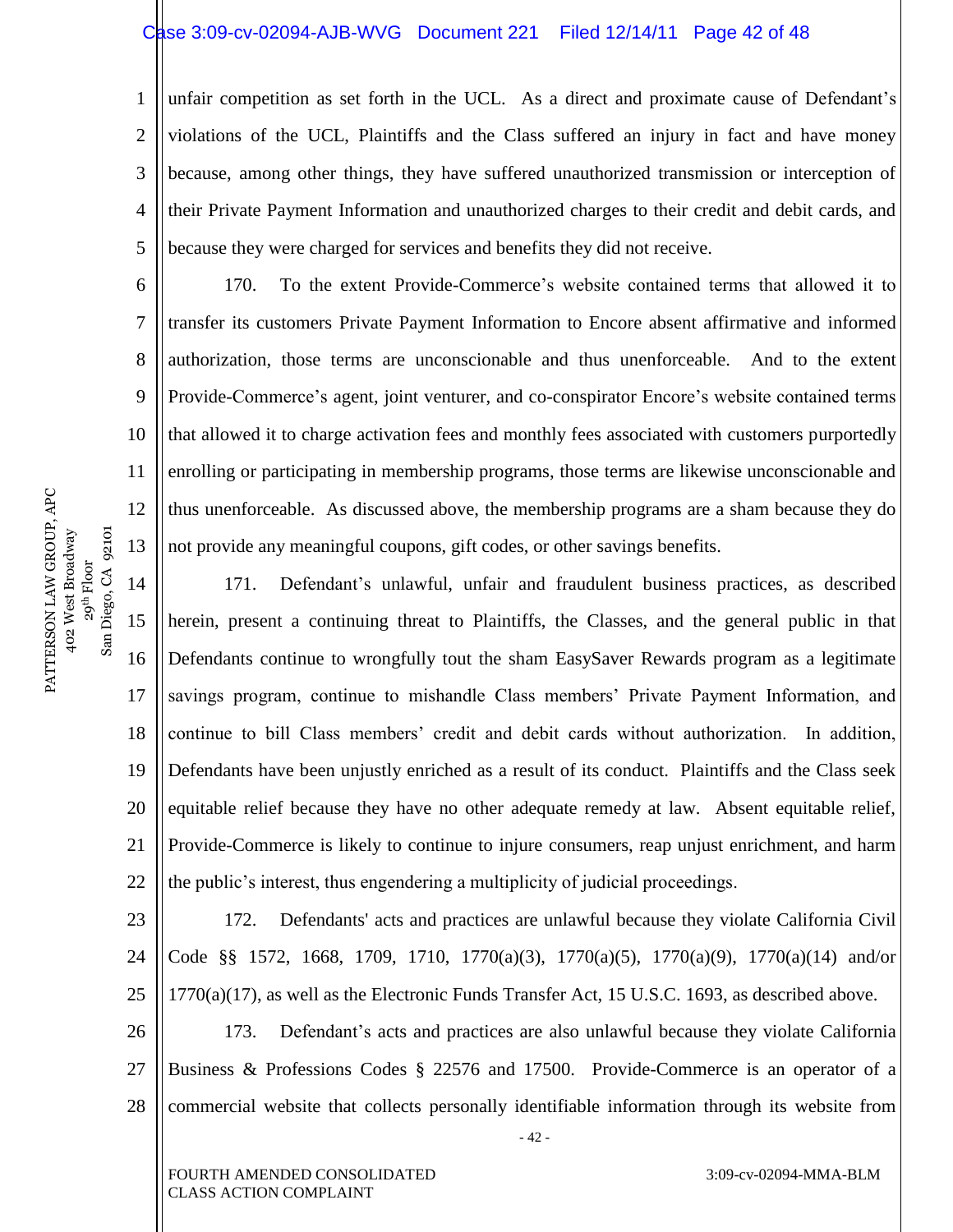unfair competition as set forth in the UCL. As a direct and proximate cause of Defendant's violations of the UCL, Plaintiffs and the Class suffered an injury in fact and have money because, among other things, they have suffered unauthorized transmission or interception of their Private Payment Information and unauthorized charges to their credit and debit cards, and because they were charged for services and benefits they did not receive.

170. To the extent Provide-Commerce's website contained terms that allowed it to transfer its customers Private Payment Information to Encore absent affirmative and informed authorization, those terms are unconscionable and thus unenforceable. And to the extent Provide-Commerce's agent, joint venturer, and co-conspirator Encore's website contained terms that allowed it to charge activation fees and monthly fees associated with customers purportedly enrolling or participating in membership programs, those terms are likewise unconscionable and thus unenforceable. As discussed above, the membership programs are a sham because they do not provide any meaningful coupons, gift codes, or other savings benefits.

171. Defendant's unlawful, unfair and fraudulent business practices, as described herein, present a continuing threat to Plaintiffs, the Classes, and the general public in that Defendants continue to wrongfully tout the sham EasySaver Rewards program as a legitimate savings program, continue to mishandle Class members' Private Payment Information, and continue to bill Class members' credit and debit cards without authorization. In addition, Defendants have been unjustly enriched as a result of its conduct. Plaintiffs and the Class seek equitable relief because they have no other adequate remedy at law. Absent equitable relief, Provide-Commerce is likely to continue to injure consumers, reap unjust enrichment, and harm the public's interest, thus engendering a multiplicity of judicial proceedings.

172. Defendants' acts and practices are unlawful because they violate California Civil Code §§ 1572, 1668, 1709, 1710, 1770(a)(3), 1770(a)(5), 1770(a)(9), 1770(a)(14) and/or 1770(a)(17), as well as the Electronic Funds Transfer Act, 15 U.S.C. 1693, as described above.

173. Defendant's acts and practices are also unlawful because they violate California Business & Professions Codes § 22576 and 17500. Provide-Commerce is an operator of a commercial website that collects personally identifiable information through its website from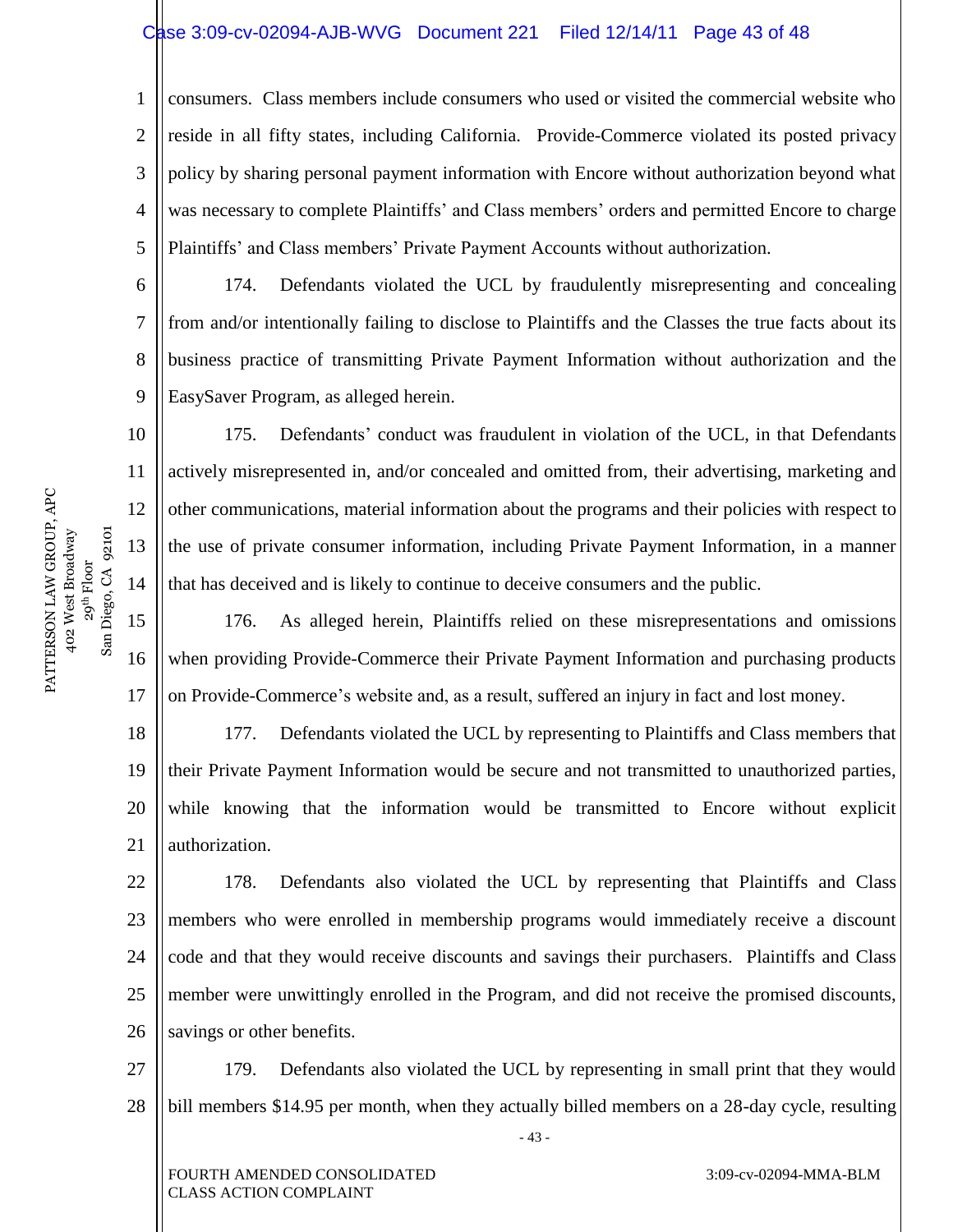consumers. Class members include consumers who used or visited the commercial website who reside in all fifty states, including California. Provide-Commerce violated its posted privacy policy by sharing personal payment information with Encore without authorization beyond what was necessary to complete Plaintiffs' and Class members' orders and permitted Encore to charge Plaintiffs' and Class members' Private Payment Accounts without authorization.

174. Defendants violated the UCL by fraudulently misrepresenting and concealing from and/or intentionally failing to disclose to Plaintiffs and the Classes the true facts about its business practice of transmitting Private Payment Information without authorization and the EasySaver Program, as alleged herein.

175. Defendants' conduct was fraudulent in violation of the UCL, in that Defendants actively misrepresented in, and/or concealed and omitted from, their advertising, marketing and other communications, material information about the programs and their policies with respect to the use of private consumer information, including Private Payment Information, in a manner that has deceived and is likely to continue to deceive consumers and the public.

176. As alleged herein, Plaintiffs relied on these misrepresentations and omissions when providing Provide-Commerce their Private Payment Information and purchasing products on Provide-Commerce's website and, as a result, suffered an injury in fact and lost money.

177. Defendants violated the UCL by representing to Plaintiffs and Class members that their Private Payment Information would be secure and not transmitted to unauthorized parties, while knowing that the information would be transmitted to Encore without explicit authorization.

178. Defendants also violated the UCL by representing that Plaintiffs and Class members who were enrolled in membership programs would immediately receive a discount code and that they would receive discounts and savings their purchasers. Plaintiffs and Class member were unwittingly enrolled in the Program, and did not receive the promised discounts, savings or other benefits.

179. Defendants also violated the UCL by representing in small print that they would bill members $14.95 per month, when they actually billed members on a 28-day cycle, resulting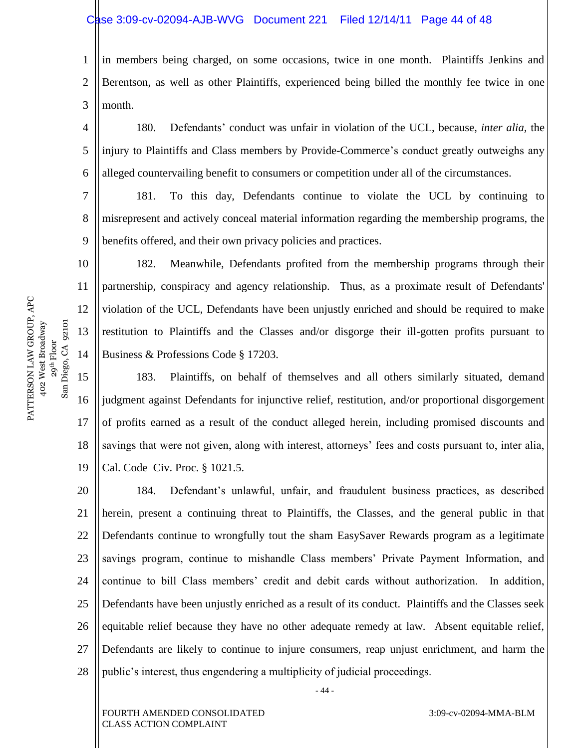in members being charged, on some occasions, twice in one month. Plaintiffs Jenkins and Berentson, as well as other Plaintiffs, experienced being billed the monthly fee twice in one month.

180. Defendants' conduct was unfair in violation of the UCL, because, *inter alia,* the injury to Plaintiffs and Class members by Provide-Commerce's conduct greatly outweighs any alleged countervailing benefit to consumers or competition under all of the circumstances.

181. To this day, Defendants continue to violate the UCL by continuing to misrepresent and actively conceal material information regarding the membership programs, the benefits offered, and their own privacy policies and practices.

182. Meanwhile, Defendants profited from the membership programs through their partnership, conspiracy and agency relationship. Thus, as a proximate result of Defendants' violation of the UCL, Defendants have been unjustly enriched and should be required to make restitution to Plaintiffs and the Classes and/or disgorge their ill-gotten profits pursuant to Business & Professions Code § 17203.

183. Plaintiffs, on behalf of themselves and all others similarly situated, demand judgment against Defendants for injunctive relief, restitution, and/or proportional disgorgement of profits earned as a result of the conduct alleged herein, including promised discounts and savings that were not given, along with interest, attorneys' fees and costs pursuant to, inter alia, Cal. Code Civ. Proc. § 1021.5.

184. Defendant's unlawful, unfair, and fraudulent business practices, as described herein, present a continuing threat to Plaintiffs, the Classes, and the general public in that Defendants continue to wrongfully tout the sham EasySaver Rewards program as a legitimate savings program, continue to mishandle Class members' Private Payment Information, and continue to bill Class members' credit and debit cards without authorization. In addition, Defendants have been unjustly enriched as a result of its conduct. Plaintiffs and the Classes seek equitable relief because they have no other adequate remedy at law. Absent equitable relief, Defendants are likely to continue to injure consumers, reap unjust enrichment, and harm the public's interest, thus engendering a multiplicity of judicial proceedings.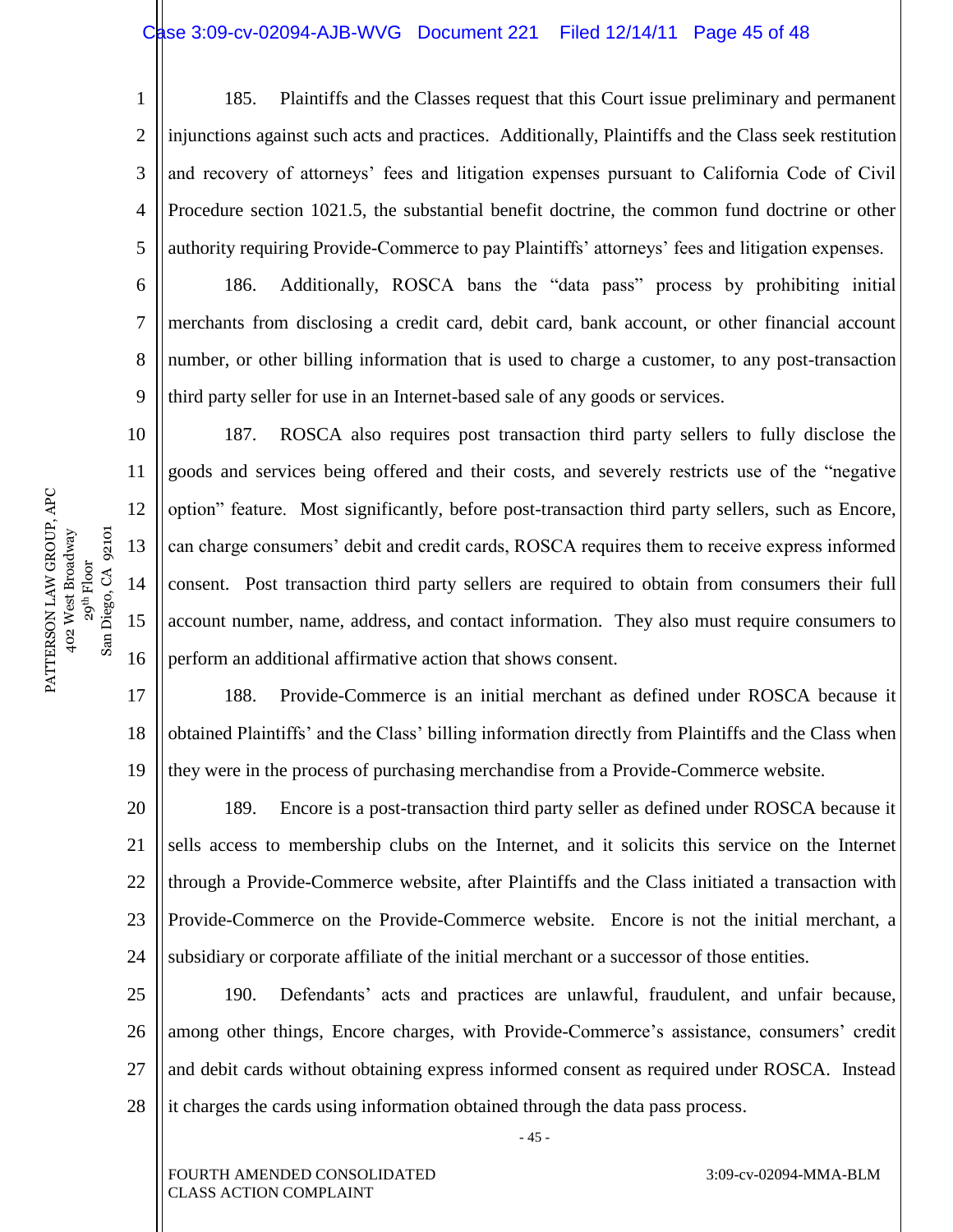185. Plaintiffs and the Classes request that this Court issue preliminary and permanent injunctions against such acts and practices. Additionally, Plaintiffs and the Class seek restitution and recovery of attorneys' fees and litigation expenses pursuant to California Code of Civil Procedure section 1021.5, the substantial benefit doctrine, the common fund doctrine or other authority requiring Provide-Commerce to pay Plaintiffs' attorneys' fees and litigation expenses.

186. Additionally, ROSCA bans the "data pass" process by prohibiting initial merchants from disclosing a credit card, debit card, bank account, or other financial account number, or other billing information that is used to charge a customer, to any post-transaction third party seller for use in an Internet-based sale of any goods or services.

187. ROSCA also requires post transaction third party sellers to fully disclose the goods and services being offered and their costs, and severely restricts use of the "negative option" feature. Most significantly, before post-transaction third party sellers, such as Encore, can charge consumers' debit and credit cards, ROSCA requires them to receive express informed consent. Post transaction third party sellers are required to obtain from consumers their full account number, name, address, and contact information. They also must require consumers to perform an additional affirmative action that shows consent.

188. Provide-Commerce is an initial merchant as defined under ROSCA because it obtained Plaintiffs' and the Class' billing information directly from Plaintiffs and the Class when they were in the process of purchasing merchandise from a Provide-Commerce website.

189. Encore is a post-transaction third party seller as defined under ROSCA because it sells access to membership clubs on the Internet, and it solicits this service on the Internet through a Provide-Commerce website, after Plaintiffs and the Class initiated a transaction with Provide-Commerce on the Provide-Commerce website. Encore is not the initial merchant, a subsidiary or corporate affiliate of the initial merchant or a successor of those entities.

190. Defendants' acts and practices are unlawful, fraudulent, and unfair because, among other things, Encore charges, with Provide-Commerce's assistance, consumers' credit and debit cards without obtaining express informed consent as required under ROSCA. Instead it charges the cards using information obtained through the data pass process.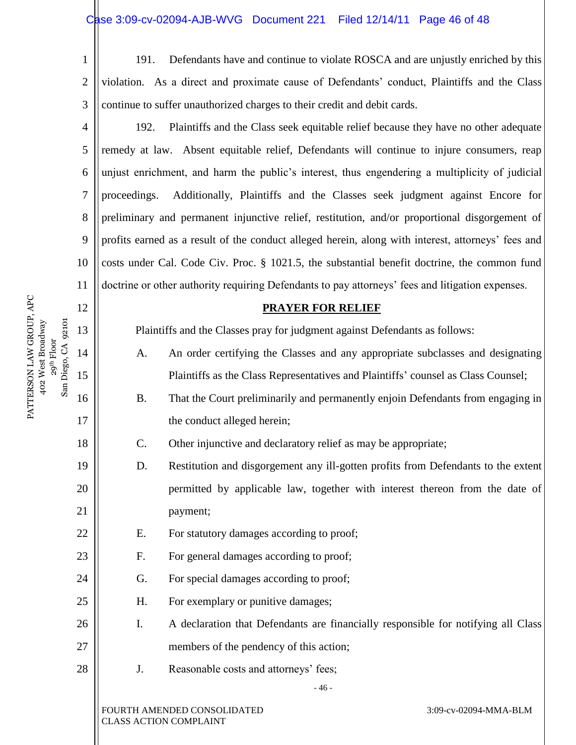191. Defendants have and continue to violate ROSCA and are unjustly enriched by this violation. As a direct and proximate cause of Defendants' conduct, Plaintiffs and the Class continue to suffer unauthorized charges to their credit and debit cards.

192. Plaintiffs and the Class seek equitable relief because they have no other adequate remedy at law. Absent equitable relief, Defendants will continue to injure consumers, reap unjust enrichment, and harm the public's interest, thus engendering a multiplicity of judicial proceedings. Additionally, Plaintiffs and the Classes seek judgment against Encore for preliminary and permanent injunctive relief, restitution, and/or proportional disgorgement of profits earned as a result of the conduct alleged herein, along with interest, attorneys' fees and costs under Cal. Code Civ. Proc. § 1021.5, the substantial benefit doctrine, the common fund doctrine or other authority requiring Defendants to pay attorneys' fees and litigation expenses.

## PRAYER FOR RELIEF

Plaintiffs and the Classes pray for judgment against Defendants as follows:

A. An order certifying the Classes and any appropriate subclasses and designating Plaintiffs as the Class Representatives and Plaintiffs' counsel as Class Counsel;

B. That the Court preliminarily and permanently enjoin Defendants from engaging in the conduct alleged herein;

C. Other injunctive and declaratory relief as may be appropriate;

D. Restitution and disgorgement any ill-gotten profits from Defendants to the extent permitted by applicable law, together with interest thereon from the date of payment;

E. For statutory damages according to proof;

F. For general damages according to proof;

G. For special damages according to proof;

H. For exemplary or punitive damages;

I. A declaration that Defendants are financially responsible for notifying all Class members of the pendency of this action;

J. Reasonable costs and attorneys' fees;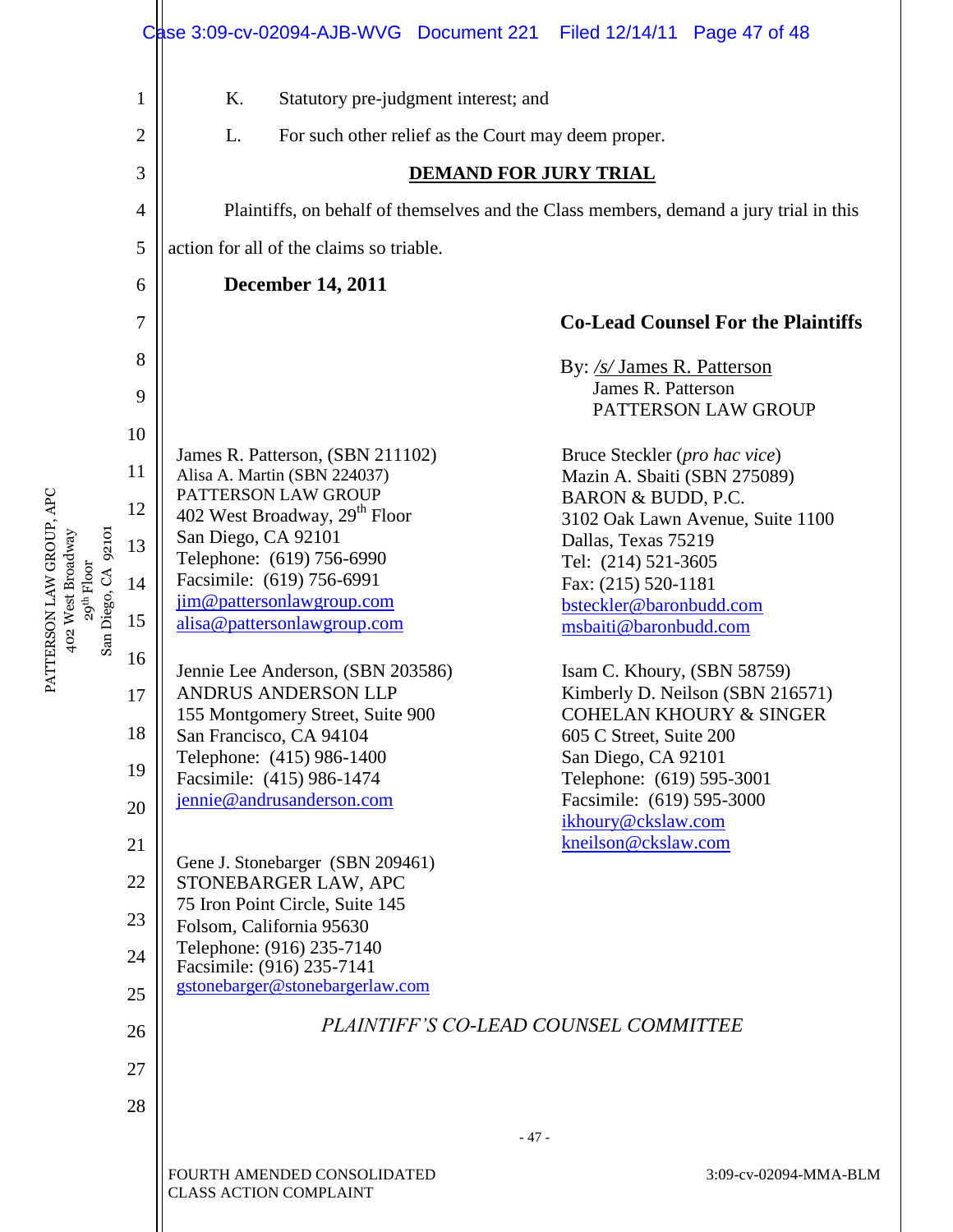K. Statutory pre-judgment interest; and

L. For such other relief as the Court may deem proper.

## DEMAND FOR JURY TRIAL

Plaintiffs, on behalf of themselves and the Class members, demand a jury trial in this action for all of the claims so triable.

**December 14, 2011**

**Co-Lead Counsel For the Plaintiffs**

By: /s/ James R. Patterson
James R. Patterson
PATTERSON LAW GROUP

James R. Patterson, (SBN 211102)
Alisa A. Martin (SBN 224037)
PATTERSON LAW GROUP
402 West Broadway, 29th Floor
San Diego, CA 92101
Telephone: (619) 756-6990
Facsimile: (619) 756-6991
jim@pattersonlawgroup.com
alisa@pattersonlawgroup.com

Bruce Steckler (*pro hac vice*)
Mazin A. Sbaiti (SBN 275089)
BARON & BUDD, P.C.
3102 Oak Lawn Avenue, Suite 1100
Dallas, Texas 75219
Tel: (214) 521-3605
Fax: (215) 520-1181
bsteckler@baronbudd.com
msbaiti@baronbudd.com

Jennie Lee Anderson, (SBN 203586)
ANDRUS ANDERSON LLP
155 Montgomery Street, Suite 900
San Francisco, CA 94104
Telephone: (415) 986-1400
Facsimile: (415) 986-1474
jennie@andrusanderson.com

Isam C. Khoury, (SBN 58759)
Kimberly D. Neilson (SBN 216571)
COHELAN KHOURY & SINGER
605 C Street, Suite 200
San Diego, CA 92101
Telephone: (619) 595-3001
Facsimile: (619) 595-3000
ikhoury@ckslaw.com
kneilson@ckslaw.com

Gene J. Stonebarger (SBN 209461)
STONEBARGER LAW, APC
75 Iron Point Circle, Suite 145
Folsom, California 95630
Telephone: (916) 235-7140
Facsimile: (916) 235-7141
gstonebarger@stonebargerlaw.com

*PLAINTIFF'S CO-LEAD COUNSEL COMMITTEE*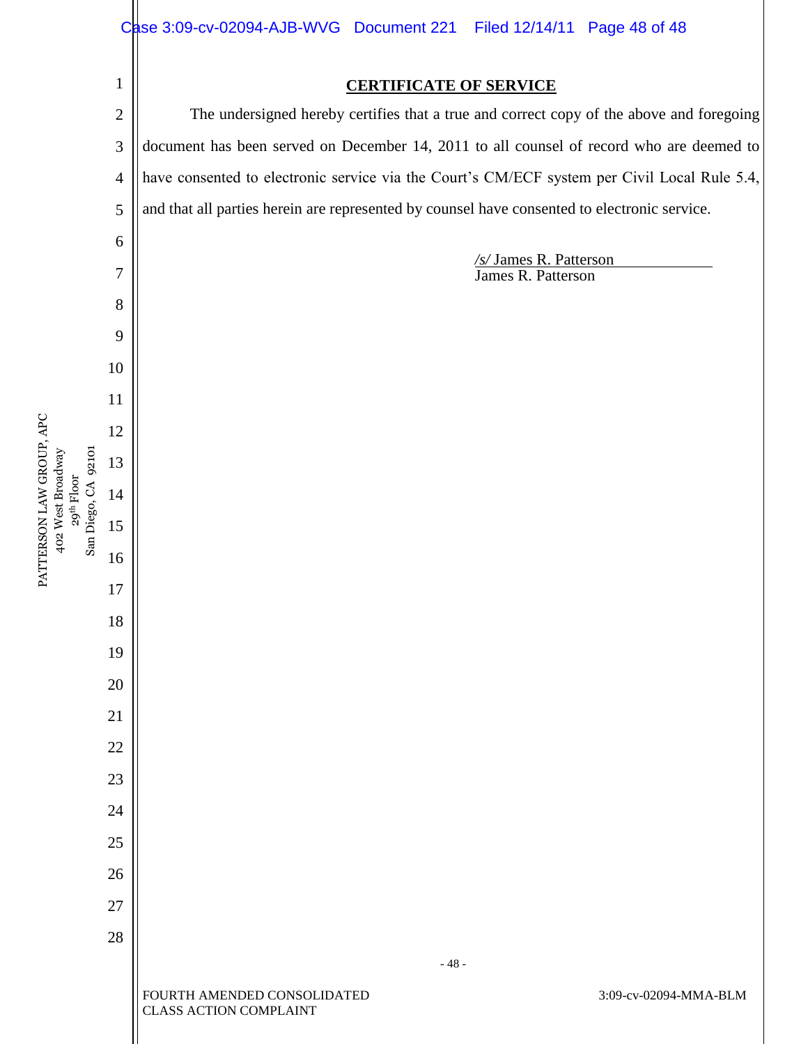## CERTIFICATE OF SERVICE

The undersigned hereby certifies that a true and correct copy of the above and foregoing document has been served on December 14, 2011 to all counsel of record who are deemed to have consented to electronic service via the Court's CM/ECF system per Civil Local Rule 5.4, and that all parties herein are represented by counsel have consented to electronic service.

*/s/* James R. Patterson
James R. Patterson